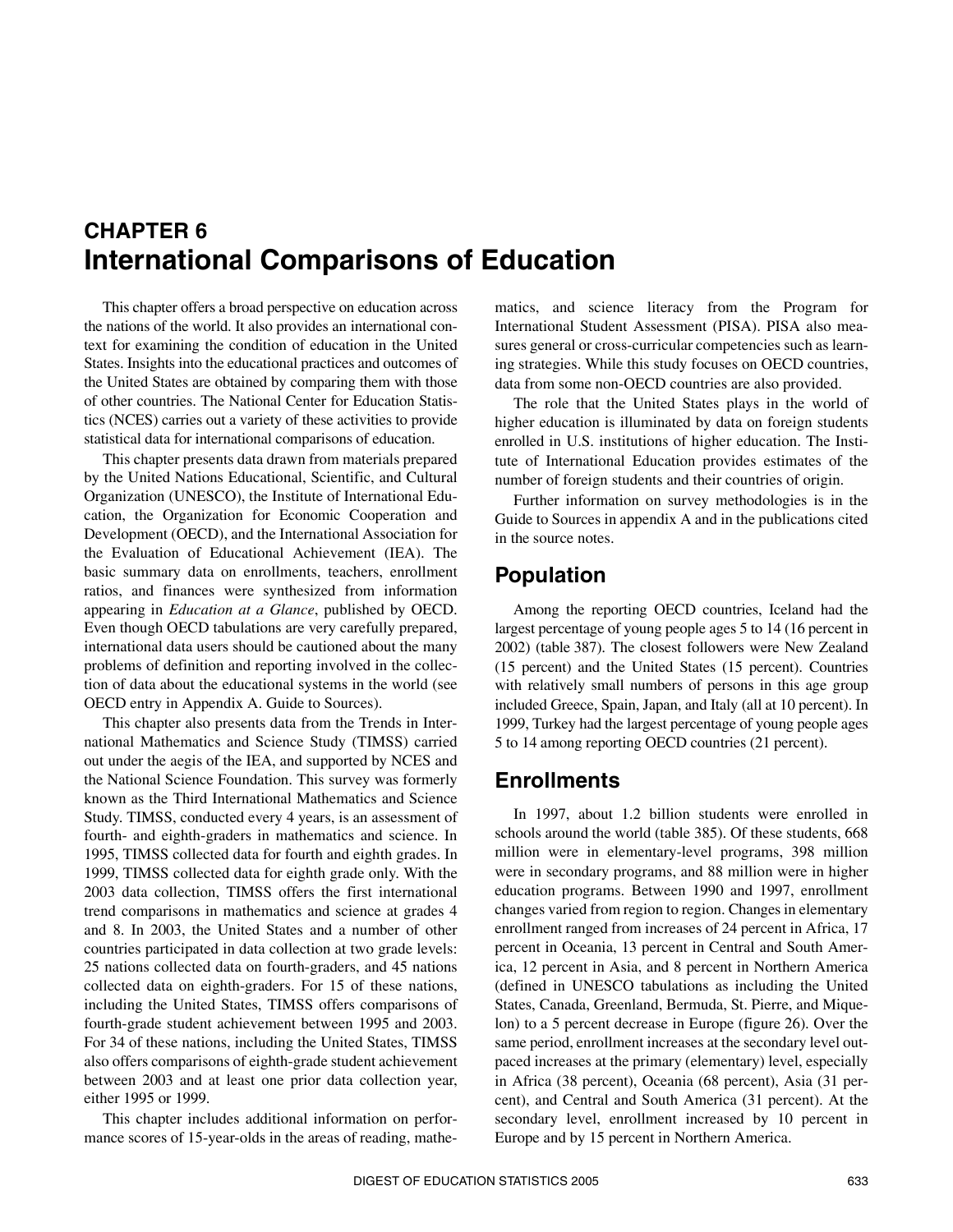# CHAPTER 6
# International Comparisons of Education

This chapter offers a broad perspective on education across the nations of the world. It also provides an international context for examining the condition of education in the United States. Insights into the educational practices and outcomes of the United States are obtained by comparing them with those of other countries. The National Center for Education Statistics (NCES) carries out a variety of these activities to provide statistical data for international comparisons of education.

This chapter presents data drawn from materials prepared by the United Nations Educational, Scientific, and Cultural Organization (UNESCO), the Institute of International Education, the Organization for Economic Cooperation and Development (OECD), and the International Association for the Evaluation of Educational Achievement (IEA). The basic summary data on enrollments, teachers, enrollment ratios, and finances were synthesized from information appearing in *Education at a Glance*, published by OECD. Even though OECD tabulations are very carefully prepared, international data users should be cautioned about the many problems of definition and reporting involved in the collection of data about the educational systems in the world (see OECD entry in Appendix A. Guide to Sources).

This chapter also presents data from the Trends in International Mathematics and Science Study (TIMSS) carried out under the aegis of the IEA, and supported by NCES and the National Science Foundation. This survey was formerly known as the Third International Mathematics and Science Study. TIMSS, conducted every 4 years, is an assessment of fourth- and eighth-graders in mathematics and science. In 1995, TIMSS collected data for fourth and eighth grades. In 1999, TIMSS collected data for eighth grade only. With the 2003 data collection, TIMSS offers the first international trend comparisons in mathematics and science at grades 4 and 8. In 2003, the United States and a number of other countries participated in data collection at two grade levels: 25 nations collected data on fourth-graders, and 45 nations collected data on eighth-graders. For 15 of these nations, including the United States, TIMSS offers comparisons of fourth-grade student achievement between 1995 and 2003. For 34 of these nations, including the United States, TIMSS also offers comparisons of eighth-grade student achievement between 2003 and at least one prior data collection year, either 1995 or 1999.

This chapter includes additional information on performance scores of 15-year-olds in the areas of reading, mathematics, and science literacy from the Program for International Student Assessment (PISA). PISA also measures general or cross-curricular competencies such as learning strategies. While this study focuses on OECD countries, data from some non-OECD countries are also provided.

The role that the United States plays in the world of higher education is illuminated by data on foreign students enrolled in U.S. institutions of higher education. The Institute of International Education provides estimates of the number of foreign students and their countries of origin.

Further information on survey methodologies is in the Guide to Sources in appendix A and in the publications cited in the source notes.

## Population

Among the reporting OECD countries, Iceland had the largest percentage of young people ages 5 to 14 (16 percent in 2002) (table 387). The closest followers were New Zealand (15 percent) and the United States (15 percent). Countries with relatively small numbers of persons in this age group included Greece, Spain, Japan, and Italy (all at 10 percent). In 1999, Turkey had the largest percentage of young people ages 5 to 14 among reporting OECD countries (21 percent).

## Enrollments

In 1997, about 1.2 billion students were enrolled in schools around the world (table 385). Of these students, 668 million were in elementary-level programs, 398 million were in secondary programs, and 88 million were in higher education programs. Between 1990 and 1997, enrollment changes varied from region to region. Changes in elementary enrollment ranged from increases of 24 percent in Africa, 17 percent in Oceania, 13 percent in Central and South America, 12 percent in Asia, and 8 percent in Northern America (defined in UNESCO tabulations as including the United States, Canada, Greenland, Bermuda, St. Pierre, and Miquelon) to a 5 percent decrease in Europe (figure 26). Over the same period, enrollment increases at the secondary level outpaced increases at the primary (elementary) level, especially in Africa (38 percent), Oceania (68 percent), Asia (31 percent), and Central and South America (31 percent). At the secondary level, enrollment increased by 10 percent in Europe and by 15 percent in Northern America.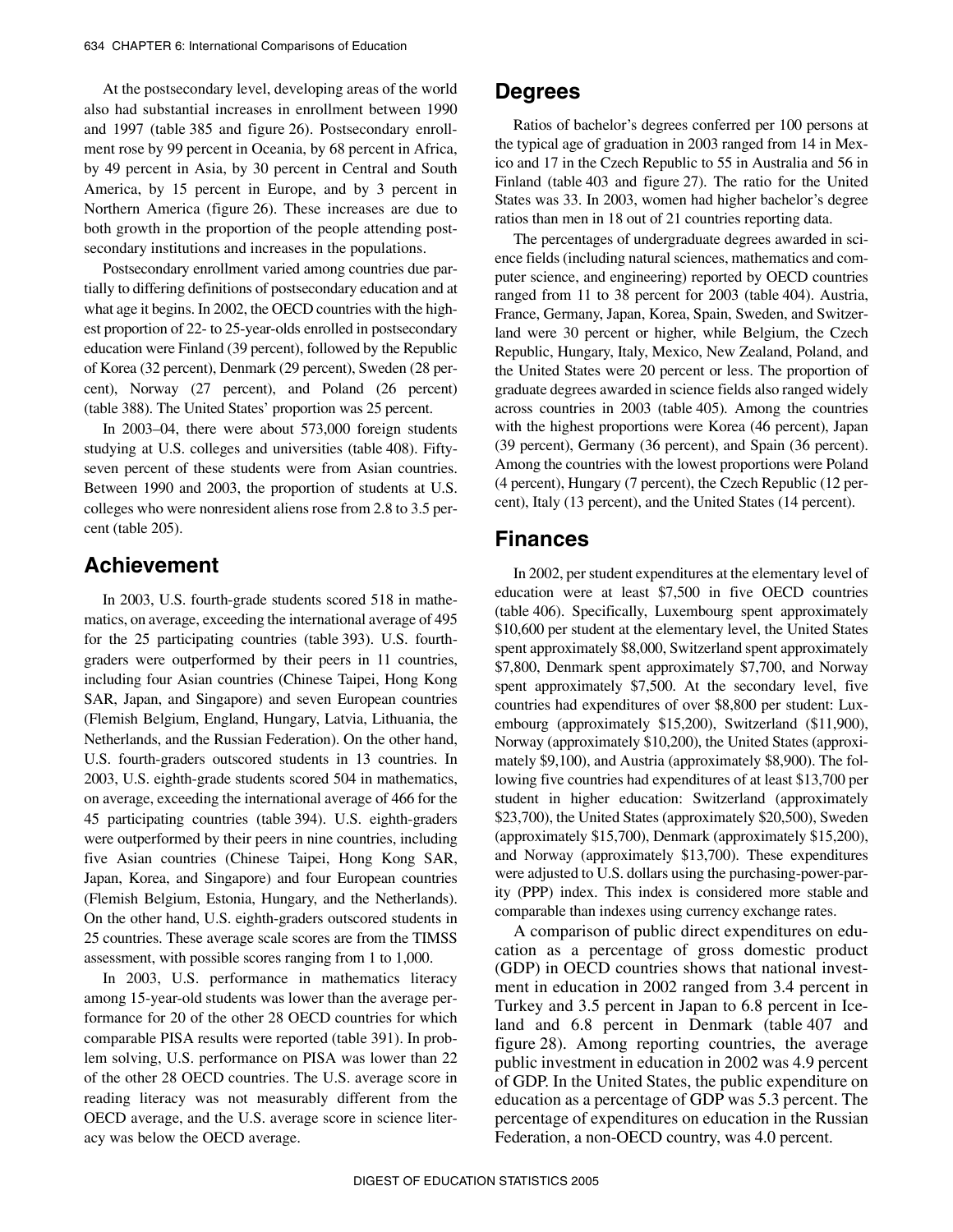At the postsecondary level, developing areas of the world also had substantial increases in enrollment between 1990 and 1997 (table 385 and figure 26). Postsecondary enrollment rose by 99 percent in Oceania, by 68 percent in Africa, by 49 percent in Asia, by 30 percent in Central and South America, by 15 percent in Europe, and by 3 percent in Northern America (figure 26). These increases are due to both growth in the proportion of the people attending postsecondary institutions and increases in the populations.

Postsecondary enrollment varied among countries due partially to differing definitions of postsecondary education and at what age it begins. In 2002, the OECD countries with the highest proportion of 22- to 25-year-olds enrolled in postsecondary education were Finland (39 percent), followed by the Republic of Korea (32 percent), Denmark (29 percent), Sweden (28 percent), Norway (27 percent), and Poland (26 percent) (table 388). The United States' proportion was 25 percent.

In 2003–04, there were about 573,000 foreign students studying at U.S. colleges and universities (table 408). Fifty-seven percent of these students were from Asian countries. Between 1990 and 2003, the proportion of students at U.S. colleges who were nonresident aliens rose from 2.8 to 3.5 percent (table 205).

## Achievement

In 2003, U.S. fourth-grade students scored 518 in mathematics, on average, exceeding the international average of 495 for the 25 participating countries (table 393). U.S. fourth-graders were outperformed by their peers in 11 countries, including four Asian countries (Chinese Taipei, Hong Kong SAR, Japan, and Singapore) and seven European countries (Flemish Belgium, England, Hungary, Latvia, Lithuania, the Netherlands, and the Russian Federation). On the other hand, U.S. fourth-graders outscored students in 13 countries. In 2003, U.S. eighth-grade students scored 504 in mathematics, on average, exceeding the international average of 466 for the 45 participating countries (table 394). U.S. eighth-graders were outperformed by their peers in nine countries, including five Asian countries (Chinese Taipei, Hong Kong SAR, Japan, Korea, and Singapore) and four European countries (Flemish Belgium, Estonia, Hungary, and the Netherlands). On the other hand, U.S. eighth-graders outscored students in 25 countries. These average scale scores are from the TIMSS assessment, with possible scores ranging from 1 to 1,000.

In 2003, U.S. performance in mathematics literacy among 15-year-old students was lower than the average performance for 20 of the other 28 OECD countries for which comparable PISA results were reported (table 391). In problem solving, U.S. performance on PISA was lower than 22 of the other 28 OECD countries. The U.S. average score in reading literacy was not measurably different from the OECD average, and the U.S. average score in science literacy was below the OECD average.

## Degrees

Ratios of bachelor's degrees conferred per 100 persons at the typical age of graduation in 2003 ranged from 14 in Mexico and 17 in the Czech Republic to 55 in Australia and 56 in Finland (table 403 and figure 27). The ratio for the United States was 33. In 2003, women had higher bachelor's degree ratios than men in 18 out of 21 countries reporting data.

The percentages of undergraduate degrees awarded in science fields (including natural sciences, mathematics and computer science, and engineering) reported by OECD countries ranged from 11 to 38 percent for 2003 (table 404). Austria, France, Germany, Japan, Korea, Spain, Sweden, and Switzerland were 30 percent or higher, while Belgium, the Czech Republic, Hungary, Italy, Mexico, New Zealand, Poland, and the United States were 20 percent or less. The proportion of graduate degrees awarded in science fields also ranged widely across countries in 2003 (table 405). Among the countries with the highest proportions were Korea (46 percent), Japan (39 percent), Germany (36 percent), and Spain (36 percent). Among the countries with the lowest proportions were Poland (4 percent), Hungary (7 percent), the Czech Republic (12 percent), Italy (13 percent), and the United States (14 percent).

## Finances

In 2002, per student expenditures at the elementary level of education were at least $7,500 in five OECD countries (table 406). Specifically, Luxembourg spent approximately $10,600 per student at the elementary level, the United States spent approximately $8,000, Switzerland spent approximately $7,800, Denmark spent approximately $7,700, and Norway spent approximately $7,500. At the secondary level, five countries had expenditures of over $8,800 per student: Luxembourg (approximately $15,200), Switzerland ($11,900), Norway (approximately $10,200), the United States (approximately $9,100), and Austria (approximately $8,900). The following five countries had expenditures of at least $13,700 per student in higher education: Switzerland (approximately $23,700), the United States (approximately $20,500), Sweden (approximately $15,700), Denmark (approximately $15,200), and Norway (approximately $13,700). These expenditures were adjusted to U.S. dollars using the purchasing-power-parity (PPP) index. This index is considered more stable and comparable than indexes using currency exchange rates.

A comparison of public direct expenditures on education as a percentage of gross domestic product (GDP) in OECD countries shows that national investment in education in 2002 ranged from 3.4 percent in Turkey and 3.5 percent in Japan to 6.8 percent in Iceland and 6.8 percent in Denmark (table 407 and figure 28). Among reporting countries, the average public investment in education in 2002 was 4.9 percent of GDP. In the United States, the public expenditure on education as a percentage of GDP was 5.3 percent. The percentage of expenditures on education in the Russian Federation, a non-OECD country, was 4.0 percent.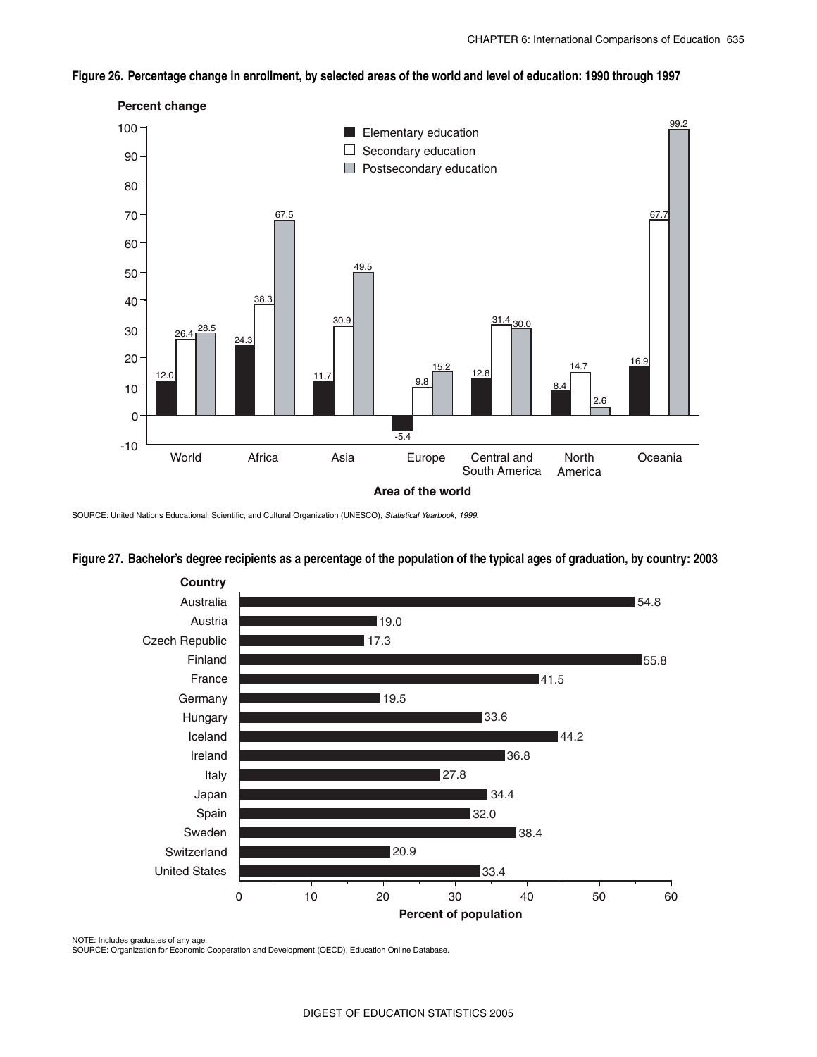**Figure 26. Percentage change in enrollment, by selected areas of the world and level of education: 1990 through 1997**

| Area of the world | Elementary education | Secondary education | Postsecondary education |
|---|---|---|---|
| World | 12.0 | 26.4 | 28.5 |
| Africa | 24.3 | 38.3 | 67.5 |
| Asia | 11.7 | 30.9 | 49.5 |
| Europe | -5.4 | 9.8 | 15.2 |
| Central and South America | 12.8 | 31.4 | 30.0 |
| North America | 8.4 | 14.7 | 2.6 |
| Oceania | 16.9 | 67.7 | 99.2 |

SOURCE: United Nations Educational, Scientific, and Cultural Organization (UNESCO), *Statistical Yearbook, 1999.*

**Figure 27. Bachelor's degree recipients as a percentage of the population of the typical ages of graduation, by country: 2003**

| Country | Percent of population |
|---|---|
| Australia | 54.8 |
| Austria | 19.0 |
| Czech Republic | 17.3 |
| Finland | 55.8 |
| France | 41.5 |
| Germany | 19.5 |
| Hungary | 33.6 |
| Iceland | 44.2 |
| Ireland | 36.8 |
| Italy | 27.8 |
| Japan | 34.4 |
| Spain | 32.0 |
| Sweden | 38.4 |
| Switzerland | 20.9 |
| United States | 33.4 |

NOTE: Includes graduates of any age.
SOURCE: Organization for Economic Cooperation and Development (OECD), Education Online Database.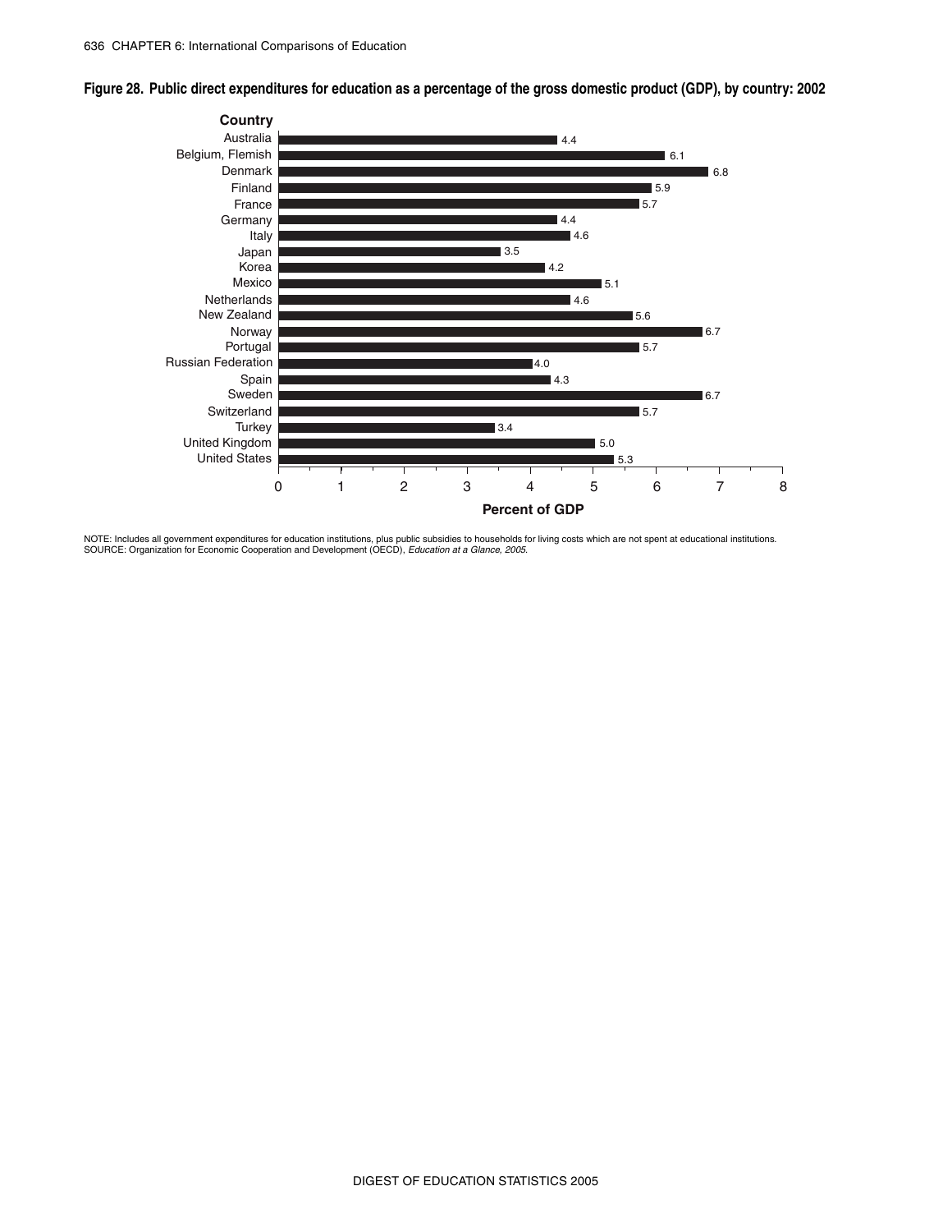**Figure 28. Public direct expenditures for education as a percentage of the gross domestic product (GDP), by country: 2002**

| Country | Percent of GDP |
|---|---|
| Australia | 4.4 |
| Belgium, Flemish | 6.1 |
| Denmark | 6.8 |
| Finland | 5.9 |
| France | 5.7 |
| Germany | 4.4 |
| Italy | 4.6 |
| Japan | 3.5 |
| Korea | 4.2 |
| Mexico | 5.1 |
| Netherlands | 4.6 |
| New Zealand | 5.6 |
| Norway | 6.7 |
| Portugal | 5.7 |
| Russian Federation | 4.0 |
| Spain | 4.3 |
| Sweden | 6.7 |
| Switzerland | 5.7 |
| Turkey | 3.4 |
| United Kingdom | 5.0 |
| United States | 5.3 |

NOTE: Includes all government expenditures for education institutions, plus public subsidies to households for living costs which are not spent at educational institutions.
SOURCE: Organization for Economic Cooperation and Development (OECD), *Education at a Glance, 2005.*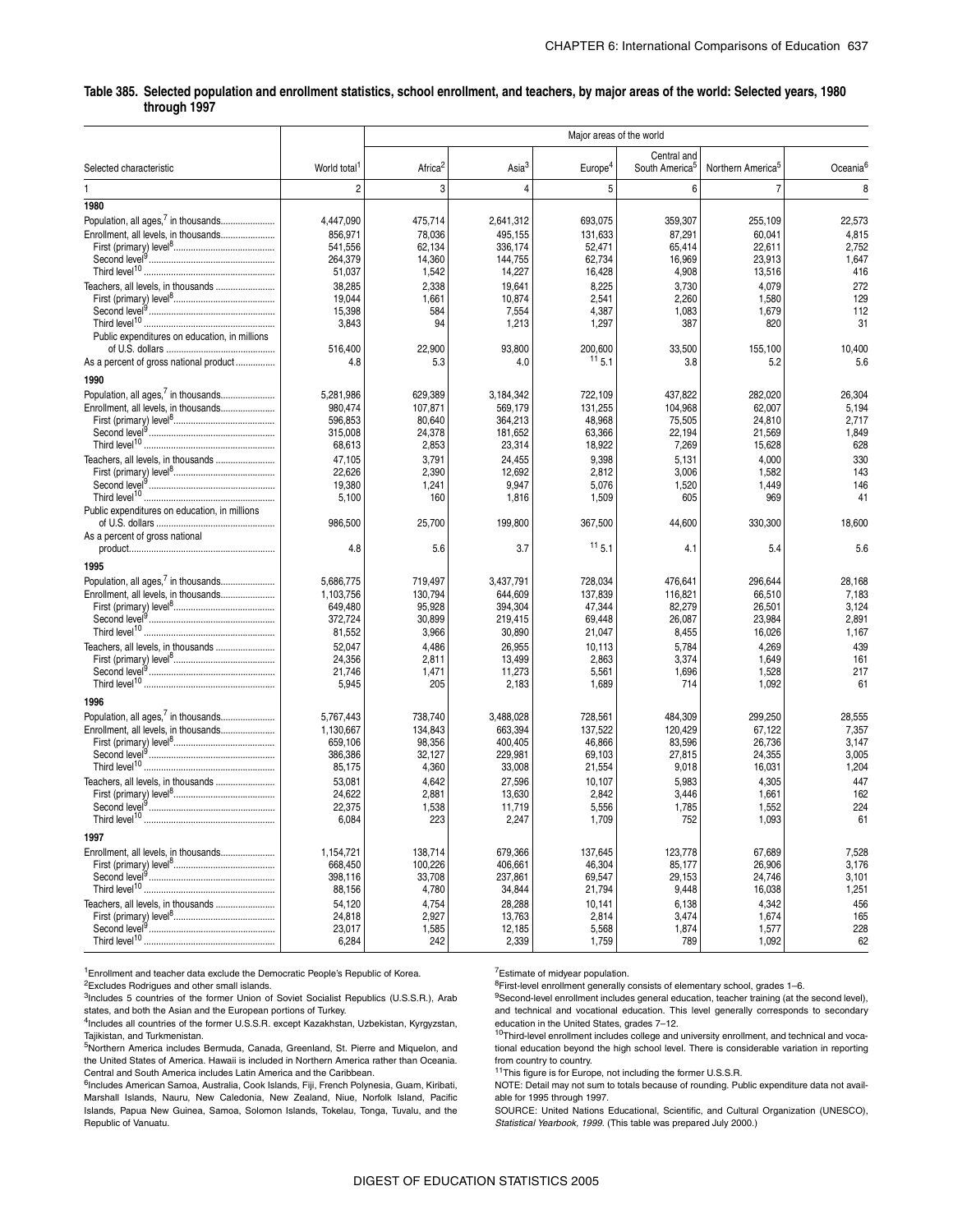**Table 385. Selected population and enrollment statistics, school enrollment, and teachers, by major areas of the world: Selected years, 1980 through 1997**

| Selected characteristic | World total[1] | Major areas of the world | | | | | |
|---|---|---|---|---|---|---|---|
| | | Africa[2] | Asia[3] | Europe[4] | Central and South America[5] | Northern America[5] | Oceania[6] |
| 1 | 2 | 3 | 4 | 5 | 6 | 7 | 8 |
| **1980** | | | | | | | |
| Population, all ages,[7] in thousands | 4,447,090 | 475,714 | 2,641,312 | 693,075 | 359,307 | 255,109 | 22,573 |
| Enrollment, all levels, in thousands | 856,971 | 78,036 | 495,155 | 131,633 | 87,291 | 60,041 | 4,815 |
| First (primary) level[8] | 541,556 | 62,134 | 336,174 | 52,471 | 65,414 | 22,611 | 2,752 |
| Second level[9] | 264,379 | 14,360 | 144,755 | 62,734 | 16,969 | 23,913 | 1,647 |
| Third level[10] | 51,037 | 1,542 | 14,227 | 16,428 | 4,908 | 13,516 | 416 |
| Teachers, all levels, in thousands | 38,285 | 2,338 | 19,641 | 8,225 | 3,730 | 4,079 | 272 |
| First (primary) level[8] | 19,044 | 1,661 | 10,874 | 2,541 | 2,260 | 1,580 | 129 |
| Second level[9] | 15,398 | 584 | 7,554 | 4,387 | 1,083 | 1,679 | 112 |
| Third level[10] | 3,843 | 94 | 1,213 | 1,297 | 387 | 820 | 31 |
| Public expenditures on education, in millions of U.S. dollars | 516,400 | 22,900 | 93,800 | 200,600 | 33,500 | 155,100 | 10,400 |
| As a percent of gross national product | 4.8 | 5.3 | 4.0 | [11] 5.1 | 3.8 | 5.2 | 5.6 |
| **1990** | | | | | | | |
| Population, all ages,[7] in thousands | 5,281,986 | 629,389 | 3,184,342 | 722,109 | 437,822 | 282,020 | 26,304 |
| Enrollment, all levels, in thousands | 980,474 | 107,871 | 569,179 | 131,255 | 104,968 | 62,007 | 5,194 |
| First (primary) level[8] | 596,853 | 80,640 | 364,213 | 48,968 | 75,505 | 24,810 | 2,717 |
| Second level[9] | 315,008 | 24,378 | 181,652 | 63,366 | 22,194 | 21,569 | 1,849 |
| Third level[10] | 68,613 | 2,853 | 23,314 | 18,922 | 7,269 | 15,628 | 628 |
| Teachers, all levels, in thousands | 47,105 | 3,791 | 24,455 | 9,398 | 5,131 | 4,000 | 330 |
| First (primary) level[8] | 22,626 | 2,390 | 12,692 | 2,812 | 3,006 | 1,582 | 143 |
| Second level[9] | 19,380 | 1,241 | 9,947 | 5,076 | 1,520 | 1,449 | 146 |
| Third level[10] | 5,100 | 160 | 1,816 | 1,509 | 605 | 969 | 41 |
| Public expenditures on education, in millions of U.S. dollars | 986,500 | 25,700 | 199,800 | 367,500 | 44,600 | 330,300 | 18,600 |
| As a percent of gross national product | 4.8 | 5.6 | 3.7 | [11] 5.1 | 4.1 | 5.4 | 5.6 |
| **1995** | | | | | | | |
| Population, all ages,[7] in thousands | 5,686,775 | 719,497 | 3,437,791 | 728,034 | 476,641 | 296,644 | 28,168 |
| Enrollment, all levels, in thousands | 1,103,756 | 130,794 | 644,609 | 137,839 | 116,821 | 66,510 | 7,183 |
| First (primary) level[8] | 649,480 | 95,928 | 394,304 | 47,344 | 82,279 | 26,501 | 3,124 |
| Second level[9] | 372,724 | 30,899 | 219,415 | 69,448 | 26,087 | 23,984 | 2,891 |
| Third level[10] | 81,552 | 3,966 | 30,890 | 21,047 | 8,455 | 16,026 | 1,167 |
| Teachers, all levels, in thousands | 52,047 | 4,486 | 26,955 | 10,113 | 5,784 | 4,269 | 439 |
| First (primary) level[8] | 24,356 | 2,811 | 13,499 | 2,863 | 3,374 | 1,649 | 161 |
| Second level[9] | 21,746 | 1,471 | 11,273 | 5,561 | 1,696 | 1,528 | 217 |
| Third level[10] | 5,945 | 205 | 2,183 | 1,689 | 714 | 1,092 | 61 |
| **1996** | | | | | | | |
| Population, all ages,[7] in thousands | 5,767,443 | 738,740 | 3,488,028 | 728,561 | 484,309 | 299,250 | 28,555 |
| Enrollment, all levels, in thousands | 1,130,667 | 134,843 | 663,394 | 137,522 | 120,429 | 67,122 | 7,357 |
| First (primary) level[8] | 659,106 | 98,356 | 400,405 | 46,866 | 83,596 | 26,736 | 3,147 |
| Second level[9] | 386,386 | 32,127 | 229,981 | 69,103 | 27,815 | 24,355 | 3,005 |
| Third level[10] | 85,175 | 4,360 | 33,008 | 21,554 | 9,018 | 16,031 | 1,204 |
| Teachers, all levels, in thousands | 53,081 | 4,642 | 27,596 | 10,107 | 5,983 | 4,305 | 447 |
| First (primary) level[8] | 24,622 | 2,881 | 13,630 | 2,842 | 3,446 | 1,661 | 162 |
| Second level[9] | 22,375 | 1,538 | 11,719 | 5,556 | 1,785 | 1,552 | 224 |
| Third level[10] | 6,084 | 223 | 2,247 | 1,709 | 752 | 1,093 | 61 |
| **1997** | | | | | | | |
| Enrollment, all levels, in thousands | 1,154,721 | 138,714 | 679,366 | 137,645 | 123,778 | 67,689 | 7,528 |
| First (primary) level[8] | 668,450 | 100,226 | 406,661 | 46,304 | 85,177 | 26,906 | 3,176 |
| Second level[9] | 398,116 | 33,708 | 237,861 | 69,547 | 29,153 | 24,746 | 3,101 |
| Third level[10] | 88,156 | 4,780 | 34,844 | 21,794 | 9,448 | 16,038 | 1,251 |
| Teachers, all levels, in thousands | 54,120 | 4,754 | 28,288 | 10,141 | 6,138 | 4,342 | 456 |
| First (primary) level[8] | 24,818 | 2,927 | 13,763 | 2,814 | 3,474 | 1,674 | 165 |
| Second level[9] | 23,017 | 1,585 | 12,185 | 5,568 | 1,874 | 1,577 | 228 |
| Third level[10] | 6,284 | 242 | 2,339 | 1,759 | 789 | 1,092 | 62 |

[1]Enrollment and teacher data exclude the Democratic People's Republic of Korea.
[2]Excludes Rodrigues and other small islands.
[3]Includes 5 countries of the former Union of Soviet Socialist Republics (U.S.S.R.), Arab states, and both the Asian and the European portions of Turkey.
[4]Includes all countries of the former U.S.S.R. except Kazakhstan, Uzbekistan, Kyrgyzstan, Tajikistan, and Turkmenistan.
[5]Northern America includes Bermuda, Canada, Greenland, St. Pierre and Miquelon, and the United States of America. Hawaii is included in Northern America rather than Oceania. Central and South America includes Latin America and the Caribbean.
[6]Includes American Samoa, Australia, Cook Islands, Fiji, French Polynesia, Guam, Kiribati, Marshall Islands, Nauru, New Caledonia, New Zealand, Niue, Norfolk Island, Pacific Islands, Papua New Guinea, Samoa, Solomon Islands, Tokelau, Tonga, Tuvalu, and the Republic of Vanuatu.
[7]Estimate of midyear population.
[8]First-level enrollment generally consists of elementary school, grades 1–6.
[9]Second-level enrollment includes general education, teacher training (at the second level), and technical and vocational education. This level generally corresponds to secondary education in the United States, grades 7–12.
[10]Third-level enrollment includes college and university enrollment, and technical and vocational education beyond the high school level. There is considerable variation in reporting from country to country.
[11]This figure is for Europe, not including the former U.S.S.R.

NOTE: Detail may not sum to totals because of rounding. Public expenditure data not available for 1995 through 1997.

SOURCE: United Nations Educational, Scientific, and Cultural Organization (UNESCO), *Statistical Yearbook, 1999.* (This table was prepared July 2000.)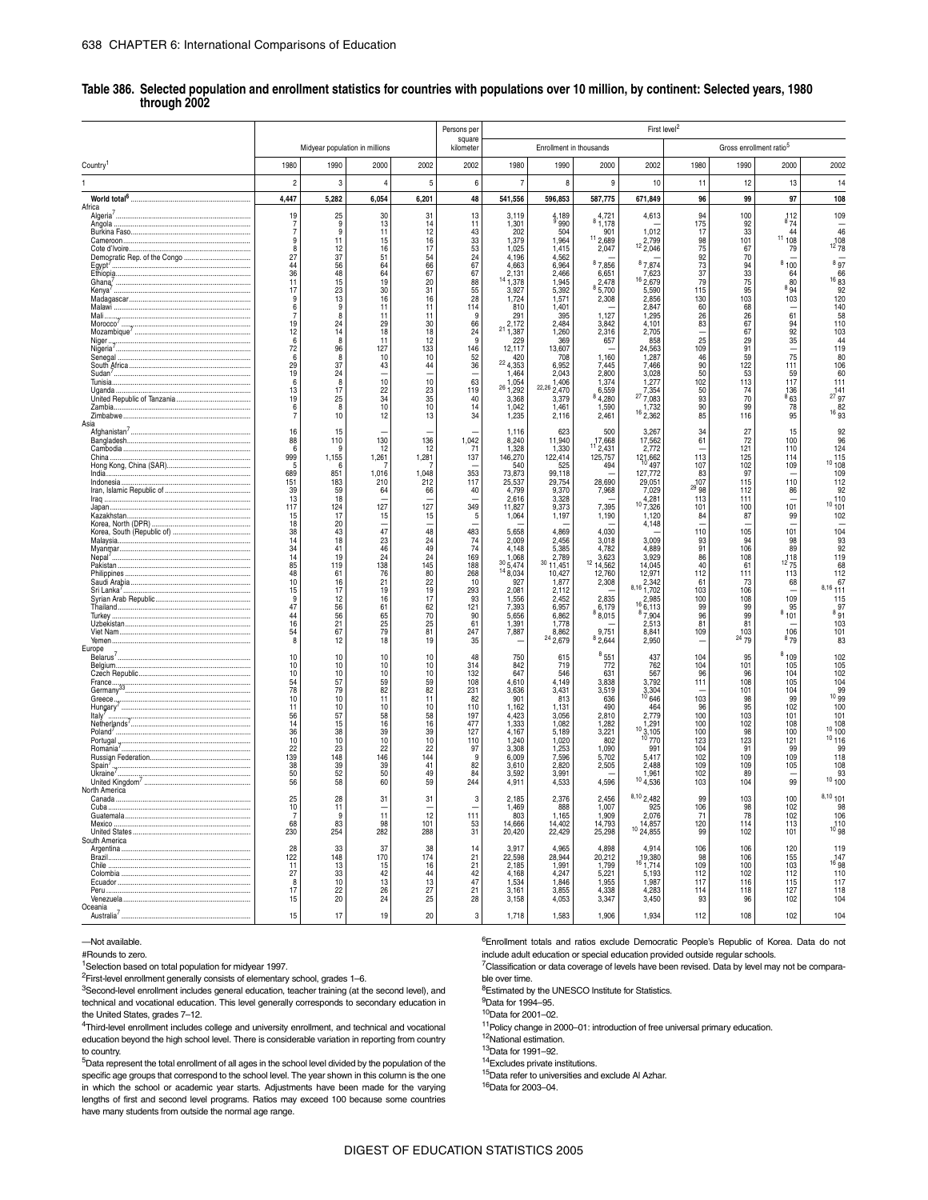## Table 386. Selected population and enrollment statistics for countries with populations over 10 million, by continent: Selected years, 1980 through 2002

| Country[1] | Midyear population in millions | | | | Persons per square kilometer | First level[2] | | | | | | | |
|---|---|---|---|---|---|---|---|---|---|---|---|---|---|
| | | | | | | Enrollment in thousands | | | | Gross enrollment ratio[5] | | | |
| | 1980 | 1990 | 2000 | 2002 | 2002 | 1980 | 1990 | 2000 | 2002 | 1980 | 1990 | 2000 | 2002 |
| 1 | 2 | 3 | 4 | 5 | 6 | 7 | 8 | 9 | 10 | 11 | 12 | 13 | 14 |
| **World total[6]** | **4,447** | **5,282** | **6,054** | **6,201** | **48** | **541,556** | **596,853** | **587,775** | **671,849** | **96** | **99** | **97** | **108** |
| Africa | | | | | | | | | | | | | |
| Algeria[7] | 19 | 25 | 30 | 31 | 13 | 3,119 | 4,189 | [8] 4,721 | 4,613 | 94 | 100 | 112 | 109 |
| Angola | 7 | 9 | 13 | 14 | 11 | 1,301 | [9] 990 | [8] 1,178 | — | 175 | 92 | [8] 74 | — |
| Burkina Faso | 7 | 9 | 11 | 12 | 43 | 202 | 504 | 901 | 1,012 | 17 | 33 | 44 | 46 |
| Cameroon | 9 | 11 | 15 | 16 | 33 | 1,379 | 1,964 | [11] 2,689 | 2,799 | 98 | 101 | [11] 108 | 108 |
| Cote d'Ivoire | 8 | 12 | 16 | 17 | 53 | 1,025 | 1,415 | 2,047 | [12] 2,046 | 75 | 67 | 79 | [12] 78 |
| Democratic Rep. of the Congo | 27 | 37 | 51 | 54 | 24 | 4,196 | 4,562 | — | — | 92 | 70 | — | — |
| Egypt[7] | 44 | 56 | 64 | 66 | 67 | 4,663 | 6,964 | [8] 7,856 | [8] 7,874 | 73 | 94 | [8] 100 | [8] 97 |
| Ethiopia | 36 | 48 | 64 | 67 | 67 | 2,131 | 2,466 | 6,651 | 7,623 | 37 | 33 | 64 | 66 |
| Ghana[7] | 11 | 15 | 19 | 20 | 88 | [14] 1,378 | 1,945 | 2,478 | [16] 2,679 | 79 | 75 | 80 | [16] 83 |
| Kenya[7] | 17 | 23 | 30 | 31 | 55 | 3,927 | 5,392 | [8] 5,700 | 5,590 | 115 | 95 | [8] 94 | 92 |
| Madagascar | 9 | 13 | 16 | 16 | 28 | 1,724 | 1,571 | 2,308 | 2,856 | 130 | 103 | 103 | 120 |
| Malawi | 6 | 9 | 11 | 11 | 114 | 810 | 1,401 | — | 2,847 | 60 | 68 | — | 140 |
| Mali | 7 | 8 | 11 | 11 | 9 | 291 | 395 | 1,127 | 1,295 | 26 | 26 | 61 | 58 |
| Morocco[7] | 19 | 24 | 29 | 30 | 66 | 2,172 | 2,484 | 3,842 | 4,101 | 83 | 67 | 94 | 110 |
| Mozambique[7] | 12 | 14 | 18 | 18 | 24 | [21] 1,387 | 1,260 | 2,316 | 2,705 | — | 67 | 92 | 103 |
| Niger | 6 | 8 | 11 | 12 | 9 | 229 | 369 | 657 | 858 | 25 | 29 | 35 | 44 |
| Nigeria[7] | 72 | 96 | 127 | 133 | 146 | 12,117 | 13,607 | — | 24,563 | 109 | 91 | — | 119 |
| Senegal | 6 | 8 | 10 | 10 | 52 | 420 | 708 | 1,160 | 1,287 | 46 | 59 | 75 | 80 |
| South Africa | 29 | 37 | 43 | 44 | 36 | [22] 4,353 | 6,952 | 7,445 | 7,466 | 90 | 122 | 111 | 106 |
| Sudan[7] | 19 | 24 | — | — | — | 1,464 | 2,043 | 2,800 | 3,028 | 50 | 53 | 59 | 60 |
| Tunisia | 6 | 8 | 10 | 10 | 63 | 1,054 | 1,406 | 1,374 | 1,277 | 102 | 113 | 117 | 111 |
| Uganda | 13 | 17 | 22 | 23 | 119 | [26] 1,292 | [22,26] 2,470 | 6,559 | 7,354 | 50 | 74 | 136 | 141 |
| United Republic of Tanzania | 19 | 25 | 34 | 35 | 40 | 3,368 | 3,379 | [8] 4,280 | [27] 7,083 | 93 | 70 | [8] 63 | [27] 97 |
| Zambia | 6 | 8 | 10 | 10 | 14 | 1,042 | 1,461 | 1,590 | 1,732 | 90 | 99 | 78 | 82 |
| Zimbabwe | 7 | 10 | 12 | 13 | 34 | 1,235 | 2,116 | 2,461 | [16] 2,362 | 85 | 116 | 95 | [16] 93 |
| Asia | | | | | | | | | | | | | |
| Afghanistan[7] | 16 | 15 | — | — | — | 1,116 | 623 | 500 | 3,267 | 34 | 27 | 15 | 92 |
| Bangladesh | 88 | 110 | 130 | 136 | 1,042 | 8,240 | 11,940 | [11] 17,668 | 17,562 | 61 | 72 | 100 | 96 |
| Cambodia | 6 | 9 | 12 | 12 | 71 | 1,328 | 1,330 | 2,431 | 2,772 | — | 121 | 110 | 124 |
| China | 999 | 1,155 | 1,261 | 1,281 | 137 | 146,270 | 122,414 | 125,757 | 121,662 | 113 | 125 | 114 | 115 |
| Hong Kong, China (SAR) | 5 | 6 | 7 | 7 | — | 540 | 525 | 494 | [10] 497 | 107 | 102 | 109 | [10] 108 |
| India | 689 | 851 | 1,016 | 1,048 | 353 | 73,873 | 99,118 | — | 127,772 | 83 | 97 | — | 109 |
| Indonesia | 151 | 183 | 210 | 212 | 117 | 25,537 | 29,754 | 28,690 | 29,051 | 107 | 115 | 110 | 112 |
| Iran, Islamic Republic of | 39 | 59 | 64 | 66 | 40 | 4,799 | 9,370 | 7,968 | 7,029 | [29] 98 | 112 | 86 | 92 |
| Iraq | 13 | 18 | — | — | — | 2,616 | 3,328 | — | 4,281 | 113 | 111 | — | 110 |
| Japan | 117 | 124 | 127 | 127 | 349 | 11,827 | 9,373 | 7,395 | [10] 7,326 | 101 | 100 | 101 | [10] 101 |
| Kazakhstan | 15 | 17 | 15 | 15 | 5 | 1,064 | 1,197 | 1,190 | 1,120 | 84 | 87 | 99 | 102 |
| Korea, North (DPR) | 18 | 20 | — | — | — | — | — | — | 4,148 | — | — | — | — |
| Korea, South (Republic of) | 38 | 43 | 47 | 48 | 483 | 5,658 | 4,869 | 4,030 | — | 110 | 105 | 101 | 104 |
| Malaysia | 14 | 18 | 23 | 24 | 74 | 2,009 | 2,456 | 3,018 | 3,009 | 93 | 94 | 98 | 93 |
| Myanmar | 34 | 41 | 46 | 49 | 74 | 4,148 | 5,385 | 4,782 | 4,889 | 91 | 106 | 89 | 92 |
| Nepal[7] | 14 | 19 | 24 | 24 | 169 | 1,068 | 2,789 | 3,623 | 3,929 | 86 | 108 | 118 | 119 |
| Pakistan | 85 | 119 | 138 | 145 | 188 | [30] 5,474 | [30] 11,451 | [12] 14,562 | 14,045 | 40 | 61 | [12] 75 | 68 |
| Philippines | 48 | 61 | 76 | 80 | 268 | [14] 8,034 | 10,427 | 12,760 | 12,971 | 112 | 111 | 113 | 112 |
| Saudi Arabia | 10 | 16 | 21 | 22 | 10 | 927 | 1,877 | 2,308 | 2,342 | 61 | 73 | 68 | 67 |
| Sri Lanka[7] | 15 | 17 | 19 | 19 | 293 | 2,081 | 2,112 | — | [8,16] 1,702 | 103 | 106 | — | [8,16] 111 |
| Syrian Arab Republic | 9 | 12 | 16 | 17 | 93 | 1,556 | 2,452 | 2,835 | 2,985 | 100 | 108 | 109 | 115 |
| Thailand | 47 | 56 | 61 | 62 | 121 | 7,393 | 6,957 | 6,179 | [16] 6,113 | 99 | 99 | 95 | 97 |
| Turkey | 44 | 56 | 65 | 70 | 90 | 5,656 | 6,862 | [8] 8,015 | [8] 7,904 | 96 | 99 | [8] 101 | [8] 91 |
| Uzbekistan | 16 | 21 | 25 | 25 | 61 | 1,391 | 1,778 | — | 2,513 | 81 | 81 | — | 103 |
| Viet Nam | 54 | 67 | 79 | 81 | 247 | 7,887 | 8,862 | 9,751 | 8,841 | 109 | 103 | 106 | 101 |
| Yemen | 8 | 12 | 18 | 19 | 35 | — | [24] 2,679 | [8] 2,644 | 2,950 | — | [24] 79 | [8] 79 | 83 |
| Europe | | | | | | | | | | | | | |
| Belarus[7] | 10 | 10 | 10 | 10 | 48 | 750 | 615 | [8] 551 | 437 | 104 | 95 | [8] 109 | 102 |
| Belgium | 10 | 10 | 10 | 10 | 314 | 842 | 719 | 772 | 762 | 104 | 101 | 105 | 105 |
| Czech Republic | 10 | 10 | 10 | 10 | 132 | 647 | 546 | 631 | 567 | 96 | 96 | 104 | 102 |
| France | 54 | 57 | 59 | 59 | 108 | 4,610 | 4,149 | 3,838 | 3,792 | 111 | 108 | 105 | 104 |
| Germany[33] | 78 | 79 | 82 | 82 | 231 | 3,636 | 3,431 | 3,519 | 3,304 | — | 101 | 104 | 99 |
| Greece | 10 | 10 | 11 | 11 | 82 | 901 | 813 | 636 | [10] 646 | 103 | 98 | 99 | [10] 99 |
| Hungary[7] | 11 | 10 | 10 | 10 | 110 | 1,162 | 1,131 | 490 | 464 | 96 | 95 | 102 | 100 |
| Italy[7] | 56 | 57 | 58 | 58 | 197 | 4,423 | 3,056 | 2,810 | 2,779 | 100 | 103 | 101 | 101 |
| Netherlands[7] | 14 | 15 | 16 | 16 | 477 | 1,333 | 1,082 | 1,282 | 1,291 | 100 | 102 | 108 | 108 |
| Poland[7] | 36 | 38 | 39 | 39 | 127 | 4,167 | 5,189 | 3,221 | [10] 3,105 | 100 | 98 | 100 | [10] 100 |
| Portugal | 10 | 10 | 10 | 10 | 110 | 1,240 | 1,020 | 802 | [10] 770 | 123 | 123 | 121 | [10] 116 |
| Romania[7] | 22 | 23 | 22 | 22 | 97 | 3,308 | 1,253 | 1,090 | 991 | 104 | 91 | 99 | 99 |
| Russian Federation | 139 | 148 | 146 | 144 | 9 | 6,009 | 7,596 | 5,702 | 5,417 | 102 | 109 | 109 | 118 |
| Spain[7] | 38 | 39 | 39 | 41 | 82 | 3,610 | 2,820 | 2,505 | 2,488 | 109 | 109 | 105 | 108 |
| Ukraine[7] | 50 | 52 | 50 | 49 | 84 | 3,592 | 3,991 | — | 1,961 | 102 | 89 | — | 93 |
| United Kingdom[7] | 56 | 58 | 60 | 59 | 244 | 4,911 | 4,533 | 4,596 | [10] 4,536 | 103 | 104 | 99 | [10] 100 |
| North America | | | | | | | | | | | | | |
| Canada | 25 | 28 | 31 | 31 | 3 | 2,185 | 2,376 | 2,456 | [8,10] 2,482 | 99 | 103 | 100 | [8,10] 101 |
| Cuba | 10 | 11 | — | — | — | 1,469 | 888 | 1,007 | 925 | 106 | 98 | 102 | 98 |
| Guatemala | 7 | 9 | 11 | 12 | 111 | 803 | 1,165 | 1,909 | 2,076 | 71 | 78 | 102 | 106 |
| Mexico | 68 | 83 | 98 | 101 | 53 | 14,666 | 14,402 | 14,793 | 14,857 | 120 | 114 | 113 | 110 |
| United States | 230 | 254 | 282 | 288 | 31 | 20,420 | 22,429 | 25,298 | [10] 24,855 | 99 | 102 | 101 | [10] 98 |
| South America | | | | | | | | | | | | | |
| Argentina | 28 | 33 | 37 | 38 | 14 | 3,917 | 4,965 | 4,898 | 4,914 | 106 | 106 | 120 | 119 |
| Brazil | 122 | 148 | 170 | 174 | 21 | 22,598 | 28,944 | 20,212 | 19,380 | 98 | 106 | 155 | 147 |
| Chile | 11 | 13 | 15 | 16 | 21 | 2,185 | 1,991 | 1,799 | [16] 1,714 | 109 | 100 | 103 | [16] 98 |
| Colombia | 27 | 33 | 42 | 44 | 42 | 4,168 | 4,247 | 5,221 | 5,193 | 112 | 102 | 112 | 110 |
| Ecuador | 8 | 10 | 13 | 13 | 47 | 1,534 | 1,846 | 1,955 | 1,987 | 117 | 116 | 115 | 117 |
| Peru | 17 | 22 | 26 | 27 | 21 | 3,161 | 3,855 | 4,338 | 4,283 | 114 | 118 | 127 | 118 |
| Venezuela | 15 | 20 | 24 | 25 | 28 | 3,158 | 4,053 | 3,347 | 3,450 | 93 | 96 | 102 | 104 |
| Oceania | | | | | | | | | | | | | |
| Australia[7] | 15 | 17 | 19 | 20 | 3 | 1,718 | 1,583 | 1,906 | 1,934 | 112 | 108 | 102 | 104 |

—Not available.

#Rounds to zero.

[1]Selection based on total population for midyear 1997.

[2]First-level enrollment generally consists of elementary school, grades 1–6.

[3]Second-level enrollment includes general education, teacher training (at the second level), and technical and vocational education. This level generally corresponds to secondary education in the United States, grades 7–12.

[4]Third-level enrollment includes college and university enrollment, and technical and vocational education beyond the high school level. There is considerable variation in reporting from country to country.

[5]Data represent the total enrollment of all ages in the school level divided by the population of the specific age groups that correspond to the school level. The year shown in this column is the one in which the school or academic year starts. Adjustments have been made for the varying lengths of first and second level programs. Ratios may exceed 100 because some countries have many students from outside the normal age range.

[6]Enrollment totals and ratios exclude Democratic People's Republic of Korea. Data do not include adult education or special education provided outside regular schools.

[7]Classification or data coverage of levels have been revised. Data by level may not be comparable over time.

[8]Estimated by the UNESCO Institute for Statistics.

[9]Data for 1994–95.

[10]Data for 2001–02.

[11]Policy change in 2000–01: introduction of free universal primary education.

[12]National estimation.

[13]Data for 1991–92.

[14]Excludes private institutions.

[15]Data refer to universities and exclude Al Azhar.

[16]Data for 2003–04.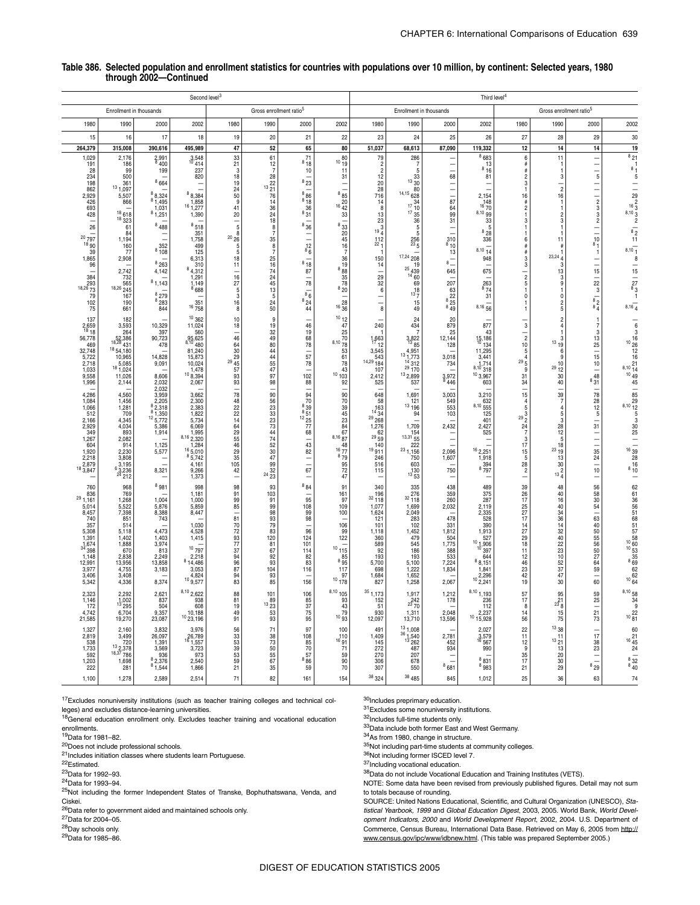**Table 386. Selected population and enrollment statistics for countries with populations over 10 million, by continent: Selected years, 1980 through 2002—Continued**

| Second level[3] | | | | | | | | Third level[4] | | | | | | | |
|---|---|---|---|---|---|---|---|---|---|---|---|---|---|---|---|
| Enrollment in thousands | | | | Gross enrollment ratio[5] | | | | Enrollment in thousands | | | | Gross enrollment ratio[5] | | | |
| 1980 | 1990 | 2000 | 2002 | 1980 | 1990 | 2000 | 2002 | 1980 | 1990 | 2000 | 2002 | 1980 | 1990 | 2000 | 2002 |
| 15 | 16 | 17 | 18 | 19 | 20 | 21 | 22 | 23 | 24 | 25 | 26 | 27 | 28 | 29 | 30 |
| 264,379 | 315,008 | 390,616 | 495,989 | 47 | 52 | 65 | 80 | 51,037 | 68,613 | 87,090 | 119,332 | 12 | 14 | 14 | 19 |
| | | | | | | | | | | | | | | | |
| 1,029 | 2,176 | 2,991 | 3,548 | 33 | 61 | 71 | 80 | 79 | 286 | — | [8]683 | 6 | 11 | — | [8]21 |
| 191 | 186 | [8]400 | [10]414 | 21 | 12 | [8]18 | [10]19 | 2 | 7 | — | 13 | # | 1 | — | 1 |
| 28 | 99 | 199 | 237 | 3 | 7 | 10 | 11 | 2 | 5 | — | [8]16 | # | 1 | — | [8]1 |
| 234 | 500 | — | 820 | 18 | 28 | — | 31 | 12 | 33 | 68 | 81 | 2 | 3 | 5 | 5 |
| 198 | 361 | [8]664 | — | 19 | 22 | [8]23 | — | 20 | [13]30 | — | — | 3 | — | — | — |
| 862 | [13]1,097 | — | — | 24 | [13]21 | — | — | 28 | 80 | — | — | 1 | 2 | — | — |
| 2,929 | 5,507 | [8]8,324 | [8]8,384 | 50 | 76 | [8]86 | [8]85 | 716 | [14,15]628 | — | 2,154 | 16 | 16 | — | 29 |
| 426 | 866 | [8]1,495 | 1,858 | 9 | 14 | [8]18 | 20 | 14 | 34 | 87 | 148 | # | 1 | 2 | 2 |
| 693 | — | 1,031 | [16]1,277 | 41 | 36 | 36 | [16]42 | 8 | [17]10 | 64 | [16]70 | 2 | 1 | 3 | [16]3 |
| 428 | [18]618 | [8]1,251 | 1,390 | 20 | 24 | [8]31 | 33 | 13 | [17]35 | 99 | [8,10]99 | 1 | 2 | 3 | [8,10]3 |
| — | [18]323 | — | — | — | 18 | — | — | 23 | 36 | 31 | 33 | 3 | 3 | 2 | 2 |
| 26 | 61 | [8]488 | [8]518 | 5 | 8 | [8]36 | [8]33 | 3 | 5 | — | 5 | 1 | 1 | — | — |
| — | 84 | — | 351 | 8 | 7 | — | 20 | [19]4 | 5 | — | [8]28 | 1 | 1 | — | [8]2 |
| [20]797 | 1,194 | — | 1,758 | [20]26 | 35 | — | 45 | 112 | 256 | 310 | 336 | 6 | 11 | 10 | 11 |
| [18]90 | 160 | 352 | 499 | 5 | 8 | 12 | 16 | [22]1 | [23]5 | [8]10 | — | # | # | [8]1 | — |
| 39 | 77 | [8]108 | 125 | 5 | 7 | [8]6 | 7 | 1 | — | 13 | [8,10]14 | # | 1 | 1 | [8,10]1 |
| 1,865 | 2,908 | — | 6,313 | 18 | 25 | — | 36 | 150 | [17,24]208 | — | 948 | 3 | [23,24]4 | — | 8 |
| 96 | — | [8]263 | 310 | 11 | 16 | [8]18 | 19 | 14 | 19 | [8]— | — | 3 | 3 | — | — |
| — | 2,742 | 4,142 | [8]4,312 | — | 74 | 87 | [8]88 | — | [25]439 | 645 | 675 | — | 13 | 15 | 15 |
| 384 | 732 | — | 1,291 | 16 | 24 | — | 35 | 29 | [14]60 | — | — | 2 | 3 | — | — |
| 293 | 565 | [8]1,143 | 1,149 | 27 | 45 | 78 | 78 | 32 | 69 | 207 | 263 | 5 | 9 | 22 | 27 |
| [18,26]73 | [18,28]245 | — | [8]688 | 5 | 13 | — | [8]20 | 6 | 18 | 63 | [8]74 | 1 | 1 | 3 | [8]3 |
| 79 | 167 | [8]279 | — | 3 | 5 | [8]6 | — | — | [13]7 | 22 | 31 | 0 | 0 | — | 1 |
| 102 | 190 | [8]283 | 351 | 16 | 24 | [8]24 | 28 | — | 15 | [8]25 | — | 1 | 2 | [8]2 | — |
| 75 | 661 | 844 | [16]758 | 8 | 50 | 44 | [16]36 | 8 | 49 | [8]49 | [8,16]56 | 1 | 5 | [8]4 | [8,16]4 |
| | | | | | | | | | | | | | | | |
| 137 | 182 | — | [10]362 | 10 | 9 | — | [10]12 | — | 24 | 20 | — | — | 2 | 1 | — |
| 2,659 | 3,593 | 10,329 | 11,024 | 18 | 19 | 46 | 47 | 240 | 434 | 879 | 877 | 3 | 4 | 7 | 6 |
| [18]18 | 264 | 397 | 560 | — | 32 | 19 | 25 | 1 | 7 | 25 | 43 | — | 1 | 3 | 3 |
| 56,778 | 52,386 | 90,723 | 95,625 | 46 | 49 | 68 | 70 | 1,663 | 3,822 | 12,144 | 15,186 | 2 | 3 | 13 | 16 |
| 469 | [18,28]431 | 478 | [8,10]480 | 64 | 80 | 78 | [8,10]78 | [17]12 | [13]85 | 128 | [10]134 | 10 | [13]19 | 25 | [10]26 |
| 32,748 | [18]54,180 | — | 81,240 | 30 | 44 | — | 53 | 3,545 | 4,951 | — | 11,295 | 5 | 6 | — | 12 |
| 5,722 | 10,965 | 14,828 | 15,873 | 29 | 44 | 57 | 61 | 543 | [13]1,773 | 3,018 | 3,441 | 4 | 9 | 15 | 16 |
| 2,718 | 5,085 | 9,091 | 10,024 | [29]45 | 55 | 78 | 78 | [14,29]184 | [14]312 | 734 | 1,714 | [29]5 | 10 | 10 | 21 |
| 1,033 | [18]1,024 | — | 1,478 | 57 | 47 | — | 43 | 107 | [29]170 | — | [8,10]318 | 9 | [29]12 | — | [8,10]14 |
| 9,558 | 11,026 | 8,606 | [10]8,394 | 93 | 97 | 102 | [10]103 | 2,412 | [13]2,899 | 3,972 | [10]3,967 | 31 | 30 | 48 | [10]49 |
| 1,996 | 2,144 | 2,032 | 2,067 | 93 | 98 | 88 | 92 | 525 | 537 | [8]446 | 603 | 34 | 40 | [8]31 | 45 |
| — | — | 2,032 | — | — | — | — | — | — | — | — | — | — | — | — | — |
| 4,286 | 4,560 | 3,959 | 3,662 | 78 | 90 | 94 | 90 | 648 | 1,691 | 3,003 | 3,210 | 15 | 39 | 78 | 85 |
| 1,084 | 1,456 | 2,205 | 2,300 | 48 | 56 | 70 | 70 | 58 | 121 | 549 | 632 | 4 | 7 | 28 | 29 |
| 1,066 | 1,281 | [8]2,318 | 2,383 | 22 | 23 | [8]39 | 39 | 163 | [13]196 | 553 | [8,10]555 | 5 | 4 | 12 | [8,10]12 |
| 512 | 709 | [8]1,350 | 1,822 | 22 | 33 | [8]51 | 45 | [14]34 | 94 | 103 | 125 | 3 | 5 | 5 | 5 |
| 2,166 | 4,345 | [12]5,772 | 5,734 | 14 | 23 | [12]25 | 23 | [29]268 | — | — | 401 | [29]2 | 3 | — | 3 |
| 2,929 | 4,034 | 5,386 | 6,069 | 64 | 73 | 77 | 84 | 1,276 | 1,709 | 2,432 | 2,427 | 24 | 28 | 31 | 30 |
| 349 | 893 | 1,914 | 1,995 | 29 | 44 | 68 | 67 | 62 | 154 | — | 525 | 7 | 12 | — | 25 |
| 1,267 | 2,082 | — | [8,16]2,320 | 55 | 74 | — | [8,16]87 | [29]59 | [13,31]55 | — | — | 3 | 5 | — | — |
| 604 | 914 | 1,125 | 1,284 | 46 | 52 | 43 | 48 | 140 | 222 | — | — | 17 | 18 | — | — |
| 1,920 | 2,230 | 5,577 | [18]5,010 | 29 | 30 | 82 | [16]77 | [19]911 | [23]1,156 | 2,096 | [16]2,251 | 15 | [23]19 | 35 | [16]39 |
| 2,218 | 3,808 | — | [8]5,742 | 35 | 47 | — | [8]79 | 246 | 750 | 1,607 | 1,918 | 5 | 13 | 24 | 28 |
| 2,879 | 3,195 | — | 4,161 | 105 | 99 | — | 95 | 516 | 603 | — | 394 | 28 | 30 | — | 16 |
| [18]3,847 | [6]3,236 | 8,321 | 9,266 | 42 | 32 | 67 | 72 | 115 | 130 | 750 | [8]797 | 2 | 2 | 10 | [8]10 |
| — | [24]212 | — | 1,373 | — | [24]23 | — | 47 | — | [13]53 | — | — | — | [13]4 | — | — |
| | | | | | | | | | | | | | | | |
| 760 | 968 | [8]981 | 998 | 98 | 93 | [8]84 | 91 | 340 | 335 | 438 | 489 | 39 | 48 | 56 | 62 |
| 836 | 769 | — | 1,181 | 91 | 103 | — | 161 | 196 | 276 | 359 | 375 | 26 | 40 | 58 | 61 |
| [29]1,161 | 1,268 | 1,004 | 1,000 | 99 | 91 | 95 | 97 | [32]118 | [32]118 | 260 | 287 | 17 | 16 | 30 | 36 |
| 5,014 | 5,522 | 5,876 | 5,859 | 85 | 99 | 108 | 109 | 1,077 | 1,699 | 2,032 | 2,119 | 25 | 40 | 54 | 56 |
| 8,457 | 7,398 | 8,388 | 8,447 | — | 98 | 99 | 100 | 1,624 | 2,049 | — | 2,335 | 27 | 34 | — | 51 |
| 740 | 851 | 743 | — | 81 | 93 | 98 | — | 121 | 283 | 478 | 528 | 17 | 36 | 63 | 68 |
| 357 | 514 | — | 1,030 | 70 | 79 | — | 106 | 101 | 102 | 331 | 390 | 14 | 14 | 40 | 51 |
| 5,308 | 5,118 | 4,473 | 4,528 | 72 | 83 | 96 | 99 | 1,118 | 1,452 | 1,812 | 1,913 | 27 | 32 | 50 | 57 |
| 1,391 | 1,402 | 1,403 | 1,415 | 93 | 120 | 124 | 122 | 360 | 479 | 504 | 527 | 29 | 40 | 55 | 58 |
| 1,674 | 1,888 | 3,974 | — | 77 | 81 | 101 | — | 589 | 545 | 1,775 | [10]1,906 | 18 | 22 | 56 | [10]60 |
| [34]398 | 670 | 813 | [10]797 | 37 | 67 | 114 | [10]115 | 92 | 186 | 388 | [10]397 | 11 | 23 | 50 | [10]53 |
| 1,148 | 2,838 | 2,249 | 2,218 | 94 | 92 | 82 | 85 | 193 | 193 | 533 | 644 | 12 | 10 | 27 | 35 |
| 12,991 | 13,956 | 13,858 | [8]14,486 | 96 | 93 | 83 | [8]95 | 5,700 | 5,100 | 7,224 | [8]8,151 | 46 | 52 | 64 | [8]69 |
| 3,977 | 4,755 | 3,183 | 3,053 | 87 | 104 | 116 | 117 | 698 | 1,222 | 1,834 | 1,841 | 23 | 37 | 59 | 62 |
| 3,406 | 3,408 | — | 4,824 | 94 | 93 | — | 97 | 1,684 | 1,652 | — | 2,296 | 42 | 47 | — | 62 |
| 5,342 | 4,336 | 8,374 | [10]9,577 | 83 | 85 | 156 | [10]178 | 827 | 1,258 | 2,067 | [10]2,241 | 19 | 30 | 60 | [10]64 |
| | | | | | | | | | | | | | | | |
| 2,323 | 2,292 | 2,621 | [8,10]2,622 | 88 | 101 | 106 | [8,10]105 | [35]1,173 | 1,917 | 1,212 | [8,10]1,193 | 57 | 95 | 59 | [8,10]58 |
| 1,146 | 1,002 | 837 | 938 | 81 | 89 | 85 | 93 | 152 | 242 | 178 | 236 | 17 | 21 | 25 | 34 |
| 172 | [13]295 | 504 | 608 | 19 | [13]23 | 37 | 43 | 51 | [23]70 | — | 112 | 8 | [23]8 | — | 9 |
| 4,742 | 6,704 | 9,357 | 10,188 | 49 | 53 | 75 | 79 | 930 | 1,311 | 2,048 | 2,237 | 14 | 15 | 21 | 22 |
| 21,585 | 19,270 | 23,087 | [10]23,196 | 91 | 93 | 95 | [10]93 | 12,097 | 13,710 | 13,596 | [10]15,928 | 56 | 75 | 73 | [10]81 |
| | | | | | | | | | | | | | | | |
| 1,327 | 2,160 | 3,832 | 3,976 | 56 | 71 | 97 | 100 | 491 | [13]1,008 | — | 2,027 | 22 | [13]38 | — | 60 |
| 2,819 | 3,499 | 26,097 | 26,789 | 33 | 38 | 108 | 110 | 1,409 | [36]1,540 | 2,781 | 3,579 | 11 | 11 | 17 | 21 |
| 538 | 720 | 1,391 | [18]1,557 | 53 | 73 | 85 | [16]91 | 145 | [13]262 | 452 | [16]567 | 12 | [13]21 | 38 | [16]45 |
| 1,733 | [13]2,378 | 3,569 | 3,723 | 39 | 50 | 70 | 71 | 272 | 487 | 934 | 990 | 9 | 13 | 23 | 24 |
| 592 | [18,37]786 | 936 | 973 | 53 | 55 | 57 | 59 | 270 | 207 | — | — | 35 | 20 | — | — |
| 1,203 | 1,698 | [8]2,376 | 2,540 | 59 | 67 | [8]86 | 90 | 306 | 678 | — | [8]831 | 17 | 30 | — | [8]32 |
| 222 | 281 | [8]1,544 | 1,866 | 21 | 35 | 59 | 70 | 307 | 550 | [8]681 | [8]983 | 21 | 29 | [8]29 | [8]40 |
| | | | | | | | | | | | | | | | |
| 1,100 | 1,278 | 2,589 | 2,514 | 71 | 82 | 161 | 154 | [38]324 | [38]485 | 845 | 1,012 | 25 | 36 | 63 | 74 |

[17]Excludes nonuniversity institutions (such as teacher training colleges and technical colleges) and excludes distance-learning universities.
[18]General education enrollment only. Excludes teacher training and vocational education enrollments.
[19]Data for 1981–82.
[20]Does not include professional schools.
[21]Includes initiation classes where students learn Portuguese.
[22]Estimated.
[23]Data for 1992–93.
[24]Data for 1993–94.
[25]Not including the former Independent States of Transke, Bophuthatswana, Venda, and Ciskei.
[26]Data refer to government aided and maintained schools only.
[27]Data for 2004–05.
[28]Day schools only.
[29]Data for 1985–86.
[30]Includes preprimary education.
[31]Excludes some nonuniversity institutions.
[32]Includes full-time students only.
[33]Data include both former East and West Germany.
[34]As from 1980, change in structure.
[35]Not including part-time students at community colleges.
[36]Not including former ISCED level 7.
[37]Including vocational education.
[38]Data do not include Vocational Education and Training Institutes (VETS).

NOTE: Some data have been revised from previously published figures. Detail may not sum to totals because of rounding.

SOURCE: United Nations Educational, Scientific, and Cultural Organization (UNESCO), *Statistical Yearbook, 1999* and *Global Education Digest*, 2003, 2005. World Bank, *World Development Indicators, 2000* and *World Development Report*, 2002, 2004. U.S. Department of Commerce, Census Bureau, International Data Base. Retrieved on May 6, 2005 from http://www.census.gov/ipc/www/idbnew.html. (This table was prepared September 2005.)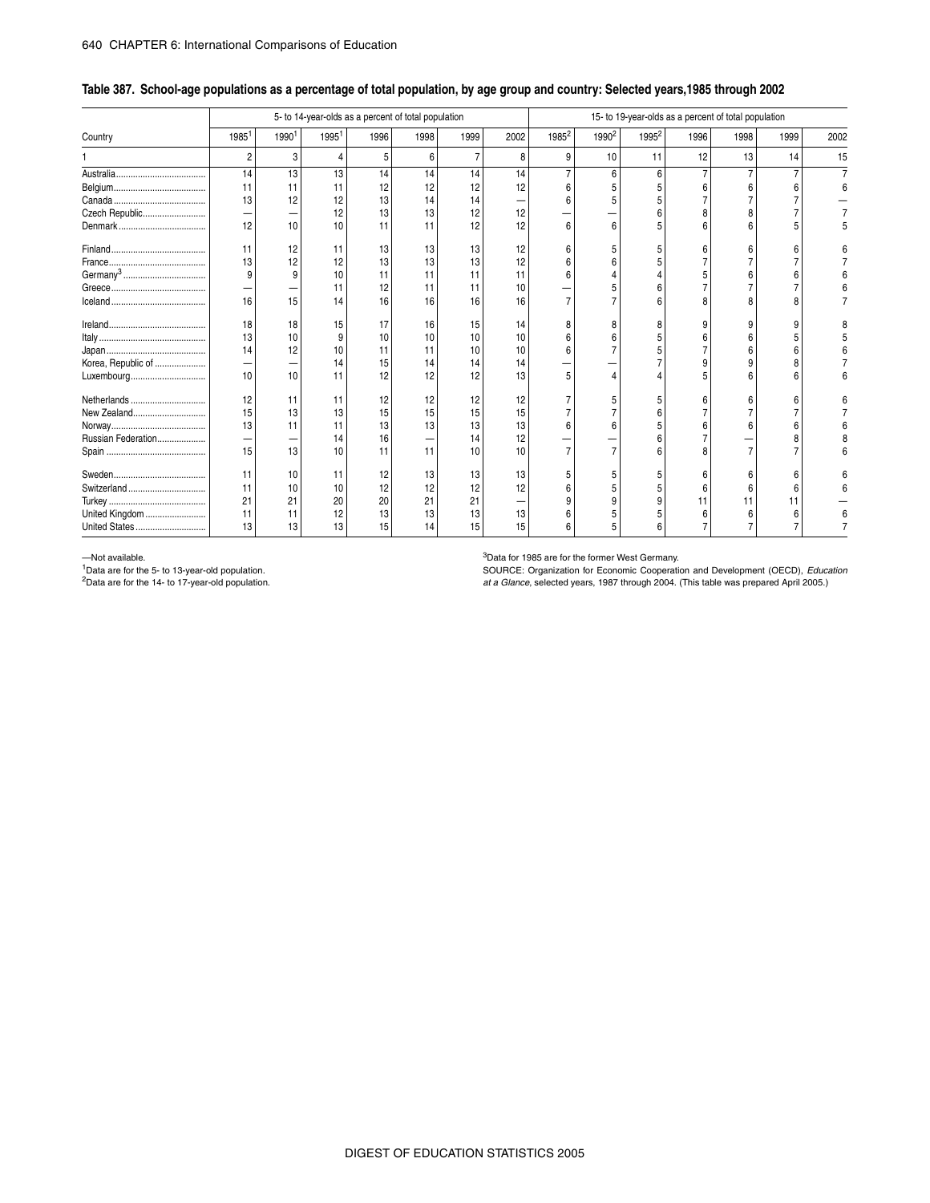## Table 387. School-age populations as a percentage of total population, by age group and country: Selected years,1985 through 2002

| Country | 5- to 14-year-olds as a percent of total population | | | | | | | 15- to 19-year-olds as a percent of total population | | | | | | |
|---|---|---|---|---|---|---|---|---|---|---|---|---|---|---|
| | 1985[1] | 1990[1] | 1995[1] | 1996 | 1998 | 1999 | 2002 | 1985[2] | 1990[2] | 1995[2] | 1996 | 1998 | 1999 | 2002 |
| 1 | 2 | 3 | 4 | 5 | 6 | 7 | 8 | 9 | 10 | 11 | 12 | 13 | 14 | 15 |
| Australia | 14 | 13 | 13 | 14 | 14 | 14 | 14 | 7 | 6 | 6 | 7 | 7 | 7 | 7 |
| Belgium | 11 | 11 | 11 | 12 | 12 | 12 | 12 | 6 | 5 | 5 | 6 | 6 | 6 | 6 |
| Canada | 13 | 12 | 12 | 13 | 14 | 14 | — | 6 | 5 | 5 | 7 | 7 | 7 | — |
| Czech Republic | — | — | 12 | 13 | 13 | 12 | 12 | — | — | 6 | 8 | 8 | 7 | 7 |
| Denmark | 12 | 10 | 10 | 11 | 11 | 12 | 12 | 6 | 6 | 5 | 6 | 6 | 5 | 5 |
| Finland | 11 | 12 | 11 | 13 | 13 | 13 | 12 | 6 | 5 | 5 | 6 | 6 | 6 | 6 |
| France | 13 | 12 | 12 | 13 | 13 | 13 | 12 | 6 | 6 | 5 | 7 | 7 | 7 | 7 |
| Germany[3] | 9 | 9 | 10 | 11 | 11 | 11 | 11 | 6 | 4 | 4 | 5 | 6 | 6 | 6 |
| Greece | — | — | 11 | 12 | 11 | 11 | 10 | — | 5 | 6 | 7 | 7 | 7 | 6 |
| Iceland | 16 | 15 | 14 | 16 | 16 | 16 | 16 | 7 | 7 | 6 | 8 | 8 | 8 | 7 |
| Ireland | 18 | 18 | 15 | 17 | 16 | 15 | 14 | 8 | 8 | 8 | 9 | 9 | 9 | 8 |
| Italy | 13 | 10 | 9 | 10 | 10 | 10 | 10 | 6 | 6 | 5 | 6 | 6 | 5 | 5 |
| Japan | 14 | 12 | 10 | 11 | 11 | 10 | 10 | 6 | 7 | 5 | 7 | 6 | 6 | 6 |
| Korea, Republic of | — | — | 14 | 15 | 14 | 14 | 14 | — | — | 7 | 9 | 9 | 8 | 7 |
| Luxembourg | 10 | 10 | 11 | 12 | 12 | 12 | 13 | 5 | 4 | 4 | 5 | 6 | 6 | 6 |
| Netherlands | 12 | 11 | 11 | 12 | 12 | 12 | 12 | 7 | 5 | 5 | 6 | 6 | 6 | 6 |
| New Zealand | 15 | 13 | 13 | 15 | 15 | 15 | 15 | 7 | 7 | 6 | 7 | 7 | 7 | 7 |
| Norway | 13 | 11 | 11 | 13 | 13 | 13 | 13 | 6 | 6 | 5 | 6 | 6 | 6 | 6 |
| Russian Federation | — | — | 14 | 16 | — | 14 | 12 | — | — | 6 | 7 | — | 8 | 8 |
| Spain | 15 | 13 | 10 | 11 | 11 | 10 | 10 | 7 | 7 | 6 | 8 | 7 | 7 | 6 |
| Sweden | 11 | 10 | 11 | 12 | 13 | 13 | 13 | 5 | 5 | 5 | 6 | 6 | 6 | 6 |
| Switzerland | 11 | 10 | 10 | 12 | 12 | 12 | 12 | 6 | 5 | 5 | 6 | 6 | 6 | 6 |
| Turkey | 21 | 21 | 20 | 20 | 21 | 21 | — | 9 | 9 | 9 | 11 | 11 | 11 | — |
| United Kingdom | 11 | 11 | 12 | 13 | 13 | 13 | 13 | 6 | 5 | 5 | 6 | 6 | 6 | 6 |
| United States | 13 | 13 | 13 | 15 | 14 | 15 | 15 | 6 | 5 | 6 | 7 | 7 | 7 | 7 |

—Not available.
[1]Data are for the 5- to 13-year-old population.
[2]Data are for the 14- to 17-year-old population.
[3]Data for 1985 are for the former West Germany.
SOURCE: Organization for Economic Cooperation and Development (OECD), *Education at a Glance*, selected years, 1987 through 2004. (This table was prepared April 2005.)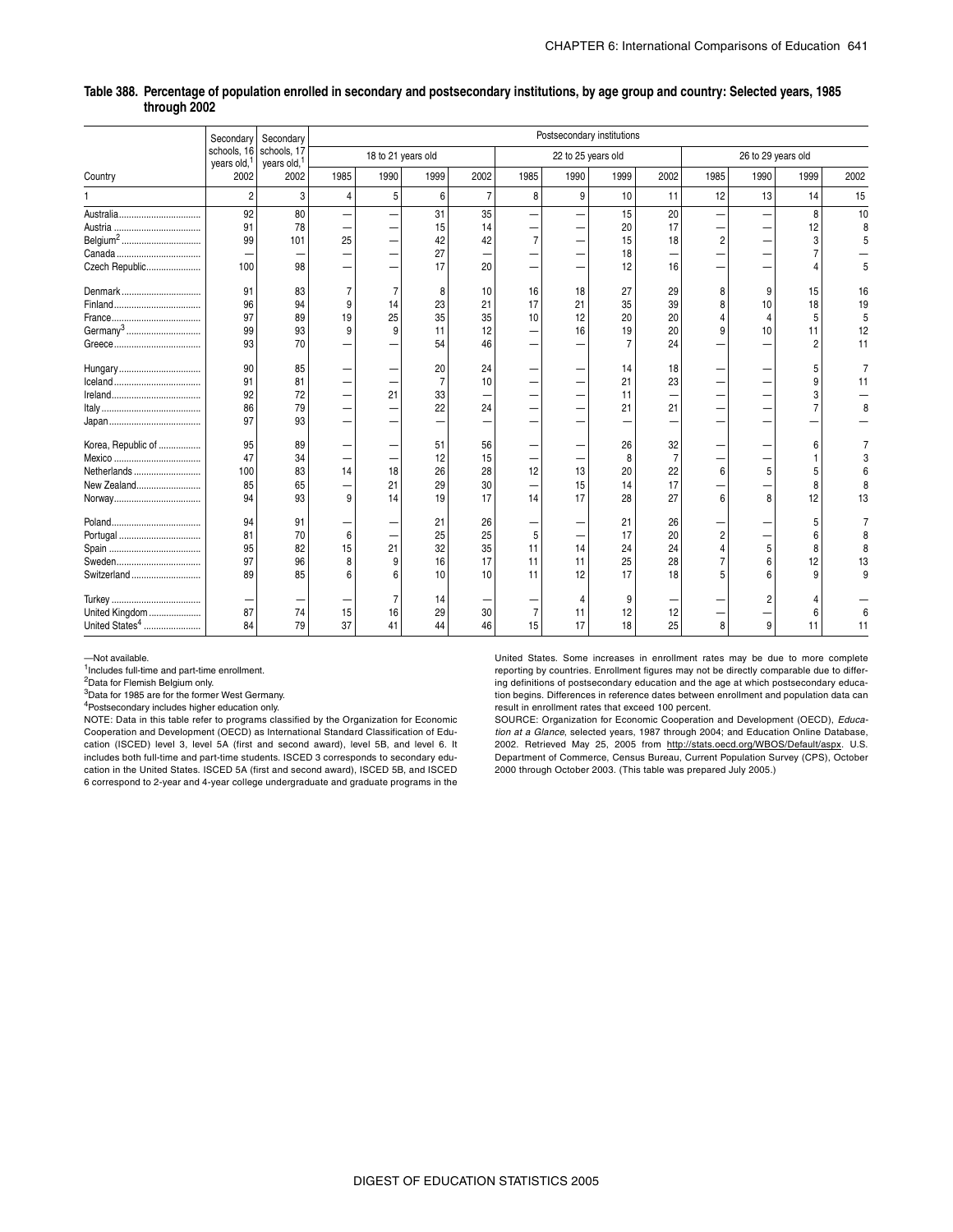**Table 388. Percentage of population enrolled in secondary and postsecondary institutions, by age group and country: Selected years, 1985 through 2002**

| Country | Secondary schools, 16 years old,[1] | Secondary schools, 17 years old,[1] | Postsecondary institutions | | | | | | | | | | | |
|---|---|---|---|---|---|---|---|---|---|---|---|---|---|---|
| | | | 18 to 21 years old | | | | 22 to 25 years old | | | | 26 to 29 years old | | | |
| | 2002 | 2002 | 1985 | 1990 | 1999 | 2002 | 1985 | 1990 | 1999 | 2002 | 1985 | 1990 | 1999 | 2002 |
| 1 | 2 | 3 | 4 | 5 | 6 | 7 | 8 | 9 | 10 | 11 | 12 | 13 | 14 | 15 |
| Australia | 92 | 80 | — | — | 31 | 35 | — | — | 15 | 20 | — | — | 8 | 10 |
| Austria | 91 | 78 | — | — | 15 | 14 | — | — | 20 | 17 | — | — | 12 | 8 |
| Belgium[2] | 99 | 101 | 25 | — | 42 | 42 | 7 | — | 15 | 18 | 2 | — | 3 | 5 |
| Canada | — | — | — | — | 27 | — | — | — | 18 | — | — | — | 7 | — |
| Czech Republic | 100 | 98 | — | — | 17 | 20 | — | — | 12 | 16 | — | — | 4 | 5 |
| Denmark | 91 | 83 | 7 | 7 | 8 | 10 | 16 | 18 | 27 | 29 | 8 | 9 | 15 | 16 |
| Finland | 96 | 94 | 9 | 14 | 23 | 21 | 17 | 21 | 35 | 39 | 8 | 10 | 18 | 19 |
| France | 97 | 89 | 19 | 25 | 35 | 35 | 10 | 12 | 20 | 20 | 4 | 4 | 5 | 5 |
| Germany[3] | 99 | 93 | 9 | 9 | 11 | 12 | — | 16 | 19 | 20 | 9 | 10 | 11 | 12 |
| Greece | 93 | 70 | — | — | 54 | 46 | — | — | 7 | 24 | — | — | 2 | 11 |
| Hungary | 90 | 85 | — | — | 20 | 24 | — | — | 14 | 18 | — | — | 5 | 7 |
| Iceland | 91 | 81 | — | — | 7 | 10 | — | — | 21 | 23 | — | — | 9 | 11 |
| Ireland | 92 | 72 | — | 21 | 33 | — | — | — | 11 | — | — | — | 3 | — |
| Italy | 86 | 79 | — | — | 22 | 24 | — | — | 21 | 21 | — | — | 7 | 8 |
| Japan | 97 | 93 | — | — | — | — | — | — | — | — | — | — | — | — |
| Korea, Republic of | 95 | 89 | — | — | 51 | 56 | — | — | 26 | 32 | — | — | 6 | 7 |
| Mexico | 47 | 34 | — | — | 12 | 15 | — | — | 8 | 7 | — | — | 1 | 3 |
| Netherlands | 100 | 83 | 14 | 18 | 26 | 28 | 12 | 13 | 20 | 22 | 6 | 5 | 5 | 6 |
| New Zealand | 85 | 65 | — | 21 | 29 | 30 | — | 15 | 14 | 17 | — | — | 8 | 8 |
| Norway | 94 | 93 | 9 | 14 | 19 | 17 | 14 | 17 | 28 | 27 | 6 | 8 | 12 | 13 |
| Poland | 94 | 91 | — | — | 21 | 26 | — | — | 21 | 26 | — | — | 5 | 7 |
| Portugal | 81 | 70 | 6 | — | 25 | 25 | 5 | — | 17 | 20 | 2 | — | 6 | 8 |
| Spain | 95 | 82 | 15 | 21 | 32 | 35 | 11 | 14 | 24 | 24 | 4 | 5 | 8 | 8 |
| Sweden | 97 | 96 | 8 | 9 | 16 | 17 | 11 | 11 | 25 | 28 | 7 | 6 | 12 | 13 |
| Switzerland | 89 | 85 | 6 | 6 | 10 | 10 | 11 | 12 | 17 | 18 | 5 | 6 | 9 | 9 |
| Turkey | — | — | — | 7 | 14 | — | — | 4 | 9 | — | — | 2 | 4 | — |
| United Kingdom | 87 | 74 | 15 | 16 | 29 | 30 | 7 | 11 | 12 | 12 | — | — | 6 | 6 |
| United States[4] | 84 | 79 | 37 | 41 | 44 | 46 | 15 | 17 | 18 | 25 | 8 | 9 | 11 | 11 |

—Not available.

[1]Includes full-time and part-time enrollment.

[2]Data for Flemish Belgium only.

[3]Data for 1985 are for the former West Germany.

[4]Postsecondary includes higher education only.

NOTE: Data in this table refer to programs classified by the Organization for Economic Cooperation and Development (OECD) as International Standard Classification of Education (ISCED) level 3, level 5A (first and second award), level 5B, and level 6. It includes both full-time and part-time students. ISCED 3 corresponds to secondary education in the United States. ISCED 5A (first and second award), ISCED 5B, and ISCED 6 correspond to 2-year and 4-year college undergraduate and graduate programs in the United States. Some increases in enrollment rates may be due to more complete reporting by countries. Enrollment figures may not be directly comparable due to differing definitions of postsecondary education and the age at which postsecondary education begins. Differences in reference dates between enrollment and population data can result in enrollment rates that exceed 100 percent.

SOURCE: Organization for Economic Cooperation and Development (OECD), *Education at a Glance*, selected years, 1987 through 2004; and Education Online Database, 2002. Retrieved May 25, 2005 from http://stats.oecd.org/WBOS/Default/aspx. U.S. Department of Commerce, Census Bureau, Current Population Survey (CPS), October 2000 through October 2003. (This table was prepared July 2005.)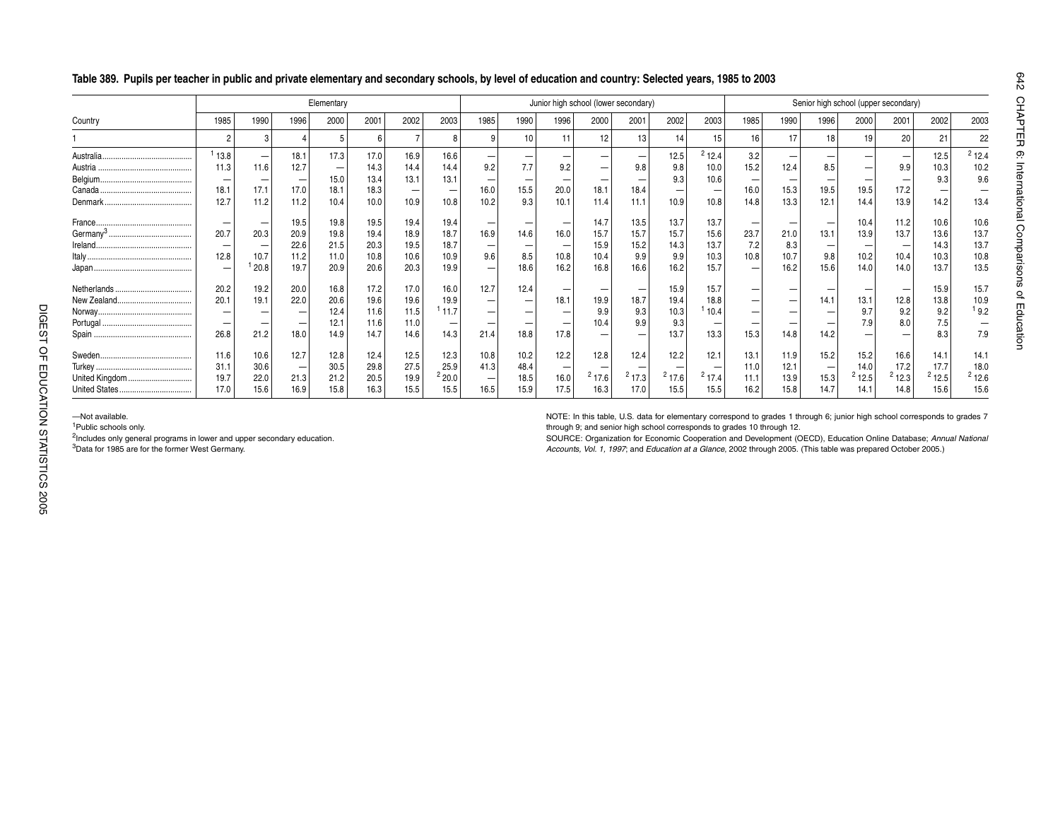## Table 389. Pupils per teacher in public and private elementary and secondary schools, by level of education and country: Selected years, 1985 to 2003

| Country | Elementary | | | | | | | Junior high school (lower secondary) | | | | | | | Senior high school (upper secondary) | | | | | | |
|---|---|---|---|---|---|---|---|---|---|---|---|---|---|---|---|---|---|---|---|---|---|
| | 1985 | 1990 | 1996 | 2000 | 2001 | 2002 | 2003 | 1985 | 1990 | 1996 | 2000 | 2001 | 2002 | 2003 | 1985 | 1990 | 1996 | 2000 | 2001 | 2002 | 2003 |
| 1 | 2 | 3 | 4 | 5 | 6 | 7 | 8 | 9 | 10 | 11 | 12 | 13 | 14 | 15 | 16 | 17 | 18 | 19 | 20 | 21 | 22 |
| Australia | [1] 13.8 | — | 18.1 | 17.3 | 17.0 | 16.9 | 16.6 | — | — | — | — | — | 12.5 | [2] 12.4 | 3.2 | — | — | — | — | 12.5 | [2] 12.4 |
| Austria | 11.3 | 11.6 | 12.7 | — | 14.3 | 14.4 | 14.4 | 9.2 | 7.7 | 9.2 | — | 9.8 | 9.8 | 10.0 | 15.2 | 12.4 | 8.5 | — | 9.9 | 10.3 | 10.2 |
| Belgium | — | — | — | 15.0 | 13.4 | 13.1 | 13.1 | — | — | — | — | — | 9.3 | 10.6 | — | — | — | — | — | 9.3 | 9.6 |
| Canada | 18.1 | 17.1 | 17.0 | 18.1 | 18.3 | — | — | 16.0 | 15.5 | 20.0 | 18.1 | 18.4 | — | — | 16.0 | 15.3 | 19.5 | 19.5 | 17.2 | — | — |
| Denmark | 12.7 | 11.2 | 11.2 | 10.4 | 10.0 | 10.9 | 10.8 | 10.2 | 9.3 | 10.1 | 11.4 | 11.1 | 10.9 | 10.8 | 14.8 | 13.3 | 12.1 | 14.4 | 13.9 | 14.2 | 13.4 |
| France | — | — | 19.5 | 19.8 | 19.5 | 19.4 | 19.4 | — | — | — | 14.7 | 13.5 | 13.7 | 13.7 | — | — | — | 10.4 | 11.2 | 10.6 | 10.6 |
| Germany[3] | 20.7 | 20.3 | 20.9 | 19.8 | 19.4 | 18.9 | 18.7 | 16.9 | 14.6 | 16.0 | 15.7 | 15.7 | 15.7 | 15.6 | 23.7 | 21.0 | 13.1 | 13.9 | 13.7 | 13.6 | 13.7 |
| Ireland | — | — | 22.6 | 21.5 | 20.3 | 19.5 | 18.7 | — | — | — | 15.9 | 15.2 | 14.3 | 13.7 | 7.2 | 8.3 | — | — | — | 14.3 | 13.7 |
| Italy | 12.8 | 10.7 | 11.2 | 11.0 | 10.8 | 10.6 | 10.9 | 9.6 | 8.5 | 10.8 | 10.4 | 9.9 | 9.9 | 10.3 | 10.8 | 10.7 | 9.8 | 10.2 | 10.4 | 10.3 | 10.8 |
| Japan | — | [1] 20.8 | 19.7 | 20.9 | 20.6 | 20.3 | 19.9 | — | 18.6 | 16.2 | 16.8 | 16.6 | 16.2 | 15.7 | — | 16.2 | 15.6 | 14.0 | 14.0 | 13.7 | 13.5 |
| Netherlands | 20.2 | 19.2 | 20.0 | 16.8 | 17.2 | 17.0 | 16.0 | 12.7 | 12.4 | — | — | — | 15.9 | 15.7 | — | — | — | — | — | 15.9 | 15.7 |
| New Zealand | 20.1 | 19.1 | 22.0 | 20.6 | 19.6 | 19.6 | 19.9 | — | — | 18.1 | 19.9 | 18.7 | 19.4 | 18.8 | — | — | 14.1 | 13.1 | 12.8 | 13.8 | 10.9 |
| Norway | — | — | — | 12.4 | 11.6 | 11.5 | [1] 11.7 | — | — | — | 9.9 | 9.3 | 10.3 | [1] 10.4 | — | — | — | 9.7 | 9.2 | 9.2 | [1] 9.2 |
| Portugal | — | — | — | 12.1 | 11.6 | 11.0 | — | — | — | — | 10.4 | 9.9 | 9.3 | — | — | — | — | 7.9 | 8.0 | 7.5 | — |
| Spain | 26.8 | 21.2 | 18.0 | 14.9 | 14.7 | 14.6 | 14.3 | 21.4 | 18.8 | 17.8 | — | — | 13.7 | 13.3 | 15.3 | 14.8 | 14.2 | — | — | 8.3 | 7.9 |
| Sweden | 11.6 | 10.6 | 12.7 | 12.8 | 12.4 | 12.5 | 12.3 | 10.8 | 10.2 | 12.2 | 12.8 | 12.4 | 12.2 | 12.1 | 13.1 | 11.9 | 15.2 | 15.2 | 16.6 | 14.1 | 14.1 |
| Turkey | 31.1 | 30.6 | — | 30.5 | 29.8 | 27.5 | 25.9 | 41.3 | 48.4 | — | — | — | — | — | 11.0 | 12.1 | — | 14.0 | 17.2 | 17.7 | 18.0 |
| United Kingdom | 19.7 | 22.0 | 21.3 | 21.2 | 20.5 | 19.9 | [2] 20.0 | — | 18.5 | 16.0 | [2] 17.6 | [2] 17.3 | [2] 17.6 | [2] 17.4 | 11.1 | 13.9 | 15.3 | [2] 12.5 | [2] 12.3 | [2] 12.5 | [2] 12.6 |
| United States | 17.0 | 15.6 | 16.9 | 15.8 | 16.3 | 15.5 | 15.5 | 16.5 | 15.9 | 17.5 | 16.3 | 17.0 | 15.5 | 15.5 | 16.2 | 15.8 | 14.7 | 14.1 | 14.8 | 15.6 | 15.6 |

—Not available.
[1] Public schools only.
[2] Includes only general programs in lower and upper secondary education.
[3] Data for 1985 are for the former West Germany.

NOTE: In this table, U.S. data for elementary correspond to grades 1 through 6; junior high school corresponds to grades 7 through 9; and senior high school corresponds to grades 10 through 12.

SOURCE: Organization for Economic Cooperation and Development (OECD), Education Online Database; *Annual National Accounts, Vol. 1, 1997*; and *Education at a Glance*, 2002 through 2005. (This table was prepared October 2005.)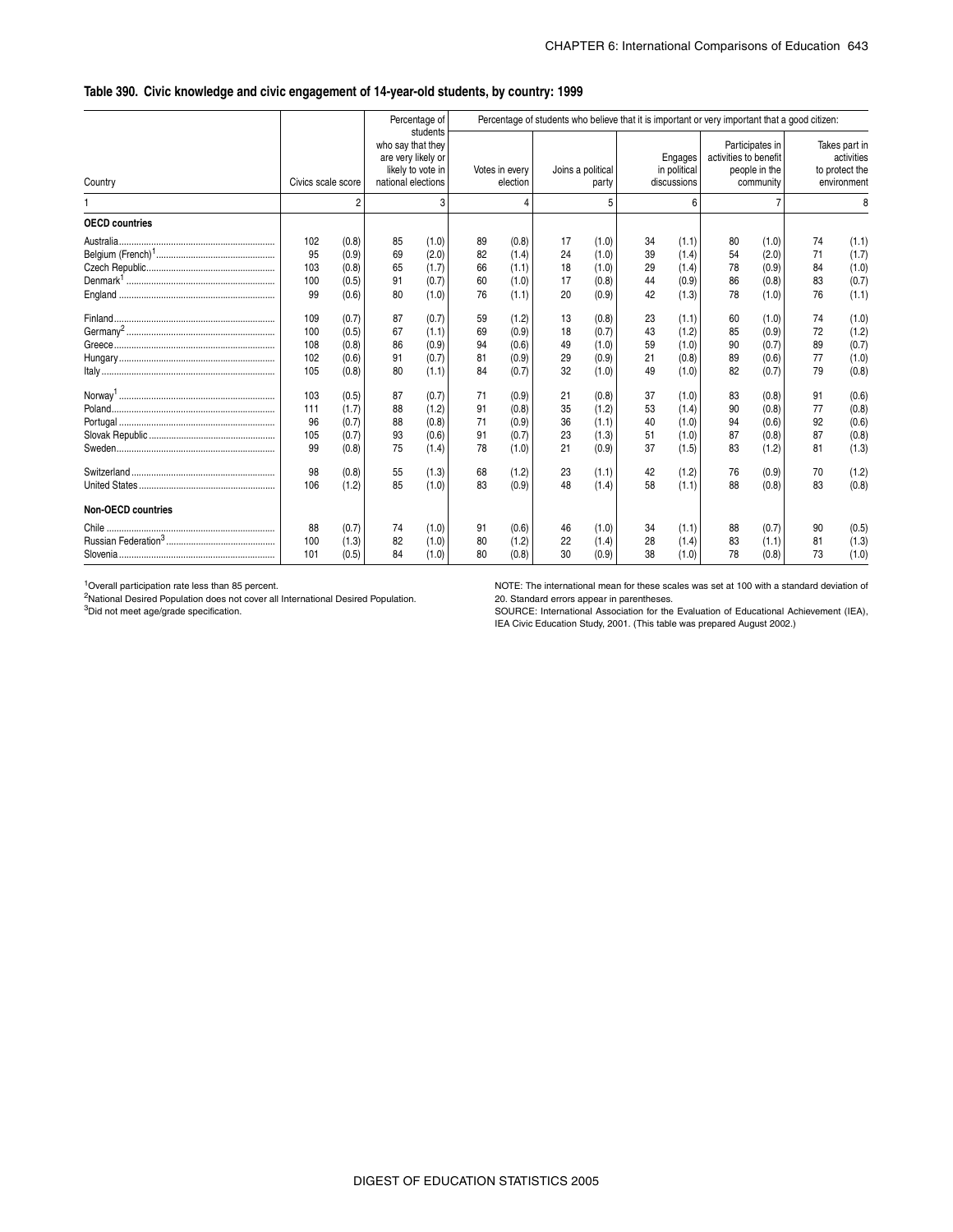## Table 390. Civic knowledge and civic engagement of 14-year-old students, by country: 1999

| Country | Civics scale score | | Percentage of students who say that they are very likely or likely to vote in national elections | | Percentage of students who believe that it is important or very important that a good citizen: Votes in every election | | Joins a political party | | Engages in political discussions | | Participates in activities to benefit people in the community | | Takes part in activities to protect the environment | |
|---|---|---|---|---|---|---|---|---|---|---|---|---|---|---|
| 1 | 2 | | 3 | | 4 | | 5 | | 6 | | 7 | | 8 | |
| **OECD countries** | | | | | | | | | | | | | | |
| Australia | 102 | (0.8) | 85 | (1.0) | 89 | (0.8) | 17 | (1.0) | 34 | (1.1) | 80 | (1.0) | 74 | (1.1) |
| Belgium (French)[1] | 95 | (0.9) | 69 | (2.0) | 82 | (1.4) | 24 | (1.0) | 39 | (1.4) | 54 | (2.0) | 71 | (1.7) |
| Czech Republic | 103 | (0.8) | 65 | (1.7) | 66 | (1.1) | 18 | (1.0) | 29 | (1.4) | 78 | (0.9) | 84 | (1.0) |
| Denmark[1] | 100 | (0.5) | 91 | (0.7) | 60 | (1.0) | 17 | (0.8) | 44 | (0.9) | 86 | (0.8) | 83 | (0.7) |
| England | 99 | (0.6) | 80 | (1.0) | 76 | (1.1) | 20 | (0.9) | 42 | (1.3) | 78 | (1.0) | 76 | (1.1) |
| Finland | 109 | (0.7) | 87 | (0.7) | 59 | (1.2) | 13 | (0.8) | 23 | (1.1) | 60 | (1.0) | 74 | (1.0) |
| Germany[2] | 100 | (0.5) | 67 | (1.1) | 69 | (0.9) | 18 | (0.7) | 43 | (1.2) | 85 | (0.9) | 72 | (1.2) |
| Greece | 108 | (0.8) | 86 | (0.9) | 94 | (0.6) | 49 | (1.0) | 59 | (1.0) | 90 | (0.7) | 89 | (0.7) |
| Hungary | 102 | (0.6) | 91 | (0.7) | 81 | (0.9) | 29 | (0.9) | 21 | (0.8) | 89 | (0.6) | 77 | (1.0) |
| Italy | 105 | (0.8) | 80 | (1.1) | 84 | (0.7) | 32 | (1.0) | 49 | (1.0) | 82 | (0.7) | 79 | (0.8) |
| Norway[1] | 103 | (0.5) | 87 | (0.7) | 71 | (0.9) | 21 | (0.8) | 37 | (1.0) | 83 | (0.8) | 91 | (0.6) |
| Poland | 111 | (1.7) | 88 | (1.2) | 91 | (0.8) | 35 | (1.2) | 53 | (1.4) | 90 | (0.8) | 77 | (0.8) |
| Portugal | 96 | (0.7) | 88 | (0.8) | 71 | (0.9) | 36 | (1.1) | 40 | (1.0) | 94 | (0.6) | 92 | (0.6) |
| Slovak Republic | 105 | (0.7) | 93 | (0.6) | 91 | (0.7) | 23 | (1.3) | 51 | (1.0) | 87 | (0.8) | 87 | (0.8) |
| Sweden | 99 | (0.8) | 75 | (1.4) | 78 | (1.0) | 21 | (0.9) | 37 | (1.5) | 83 | (1.2) | 81 | (1.3) |
| Switzerland | 98 | (0.8) | 55 | (1.3) | 68 | (1.2) | 23 | (1.1) | 42 | (1.2) | 76 | (0.9) | 70 | (1.2) |
| United States | 106 | (1.2) | 85 | (1.0) | 83 | (0.9) | 48 | (1.4) | 58 | (1.1) | 88 | (0.8) | 83 | (0.8) |
| **Non-OECD countries** | | | | | | | | | | | | | | |
| Chile | 88 | (0.7) | 74 | (1.0) | 91 | (0.6) | 46 | (1.0) | 34 | (1.1) | 88 | (0.7) | 90 | (0.5) |
| Russian Federation[3] | 100 | (1.3) | 82 | (1.0) | 80 | (1.2) | 22 | (1.4) | 28 | (1.4) | 83 | (1.1) | 81 | (1.3) |
| Slovenia | 101 | (0.5) | 84 | (1.0) | 80 | (0.8) | 30 | (0.9) | 38 | (1.0) | 78 | (0.8) | 73 | (1.0) |

[1]Overall participation rate less than 85 percent.
[2]National Desired Population does not cover all International Desired Population.
[3]Did not meet age/grade specification.

NOTE: The international mean for these scales was set at 100 with a standard deviation of 20. Standard errors appear in parentheses.
SOURCE: International Association for the Evaluation of Educational Achievement (IEA), IEA Civic Education Study, 2001. (This table was prepared August 2002.)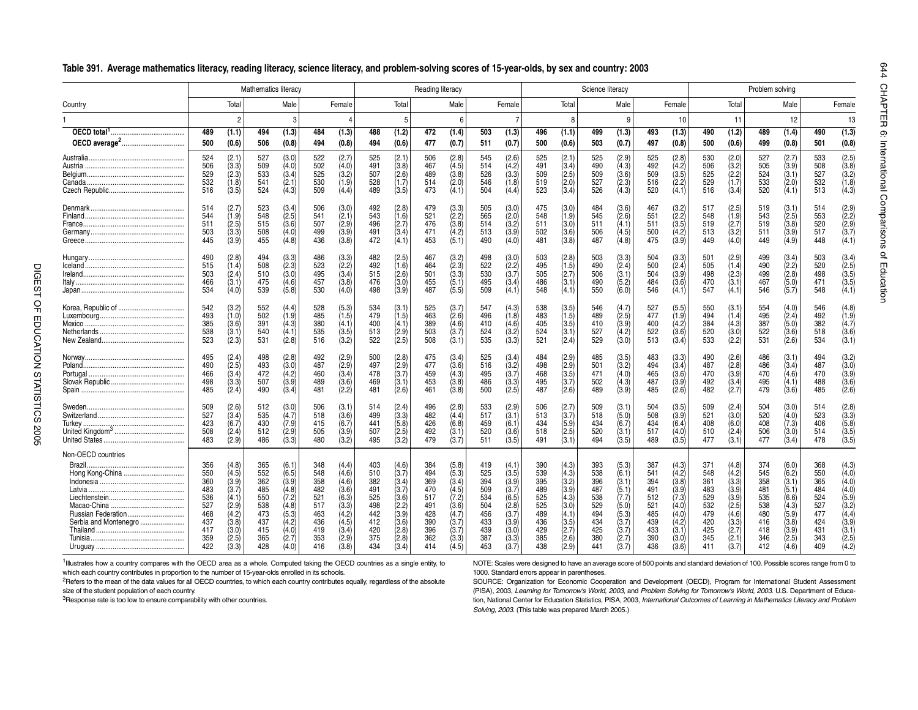## Table 391. Average mathematics literacy, reading literacy, science literacy, and problem-solving scores of 15-year-olds, by sex and country: 2003

| Country | Mathematics literacy | | | | | | Reading literacy | | | | | | Science literacy | | | | | | Problem solving | | | | | |
|---|---|---|---|---|---|---|---|---|---|---|---|---|---|---|---|---|---|---|---|---|---|---|---|---|
| | Total | | Male | | Female | | Total | | Male | | Female | | Total | | Male | | Female | | Total | | Male | | Female | |
| 1 | 2 | | 3 | | 4 | | 5 | | 6 | | 7 | | 8 | | 9 | | 10 | | 11 | | 12 | | 13 | |
| **OECD total[1]** | **489** | **(1.1)** | **494** | **(1.3)** | **484** | **(1.3)** | **488** | **(1.2)** | **472** | **(1.4)** | **503** | **(1.3)** | **496** | **(1.1)** | **499** | **(1.3)** | **493** | **(1.3)** | **490** | **(1.2)** | **489** | **(1.4)** | **490** | **(1.3)** |
| **OECD average[2]** | **500** | **(0.6)** | **506** | **(0.8)** | **494** | **(0.8)** | **494** | **(0.6)** | **477** | **(0.7)** | **511** | **(0.7)** | **500** | **(0.6)** | **503** | **(0.7)** | **497** | **(0.8)** | **500** | **(0.6)** | **499** | **(0.8)** | **501** | **(0.8)** |
| Australia | 524 | (2.1) | 527 | (3.0) | 522 | (2.7) | 525 | (2.1) | 506 | (2.8) | 545 | (2.6) | 525 | (2.1) | 525 | (2.9) | 525 | (2.8) | 530 | (2.0) | 527 | (2.7) | 533 | (2.5) |
| Austria | 506 | (3.3) | 509 | (4.0) | 502 | (4.0) | 491 | (3.8) | 467 | (4.5) | 514 | (4.2) | 491 | (3.4) | 490 | (4.3) | 492 | (4.2) | 506 | (3.2) | 505 | (3.9) | 508 | (3.8) |
| Belgium | 529 | (2.3) | 533 | (3.4) | 525 | (3.2) | 507 | (2.6) | 489 | (3.6) | 526 | (3.3) | 509 | (2.5) | 509 | (3.6) | 509 | (3.5) | 525 | (2.2) | 524 | (3.1) | 527 | (3.2) |
| Canada | 532 | (1.8) | 541 | (2.1) | 530 | (1.9) | 528 | (1.7) | 514 | (2.0) | 546 | (1.8) | 519 | (2.0) | 527 | (2.3) | 516 | (2.2) | 529 | (1.7) | 533 | (2.0) | 532 | (1.8) |
| Czech Republic | 516 | (3.5) | 524 | (4.3) | 509 | (4.4) | 489 | (3.5) | 473 | (4.1) | 504 | (4.4) | 523 | (3.4) | 526 | (4.3) | 520 | (4.1) | 516 | (3.4) | 520 | (4.1) | 513 | (4.3) |
| Denmark | 514 | (2.7) | 523 | (3.4) | 506 | (3.0) | 492 | (2.8) | 479 | (3.3) | 505 | (3.0) | 475 | (3.0) | 484 | (3.6) | 467 | (3.2) | 517 | (2.5) | 519 | (3.1) | 514 | (2.9) |
| Finland | 544 | (1.9) | 548 | (2.5) | 541 | (2.1) | 543 | (1.6) | 521 | (2.2) | 565 | (2.0) | 548 | (1.9) | 545 | (2.6) | 551 | (2.2) | 548 | (1.9) | 543 | (2.5) | 553 | (2.2) |
| France | 511 | (2.5) | 515 | (3.6) | 507 | (2.9) | 496 | (2.7) | 476 | (3.8) | 514 | (3.2) | 511 | (3.0) | 511 | (4.1) | 511 | (3.5) | 519 | (2.7) | 519 | (3.8) | 520 | (2.9) |
| Germany | 503 | (3.3) | 508 | (4.0) | 499 | (3.9) | 491 | (3.4) | 471 | (4.2) | 513 | (3.9) | 502 | (3.6) | 506 | (4.5) | 500 | (4.2) | 513 | (3.2) | 511 | (3.9) | 517 | (3.7) |
| Greece | 445 | (3.9) | 455 | (4.8) | 436 | (3.8) | 472 | (4.1) | 453 | (5.1) | 490 | (4.0) | 481 | (3.8) | 487 | (4.8) | 475 | (3.9) | 449 | (4.0) | 449 | (4.9) | 448 | (4.1) |
| Hungary | 490 | (2.8) | 494 | (3.3) | 486 | (3.3) | 482 | (2.5) | 467 | (3.2) | 498 | (3.0) | 503 | (2.8) | 503 | (3.3) | 504 | (3.3) | 501 | (2.9) | 499 | (3.4) | 503 | (3.4) |
| Iceland | 515 | (1.4) | 508 | (2.3) | 523 | (2.2) | 492 | (1.6) | 464 | (2.3) | 522 | (2.2) | 495 | (1.5) | 490 | (2.4) | 500 | (2.4) | 505 | (1.4) | 490 | (2.2) | 520 | (2.5) |
| Ireland | 503 | (2.4) | 510 | (3.0) | 495 | (3.4) | 515 | (2.6) | 501 | (3.3) | 530 | (3.7) | 505 | (2.7) | 506 | (3.1) | 504 | (3.9) | 498 | (2.3) | 499 | (2.8) | 498 | (3.5) |
| Italy | 466 | (3.1) | 475 | (4.6) | 457 | (3.8) | 476 | (3.0) | 455 | (5.1) | 495 | (3.4) | 486 | (3.1) | 490 | (5.2) | 484 | (3.6) | 470 | (3.1) | 467 | (5.0) | 471 | (3.5) |
| Japan | 534 | (4.0) | 539 | (5.8) | 530 | (4.0) | 498 | (3.9) | 487 | (5.5) | 509 | (4.1) | 548 | (4.1) | 550 | (6.0) | 546 | (4.1) | 547 | (4.1) | 546 | (5.7) | 548 | (4.1) |
| Korea, Republic of | 542 | (3.2) | 552 | (4.4) | 528 | (5.3) | 534 | (3.1) | 525 | (3.7) | 547 | (4.3) | 538 | (3.5) | 546 | (4.7) | 527 | (5.5) | 550 | (3.1) | 554 | (4.0) | 546 | (4.8) |
| Luxembourg | 493 | (1.0) | 502 | (1.9) | 485 | (1.5) | 479 | (1.5) | 463 | (2.6) | 496 | (1.8) | 483 | (1.5) | 489 | (2.5) | 477 | (1.9) | 494 | (1.4) | 495 | (2.4) | 492 | (1.9) |
| Mexico | 385 | (3.6) | 391 | (4.3) | 380 | (4.1) | 400 | (4.1) | 389 | (4.6) | 410 | (4.6) | 405 | (3.5) | 410 | (3.9) | 400 | (4.2) | 384 | (4.3) | 387 | (5.0) | 382 | (4.7) |
| Netherlands | 538 | (3.1) | 540 | (4.1) | 535 | (3.5) | 513 | (2.9) | 503 | (3.7) | 524 | (3.2) | 524 | (3.1) | 527 | (4.2) | 522 | (3.6) | 520 | (3.0) | 522 | (3.6) | 518 | (3.6) |
| New Zealand | 523 | (2.3) | 531 | (2.8) | 516 | (3.2) | 522 | (2.5) | 508 | (3.1) | 535 | (3.3) | 521 | (2.4) | 529 | (3.0) | 513 | (3.4) | 533 | (2.2) | 531 | (2.6) | 534 | (3.1) |
| Norway | 495 | (2.4) | 498 | (2.8) | 492 | (2.9) | 500 | (2.8) | 475 | (3.4) | 525 | (3.4) | 484 | (2.9) | 485 | (3.5) | 483 | (3.3) | 490 | (2.6) | 486 | (3.1) | 494 | (3.2) |
| Poland | 490 | (2.5) | 493 | (3.0) | 487 | (2.9) | 497 | (2.9) | 477 | (3.6) | 516 | (3.2) | 498 | (2.9) | 501 | (3.2) | 494 | (3.4) | 487 | (2.8) | 486 | (3.4) | 487 | (3.0) |
| Portugal | 466 | (3.4) | 472 | (4.2) | 460 | (3.4) | 478 | (3.7) | 459 | (4.3) | 495 | (3.7) | 468 | (3.5) | 471 | (4.0) | 465 | (3.6) | 470 | (3.9) | 470 | (4.6) | 470 | (3.9) |
| Slovak Republic | 498 | (3.3) | 507 | (3.9) | 489 | (3.6) | 469 | (3.1) | 453 | (3.8) | 486 | (3.3) | 495 | (3.7) | 502 | (4.3) | 487 | (3.9) | 492 | (3.4) | 495 | (4.1) | 488 | (3.6) |
| Spain | 485 | (2.4) | 490 | (3.4) | 481 | (2.2) | 481 | (2.6) | 461 | (3.8) | 500 | (2.5) | 487 | (2.6) | 489 | (3.9) | 485 | (2.6) | 482 | (2.7) | 479 | (3.6) | 485 | (2.6) |
| Sweden | 509 | (2.6) | 512 | (3.0) | 506 | (3.1) | 514 | (2.4) | 496 | (2.8) | 533 | (2.9) | 506 | (2.7) | 509 | (3.1) | 504 | (3.5) | 509 | (2.4) | 504 | (3.0) | 514 | (2.8) |
| Switzerland | 527 | (3.4) | 535 | (4.7) | 518 | (3.6) | 499 | (3.3) | 482 | (4.4) | 517 | (3.1) | 513 | (3.7) | 518 | (5.0) | 508 | (3.9) | 521 | (3.0) | 520 | (4.0) | 523 | (3.3) |
| Turkey | 423 | (6.7) | 430 | (7.9) | 415 | (6.7) | 441 | (5.8) | 426 | (6.8) | 459 | (6.1) | 434 | (5.9) | 434 | (6.7) | 434 | (6.4) | 408 | (6.0) | 408 | (7.3) | 406 | (5.8) |
| United Kingdom[3] | 508 | (2.4) | 512 | (2.9) | 505 | (3.9) | 507 | (2.5) | 492 | (3.1) | 520 | (3.6) | 518 | (2.5) | 520 | (3.1) | 517 | (4.0) | 510 | (2.4) | 506 | (3.0) | 514 | (3.5) |
| United States | 483 | (2.9) | 486 | (3.3) | 480 | (3.2) | 495 | (3.2) | 479 | (3.7) | 511 | (3.5) | 491 | (3.1) | 494 | (3.5) | 489 | (3.5) | 477 | (3.1) | 477 | (3.4) | 478 | (3.5) |
| Non-OECD countries | | | | | | | | | | | | | | | | | | | | | | | | |
| Brazil | 356 | (4.8) | 365 | (6.1) | 348 | (4.4) | 403 | (4.6) | 384 | (5.8) | 419 | (4.1) | 390 | (4.3) | 393 | (5.3) | 387 | (4.3) | 371 | (4.8) | 374 | (6.0) | 368 | (4.3) |
| Hong Kong-China | 550 | (4.5) | 552 | (6.5) | 548 | (4.6) | 510 | (3.7) | 494 | (5.3) | 525 | (3.5) | 539 | (4.3) | 538 | (6.1) | 541 | (4.2) | 548 | (4.2) | 545 | (6.2) | 550 | (4.0) |
| Indonesia | 360 | (3.9) | 362 | (3.9) | 358 | (4.6) | 382 | (3.4) | 369 | (3.4) | 394 | (3.9) | 395 | (3.2) | 396 | (3.1) | 394 | (3.8) | 361 | (3.3) | 358 | (3.1) | 365 | (4.0) |
| Latvia | 483 | (3.7) | 485 | (4.8) | 482 | (3.6) | 491 | (3.7) | 470 | (4.5) | 509 | (3.7) | 489 | (3.9) | 487 | (5.1) | 491 | (3.9) | 483 | (3.9) | 481 | (5.1) | 484 | (4.0) |
| Liechtenstein | 536 | (4.1) | 550 | (7.2) | 521 | (6.3) | 525 | (3.6) | 517 | (7.2) | 534 | (6.5) | 525 | (4.3) | 538 | (7.7) | 512 | (7.3) | 529 | (3.9) | 535 | (6.6) | 524 | (5.9) |
| Macao-China | 527 | (2.9) | 538 | (4.8) | 517 | (3.3) | 498 | (2.2) | 491 | (3.6) | 504 | (2.8) | 525 | (3.0) | 529 | (5.0) | 521 | (4.0) | 532 | (2.5) | 538 | (4.3) | 527 | (3.2) |
| Russian Federation | 468 | (4.2) | 473 | (5.3) | 463 | (4.2) | 442 | (3.9) | 428 | (4.7) | 456 | (3.7) | 489 | (4.1) | 494 | (5.3) | 485 | (4.0) | 479 | (4.6) | 480 | (5.9) | 477 | (4.4) |
| Serbia and Montenegro | 437 | (3.8) | 437 | (4.2) | 436 | (4.5) | 412 | (3.6) | 390 | (3.7) | 433 | (3.9) | 436 | (3.5) | 434 | (3.7) | 439 | (4.2) | 420 | (3.3) | 416 | (3.8) | 424 | (3.9) |
| Thailand | 417 | (3.0) | 415 | (4.0) | 419 | (3.4) | 420 | (2.8) | 396 | (3.7) | 439 | (3.0) | 429 | (2.7) | 425 | (3.7) | 433 | (3.1) | 425 | (2.7) | 418 | (3.9) | 431 | (3.1) |
| Tunisia | 359 | (2.5) | 365 | (2.7) | 353 | (2.9) | 375 | (2.8) | 362 | (3.3) | 387 | (3.3) | 385 | (2.6) | 380 | (2.7) | 390 | (3.0) | 345 | (2.1) | 346 | (2.5) | 343 | (2.5) |
| Uruguay | 422 | (3.3) | 428 | (4.0) | 416 | (3.8) | 434 | (3.4) | 414 | (4.5) | 453 | (3.7) | 438 | (2.9) | 441 | (3.7) | 436 | (3.6) | 411 | (3.7) | 412 | (4.6) | 409 | (4.2) |

[1]Illustrates how a country compares with the OECD area as a whole. Computed taking the OECD countries as a single entity, to which each country contributes in proportion to the number of 15-year-olds enrolled in its schools.

[2]Refers to the mean of the data values for all OECD countries, to which each country contributes equally, regardless of the absolute size of the student population of each country.

[3]Response rate is too low to ensure comparability with other countries.

NOTE: Scales were designed to have an average score of 500 points and standard deviation of 100. Possible scores range from 0 to 1000. Standard errors appear in parentheses.

SOURCE: Organization for Economic Cooperation and Development (OECD), Program for International Student Assessment (PISA), 2003, *Learning for Tomorrow's World, 2003*, and *Problem Solving for Tomorrow's World, 2003.* U.S. Department of Education, National Center for Education Statistics, PISA, 2003, *International Outcomes of Learning in Mathematics Literacy and Problem Solving, 2003.* (This table was prepared March 2005.)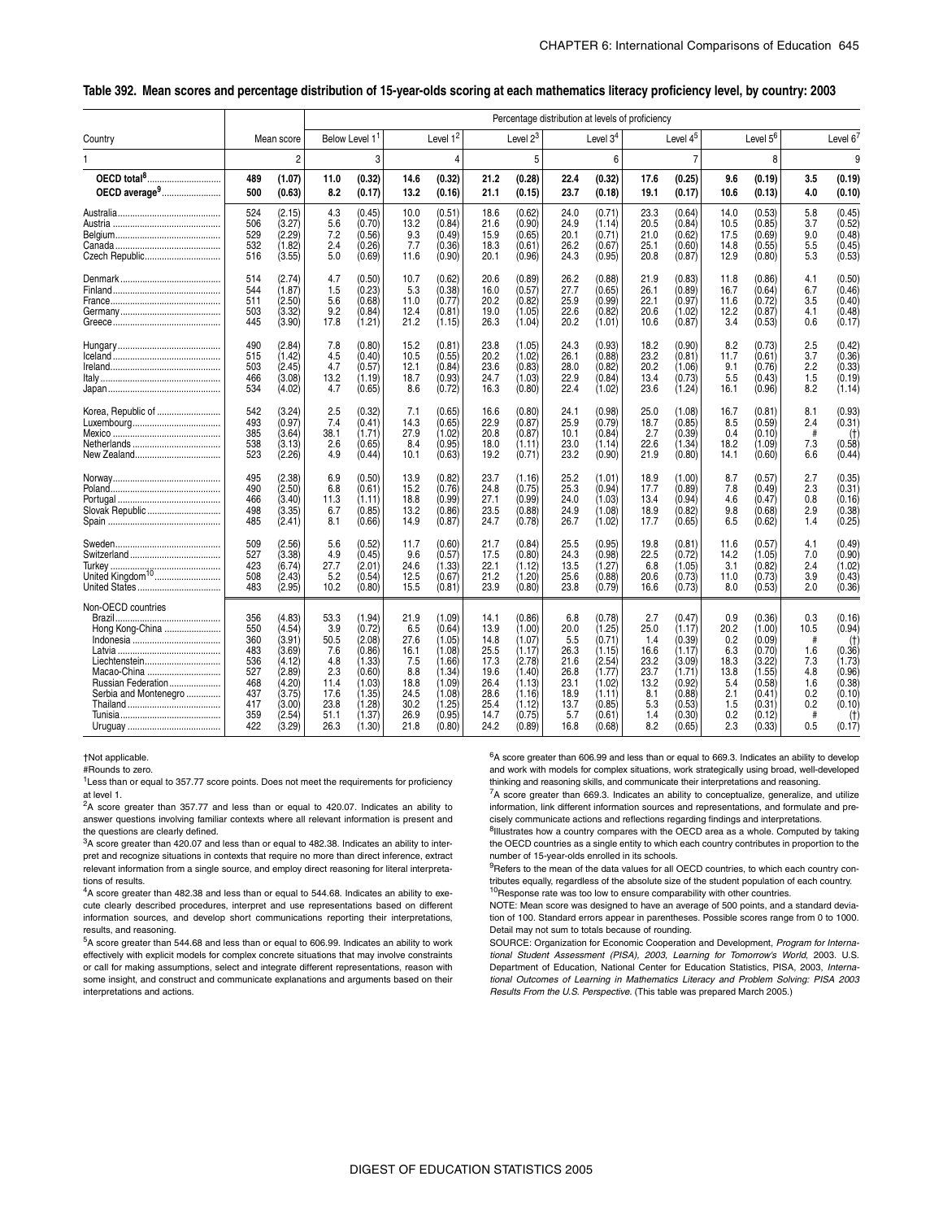**Table 392. Mean scores and percentage distribution of 15-year-olds scoring at each mathematics literacy proficiency level, by country: 2003**

| Country | Mean score | | Below Level 1[1] | | Level 1[2] | | Level 2[3] | | Level 3[4] | | Level 4[5] | | Level 5[6] | | Level 6[7] | |
|---|---|---|---|---|---|---|---|---|---|---|---|---|---|---|---|---|
| 1 | | 2 | | 3 | | 4 | | 5 | | 6 | | 7 | | 8 | | 9 |
| **OECD total[8]** | **489** | **(1.07)** | **11.0** | **(0.32)** | **14.6** | **(0.32)** | **21.2** | **(0.28)** | **22.4** | **(0.32)** | **17.6** | **(0.25)** | **9.6** | **(0.19)** | **3.5** | **(0.19)** |
| **OECD average[9]** | **500** | **(0.63)** | **8.2** | **(0.17)** | **13.2** | **(0.16)** | **21.1** | **(0.15)** | **23.7** | **(0.18)** | **19.1** | **(0.17)** | **10.6** | **(0.13)** | **4.0** | **(0.10)** |
| Australia | 524 | (2.15) | 4.3 | (0.45) | 10.0 | (0.51) | 18.6 | (0.62) | 24.0 | (0.71) | 23.3 | (0.64) | 14.0 | (0.53) | 5.8 | (0.45) |
| Austria | 506 | (3.27) | 5.6 | (0.70) | 13.2 | (0.84) | 21.6 | (0.90) | 24.9 | (1.14) | 20.5 | (0.84) | 10.5 | (0.85) | 3.7 | (0.52) |
| Belgium | 529 | (2.29) | 7.2 | (0.56) | 9.3 | (0.49) | 15.9 | (0.65) | 20.1 | (0.71) | 21.0 | (0.62) | 17.5 | (0.69) | 9.0 | (0.48) |
| Canada | 532 | (1.82) | 2.4 | (0.26) | 7.7 | (0.36) | 18.3 | (0.61) | 26.2 | (0.67) | 25.1 | (0.60) | 14.8 | (0.55) | 5.5 | (0.45) |
| Czech Republic | 516 | (3.55) | 5.0 | (0.69) | 11.6 | (0.90) | 20.1 | (0.96) | 24.3 | (0.95) | 20.8 | (0.87) | 12.9 | (0.80) | 5.3 | (0.53) |
| Denmark | 514 | (2.74) | 4.7 | (0.50) | 10.7 | (0.62) | 20.6 | (0.89) | 26.2 | (0.88) | 21.9 | (0.83) | 11.8 | (0.86) | 4.1 | (0.50) |
| Finland | 544 | (1.87) | 1.5 | (0.23) | 5.3 | (0.38) | 16.0 | (0.57) | 27.7 | (0.65) | 26.1 | (0.89) | 16.7 | (0.64) | 6.7 | (0.46) |
| France | 511 | (2.50) | 5.6 | (0.68) | 11.0 | (0.77) | 20.2 | (0.82) | 25.9 | (0.99) | 22.1 | (0.97) | 11.6 | (0.72) | 3.5 | (0.40) |
| Germany | 503 | (3.32) | 9.2 | (0.84) | 12.4 | (0.81) | 19.0 | (1.05) | 22.6 | (0.82) | 20.6 | (1.02) | 12.2 | (0.87) | 4.1 | (0.48) |
| Greece | 445 | (3.90) | 17.8 | (1.21) | 21.2 | (1.15) | 26.3 | (1.04) | 20.2 | (1.01) | 10.6 | (0.87) | 3.4 | (0.53) | 0.6 | (0.17) |
| Hungary | 490 | (2.84) | 7.8 | (0.80) | 15.2 | (0.81) | 23.8 | (1.05) | 24.3 | (0.93) | 18.2 | (0.90) | 8.2 | (0.73) | 2.5 | (0.42) |
| Iceland | 515 | (1.42) | 4.5 | (0.40) | 10.5 | (0.55) | 20.2 | (1.02) | 26.1 | (0.88) | 23.2 | (0.81) | 11.7 | (0.61) | 3.7 | (0.36) |
| Ireland | 503 | (2.45) | 4.7 | (0.57) | 12.1 | (0.84) | 23.6 | (0.83) | 28.0 | (0.82) | 20.2 | (1.06) | 9.1 | (0.76) | 2.2 | (0.33) |
| Italy | 466 | (3.08) | 13.2 | (1.19) | 18.7 | (0.93) | 24.7 | (1.03) | 22.9 | (0.84) | 13.4 | (0.73) | 5.5 | (0.43) | 1.5 | (0.19) |
| Japan | 534 | (4.02) | 4.7 | (0.65) | 8.6 | (0.72) | 16.3 | (0.80) | 22.4 | (1.02) | 23.6 | (1.24) | 16.1 | (0.96) | 8.2 | (1.14) |
| Korea, Republic of | 542 | (3.24) | 2.5 | (0.32) | 7.1 | (0.65) | 16.6 | (0.80) | 24.1 | (0.98) | 25.0 | (1.08) | 16.7 | (0.81) | 8.1 | (0.93) |
| Luxembourg | 493 | (0.97) | 7.4 | (0.41) | 14.3 | (0.65) | 22.9 | (0.87) | 25.9 | (0.79) | 18.7 | (0.85) | 8.5 | (0.59) | 2.4 | (0.31) |
| Mexico | 385 | (3.64) | 38.1 | (1.71) | 27.9 | (1.02) | 20.8 | (0.87) | 10.1 | (0.84) | 2.7 | (0.39) | 0.4 | (0.10) | # | (†) |
| Netherlands | 538 | (3.13) | 2.6 | (0.65) | 8.4 | (0.95) | 18.0 | (1.11) | 23.0 | (1.14) | 22.6 | (1.34) | 18.2 | (1.09) | 7.3 | (0.58) |
| New Zealand | 523 | (2.26) | 4.9 | (0.44) | 10.1 | (0.63) | 19.2 | (0.71) | 23.2 | (0.90) | 21.9 | (0.80) | 14.1 | (0.60) | 6.6 | (0.44) |
| Norway | 495 | (2.38) | 6.9 | (0.50) | 13.9 | (0.82) | 23.7 | (1.16) | 25.2 | (1.01) | 18.9 | (1.00) | 8.7 | (0.57) | 2.7 | (0.35) |
| Poland | 490 | (2.50) | 6.8 | (0.61) | 15.2 | (0.76) | 24.8 | (0.75) | 25.3 | (0.94) | 17.7 | (0.89) | 7.8 | (0.49) | 2.3 | (0.31) |
| Portugal | 466 | (3.40) | 11.3 | (1.11) | 18.8 | (0.99) | 27.1 | (0.99) | 24.0 | (1.03) | 13.4 | (0.94) | 4.6 | (0.47) | 0.8 | (0.16) |
| Slovak Republic | 498 | (3.35) | 6.7 | (0.85) | 13.2 | (0.86) | 23.5 | (0.88) | 24.9 | (1.08) | 18.9 | (0.82) | 9.8 | (0.68) | 2.9 | (0.38) |
| Spain | 485 | (2.41) | 8.1 | (0.66) | 14.9 | (0.87) | 24.7 | (0.78) | 26.7 | (1.02) | 17.7 | (0.65) | 6.5 | (0.62) | 1.4 | (0.25) |
| Sweden | 509 | (2.56) | 5.6 | (0.52) | 11.7 | (0.60) | 21.7 | (0.84) | 25.5 | (0.95) | 19.8 | (0.81) | 11.6 | (0.57) | 4.1 | (0.49) |
| Switzerland | 527 | (3.38) | 4.9 | (0.45) | 9.6 | (0.57) | 17.5 | (0.80) | 24.3 | (0.98) | 22.5 | (0.72) | 14.2 | (1.05) | 7.0 | (0.90) |
| Turkey | 423 | (6.74) | 27.7 | (2.01) | 24.6 | (1.33) | 22.1 | (1.12) | 13.5 | (1.27) | 6.8 | (1.05) | 3.1 | (0.82) | 2.4 | (1.02) |
| United Kingdom[10] | 508 | (2.43) | 5.2 | (0.54) | 12.5 | (0.67) | 21.2 | (1.20) | 25.6 | (0.88) | 20.6 | (0.73) | 11.0 | (0.73) | 3.9 | (0.43) |
| United States | 483 | (2.95) | 10.2 | (0.80) | 15.5 | (0.81) | 23.9 | (0.80) | 23.8 | (0.79) | 16.6 | (0.73) | 8.0 | (0.53) | 2.0 | (0.36) |
| Non-OECD countries | | | | | | | | | | | | | | | | |
| Brazil | 356 | (4.83) | 53.3 | (1.94) | 21.9 | (1.09) | 14.1 | (0.86) | 6.8 | (0.78) | 2.7 | (0.47) | 0.9 | (0.36) | 0.3 | (0.16) |
| Hong Kong-China | 550 | (4.54) | 3.9 | (0.72) | 6.5 | (0.64) | 13.9 | (1.00) | 20.0 | (1.25) | 25.0 | (1.17) | 20.2 | (1.00) | 10.5 | (0.94) |
| Indonesia | 360 | (3.91) | 50.5 | (2.08) | 27.6 | (1.05) | 14.8 | (1.07) | 5.5 | (0.71) | 1.4 | (0.39) | 0.2 | (0.09) | # | (†) |
| Latvia | 483 | (3.69) | 7.6 | (0.86) | 16.1 | (1.08) | 25.5 | (1.17) | 26.3 | (1.15) | 16.6 | (1.17) | 6.3 | (0.70) | 1.6 | (0.36) |
| Liechtenstein | 536 | (4.12) | 4.8 | (1.33) | 7.5 | (1.66) | 17.3 | (2.78) | 21.6 | (2.54) | 23.2 | (3.09) | 18.3 | (3.22) | 7.3 | (1.73) |
| Macao-China | 527 | (2.89) | 2.3 | (0.60) | 8.8 | (1.34) | 19.6 | (1.40) | 26.8 | (1.77) | 23.7 | (1.71) | 13.8 | (1.55) | 4.8 | (0.96) |
| Russian Federation | 468 | (4.20) | 11.4 | (1.03) | 18.8 | (1.09) | 26.4 | (1.13) | 23.1 | (1.02) | 13.2 | (0.92) | 5.4 | (0.58) | 1.6 | (0.38) |
| Serbia and Montenegro | 437 | (3.75) | 17.6 | (1.35) | 24.5 | (1.08) | 28.6 | (1.16) | 18.9 | (1.11) | 8.1 | (0.88) | 2.1 | (0.41) | 0.2 | (0.10) |
| Thailand | 417 | (3.00) | 23.8 | (1.28) | 30.2 | (1.25) | 25.4 | (1.12) | 13.7 | (0.85) | 5.3 | (0.53) | 1.5 | (0.31) | 0.2 | (0.10) |
| Tunisia | 359 | (2.54) | 51.1 | (1.37) | 26.9 | (0.95) | 14.7 | (0.75) | 5.7 | (0.61) | 1.4 | (0.30) | 0.2 | (0.12) | # | (†) |
| Uruguay | 422 | (3.29) | 26.3 | (1.30) | 21.8 | (0.80) | 24.2 | (0.89) | 16.8 | (0.68) | 8.2 | (0.65) | 2.3 | (0.33) | 0.5 | (0.17) |

†Not applicable.

#Rounds to zero.

[1]Less than or equal to 357.77 score points. Does not meet the requirements for proficiency at level 1.

[2]A score greater than 357.77 and less than or equal to 420.07. Indicates an ability to answer questions involving familiar contexts where all relevant information is present and the questions are clearly defined.

[3]A score greater than 420.07 and less than or equal to 482.38. Indicates an ability to interpret and recognize situations in contexts that require no more than direct inference, extract relevant information from a single source, and employ direct reasoning for literal interpretations of results.

[4]A score greater than 482.38 and less than or equal to 544.68. Indicates an ability to execute clearly described procedures, interpret and use representations based on different information sources, and develop short communications reporting their interpretations, results, and reasoning.

[5]A score greater than 544.68 and less than or equal to 606.99. Indicates an ability to work effectively with explicit models for complex concrete situations that may involve constraints or call for making assumptions, select and integrate different representations, reason with some insight, and construct and communicate explanations and arguments based on their interpretations and actions.

[6]A score greater than 606.99 and less than or equal to 669.3. Indicates an ability to develop and work with models for complex situations, work strategically using broad, well-developed thinking and reasoning skills, and communicate their interpretations and reasoning.

[7]A score greater than 669.3. Indicates an ability to conceptualize, generalize, and utilize information, link different information sources and representations, and formulate and precisely communicate actions and reflections regarding findings and interpretations.

[8]Illustrates how a country compares with the OECD area as a whole. Computed by taking the OECD countries as a single entity to which each country contributes in proportion to the number of 15-year-olds enrolled in its schools.

[9]Refers to the mean of the data values for all OECD countries, to which each country contributes equally, regardless of the absolute size of the student population of each country.

[10]Response rate was too low to ensure comparability with other countries.

NOTE: Mean score was designed to have an average of 500 points, and a standard deviation of 100. Standard errors appear in parentheses. Possible scores range from 0 to 1000. Detail may not sum to totals because of rounding.

SOURCE: Organization for Economic Cooperation and Development, *Program for International Student Assessment (PISA), 2003, Learning for Tomorrow's World*, 2003. U.S. Department of Education, National Center for Education Statistics, PISA, 2003, *International Outcomes of Learning in Mathematics Literacy and Problem Solving: PISA 2003 Results From the U.S. Perspective*. (This table was prepared March 2005.)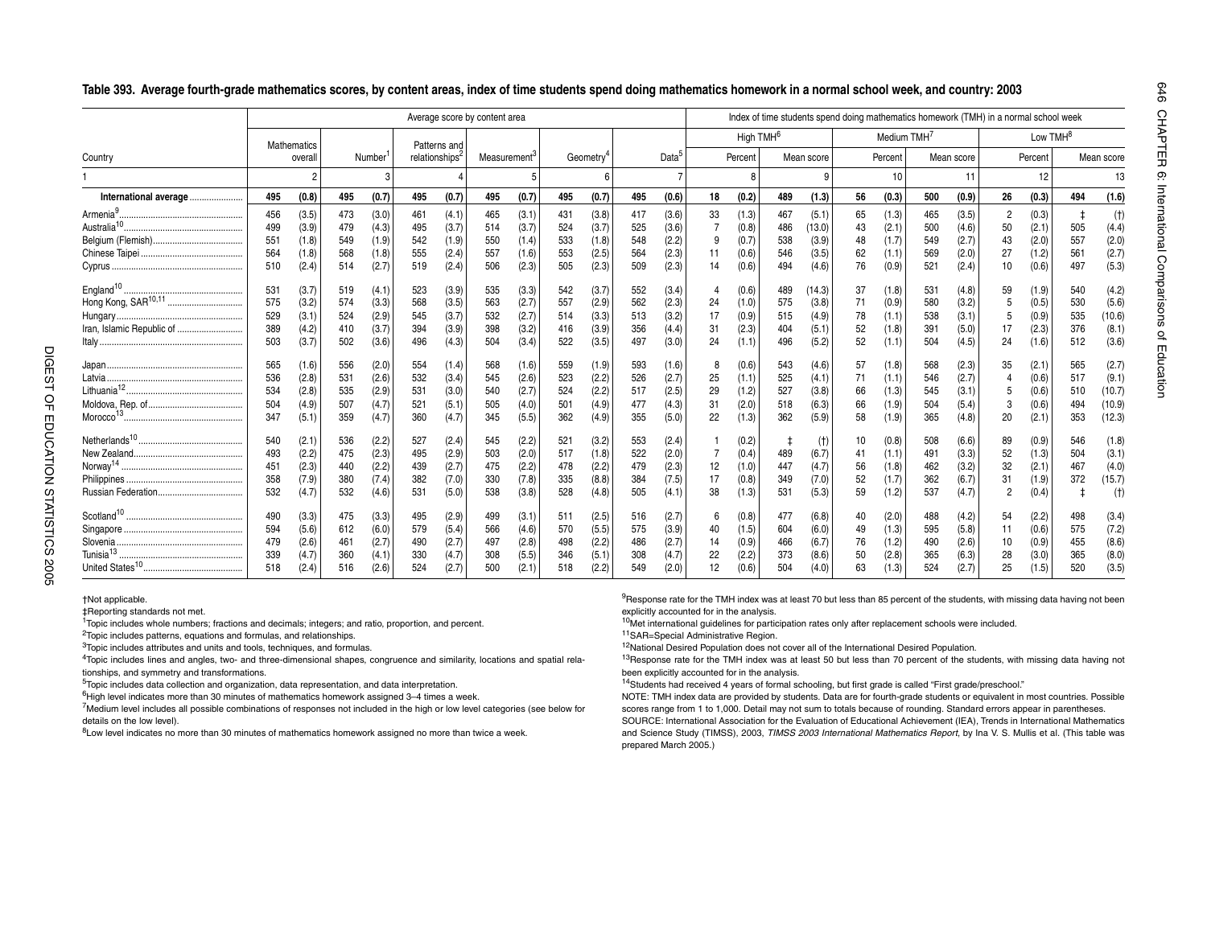# Table 393. Average fourth-grade mathematics scores, by content areas, index of time students spend doing mathematics homework in a normal school week, and country: 2003

| Country | Average score by content area | | | | | | | | | | | | Index of time students spend doing mathematics homework (TMH) in a normal school week | | | | | | | | | | | |
|---|---|---|---|---|---|---|---|---|---|---|---|---|---|---|---|---|---|---|---|---|---|---|---|---|
| | Mathematics overall | | Number[1] | | Patterns and relationships[2] | | Measurement[3] | | Geometry[4] | | Data[5] | | High TMH[6] | | | | Medium TMH[7] | | | | Low TMH[8] | | | |
| | | | | | | | | | | | | | Percent | | Mean score | | Percent | | Mean score | | Percent | | Mean score | |
| 1 | 2 | | 3 | | 4 | | 5 | | 6 | | 7 | | 8 | | 9 | | 10 | | 11 | | 12 | | 13 | |
| **International average** | **495** | **(0.8)** | **495** | **(0.7)** | **495** | **(0.7)** | **495** | **(0.7)** | **495** | **(0.7)** | **495** | **(0.6)** | **18** | **(0.2)** | **489** | **(1.3)** | **56** | **(0.3)** | **500** | **(0.9)** | **26** | **(0.3)** | **494** | **(1.6)** |
| Armenia[9] | 456 | (3.5) | 473 | (3.0) | 461 | (4.1) | 465 | (3.1) | 431 | (3.8) | 417 | (3.6) | 33 | (1.3) | 467 | (5.1) | 65 | (1.3) | 465 | (3.5) | 2 | (0.3) | ‡ | (†) |
| Australia[10] | 499 | (3.9) | 479 | (4.3) | 495 | (3.7) | 514 | (3.7) | 524 | (3.7) | 525 | (3.6) | 7 | (0.8) | 486 | (13.0) | 43 | (2.1) | 500 | (4.6) | 50 | (2.1) | 505 | (4.4) |
| Belgium (Flemish) | 551 | (1.8) | 549 | (1.9) | 542 | (1.9) | 550 | (1.4) | 533 | (1.8) | 548 | (2.2) | 9 | (0.7) | 538 | (3.9) | 48 | (1.7) | 549 | (2.7) | 43 | (2.0) | 557 | (2.0) |
| Chinese Taipei | 564 | (1.8) | 568 | (1.8) | 555 | (2.4) | 557 | (1.6) | 553 | (2.5) | 564 | (2.3) | 11 | (0.6) | 546 | (3.5) | 62 | (1.1) | 569 | (2.0) | 27 | (1.2) | 561 | (2.7) |
| Cyprus | 510 | (2.4) | 514 | (2.7) | 519 | (2.4) | 506 | (2.3) | 505 | (2.3) | 509 | (2.3) | 14 | (0.6) | 494 | (4.6) | 76 | (0.9) | 521 | (2.4) | 10 | (0.6) | 497 | (5.3) |
| England[10] | 531 | (3.7) | 519 | (4.1) | 523 | (3.9) | 535 | (3.3) | 542 | (3.7) | 552 | (3.4) | 4 | (0.6) | 489 | (14.3) | 37 | (1.8) | 531 | (4.8) | 59 | (1.9) | 540 | (4.2) |
| Hong Kong, SAR[10,11] | 575 | (3.2) | 574 | (3.3) | 568 | (3.5) | 563 | (2.7) | 557 | (2.9) | 562 | (2.3) | 24 | (1.0) | 575 | (3.8) | 71 | (0.9) | 580 | (3.2) | 5 | (0.5) | 530 | (5.6) |
| Hungary | 529 | (3.1) | 524 | (2.9) | 545 | (3.7) | 532 | (2.7) | 514 | (3.3) | 513 | (3.2) | 17 | (0.9) | 515 | (4.9) | 78 | (1.1) | 538 | (3.1) | 5 | (0.9) | 535 | (10.6) |
| Iran, Islamic Republic of | 389 | (4.2) | 410 | (3.7) | 394 | (3.9) | 398 | (3.2) | 416 | (3.9) | 356 | (4.4) | 31 | (2.3) | 404 | (5.1) | 52 | (1.8) | 391 | (5.0) | 17 | (2.3) | 376 | (8.1) |
| Italy | 503 | (3.7) | 502 | (3.6) | 496 | (4.3) | 504 | (3.4) | 522 | (3.5) | 497 | (3.0) | 24 | (1.1) | 496 | (5.2) | 52 | (1.1) | 504 | (4.5) | 24 | (1.6) | 512 | (3.6) |
| Japan | 565 | (1.6) | 556 | (2.0) | 554 | (1.4) | 568 | (1.6) | 559 | (1.9) | 593 | (1.6) | 8 | (0.6) | 543 | (4.6) | 57 | (1.8) | 568 | (2.3) | 35 | (2.1) | 565 | (2.7) |
| Latvia | 536 | (2.8) | 531 | (2.6) | 532 | (3.4) | 545 | (2.6) | 523 | (2.2) | 526 | (2.7) | 25 | (1.1) | 525 | (4.1) | 71 | (1.1) | 546 | (2.7) | 4 | (0.6) | 517 | (9.1) |
| Lithuania[12] | 534 | (2.8) | 535 | (2.9) | 531 | (3.0) | 540 | (2.7) | 524 | (2.2) | 517 | (2.5) | 29 | (1.2) | 527 | (3.8) | 66 | (1.3) | 545 | (3.1) | 5 | (0.6) | 510 | (10.7) |
| Moldova, Rep. of | 504 | (4.9) | 507 | (4.7) | 521 | (5.1) | 505 | (4.0) | 501 | (4.9) | 477 | (4.3) | 31 | (2.0) | 518 | (6.3) | 66 | (1.9) | 504 | (5.4) | 3 | (0.6) | 494 | (10.9) |
| Morocco[13] | 347 | (5.1) | 359 | (4.7) | 360 | (4.7) | 345 | (5.5) | 362 | (4.9) | 355 | (5.0) | 22 | (1.3) | 362 | (5.9) | 58 | (1.9) | 365 | (4.8) | 20 | (2.1) | 353 | (12.3) |
| Netherlands[10] | 540 | (2.1) | 536 | (2.2) | 527 | (2.4) | 545 | (2.2) | 521 | (3.2) | 553 | (2.4) | 1 | (0.2) | ‡ | (†) | 10 | (0.8) | 508 | (6.6) | 89 | (0.9) | 546 | (1.8) |
| New Zealand | 493 | (2.2) | 475 | (2.3) | 495 | (2.9) | 503 | (2.0) | 517 | (1.8) | 522 | (2.0) | 7 | (0.4) | 489 | (6.7) | 41 | (1.1) | 491 | (3.3) | 52 | (1.3) | 504 | (3.1) |
| Norway[14] | 451 | (2.3) | 440 | (2.2) | 439 | (2.7) | 475 | (2.2) | 478 | (2.2) | 479 | (2.3) | 12 | (1.0) | 447 | (4.7) | 56 | (1.8) | 462 | (3.2) | 32 | (2.1) | 467 | (4.0) |
| Philippines | 358 | (7.9) | 380 | (7.4) | 382 | (7.0) | 330 | (7.8) | 335 | (8.8) | 384 | (7.5) | 17 | (0.8) | 349 | (7.0) | 52 | (1.7) | 362 | (6.7) | 31 | (1.9) | 372 | (15.7) |
| Russian Federation | 532 | (4.7) | 532 | (4.6) | 531 | (5.0) | 538 | (3.8) | 528 | (4.8) | 505 | (4.1) | 38 | (1.3) | 531 | (5.3) | 59 | (1.2) | 537 | (4.7) | 2 | (0.4) | ‡ | (†) |
| Scotland[10] | 490 | (3.3) | 475 | (3.3) | 495 | (2.9) | 499 | (3.1) | 511 | (2.5) | 516 | (2.7) | 6 | (0.8) | 477 | (6.8) | 40 | (2.0) | 488 | (4.2) | 54 | (2.2) | 498 | (3.4) |
| Singapore | 594 | (5.6) | 612 | (6.0) | 579 | (5.4) | 566 | (4.6) | 570 | (5.5) | 575 | (3.9) | 40 | (1.5) | 604 | (6.0) | 49 | (1.3) | 595 | (5.8) | 11 | (0.6) | 575 | (7.2) |
| Slovenia | 479 | (2.6) | 461 | (2.7) | 490 | (2.7) | 497 | (2.8) | 498 | (2.2) | 486 | (2.7) | 14 | (0.9) | 466 | (6.7) | 76 | (1.2) | 490 | (2.6) | 10 | (0.9) | 455 | (8.6) |
| Tunisia[13] | 339 | (4.7) | 360 | (4.1) | 330 | (4.7) | 308 | (5.5) | 346 | (5.1) | 308 | (4.7) | 22 | (2.2) | 373 | (8.6) | 50 | (2.8) | 365 | (6.3) | 28 | (3.0) | 365 | (8.0) |
| United States[10] | 518 | (2.4) | 516 | (2.6) | 524 | (2.7) | 500 | (2.1) | 518 | (2.2) | 549 | (2.0) | 12 | (0.6) | 504 | (4.0) | 63 | (1.3) | 524 | (2.7) | 25 | (1.5) | 520 | (3.5) |

†Not applicable.
‡Reporting standards not met.
[1]Topic includes whole numbers; fractions and decimals; integers; and ratio, proportion, and percent.
[2]Topic includes patterns, equations and formulas, and relationships.
[3]Topic includes attributes and units and tools, techniques, and formulas.
[4]Topic includes lines and angles, two- and three-dimensional shapes, congruence and similarity, locations and spatial relationships, and symmetry and transformations.
[5]Topic includes data collection and organization, data representation, and data interpretation.
[6]High level indicates more than 30 minutes of mathematics homework assigned 3–4 times a week.
[7]Medium level includes all possible combinations of responses not included in the high or low level categories (see below for details on the low level).
[8]Low level indicates no more than 30 minutes of mathematics homework assigned no more than twice a week.
[9]Response rate for the TMH index was at least 70 but less than 85 percent of the students, with missing data having not been explicitly accounted for in the analysis.
[10]Met international guidelines for participation rates only after replacement schools were included.
[11]SAR=Special Administrative Region.
[12]National Desired Population does not cover all of the International Desired Population.
[13]Response rate for the TMH index was at least 50 but less than 70 percent of the students, with missing data having not been explicitly accounted for in the analysis.
[14]Students had received 4 years of formal schooling, but first grade is called "First grade/preschool."

NOTE: TMH index data are provided by students. Data are for fourth-grade students or equivalent in most countries. Possible scores range from 1 to 1,000. Detail may not sum to totals because of rounding. Standard errors appear in parentheses.

SOURCE: International Association for the Evaluation of Educational Achievement (IEA), Trends in International Mathematics and Science Study (TIMSS), 2003, *TIMSS 2003 International Mathematics Report*, by Ina V. S. Mullis et al. (This table was prepared March 2005.)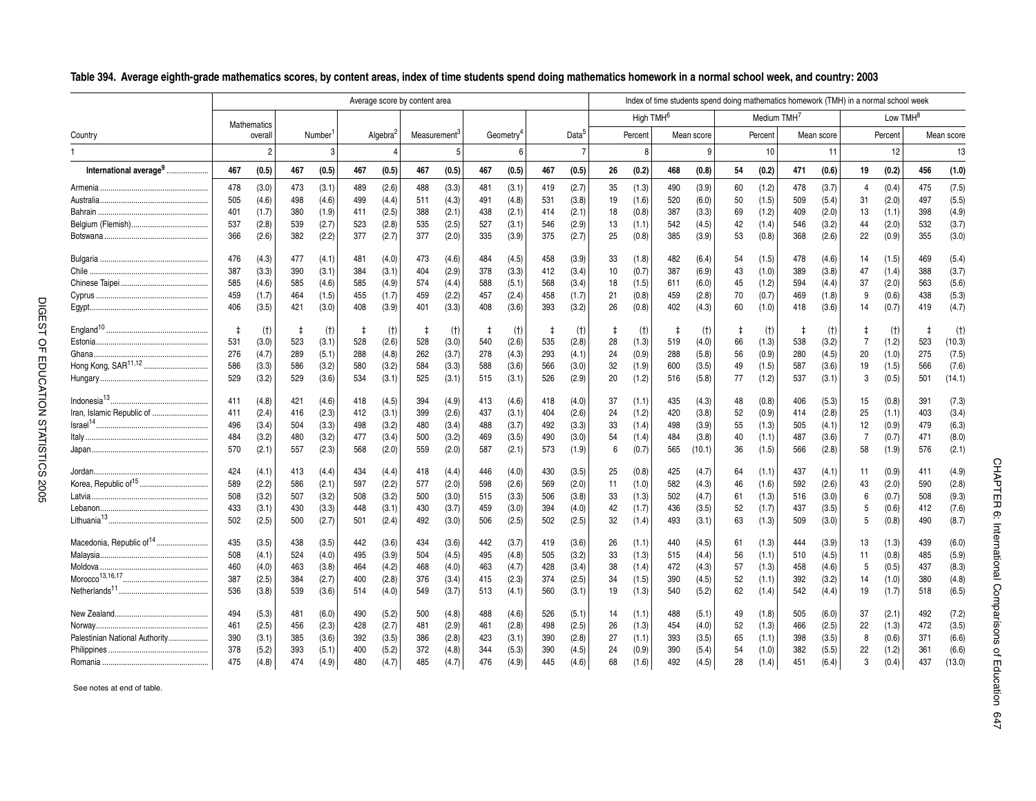## Table 394. Average eighth-grade mathematics scores, by content areas, index of time students spend doing mathematics homework in a normal school week, and country: 2003

| Country | Average score by content area | | | | | | | | | | | | | | Index of time students spend doing mathematics homework (TMH) in a normal school week | | | | | | | | | | | |
|---|---|---|---|---|---|---|---|---|---|---|---|---|---|---|---|---|---|---|---|---|---|---|---|---|---|---|
| | | | | | | | | | | | | | | | High TMH[6] | | | | Medium TMH[7] | | | | Low TMH[8] | | | |
| | Mathematics overall | | Number[1] | | Algebra[2] | | Measurement[3] | | Geometry[4] | | Data[5] | | Percent | | Mean score | | Percent | | Mean score | | Percent | | Mean score | |
| 1 | 2 | | 3 | | 4 | | 5 | | 6 | | 7 | | 8 | | 9 | | 10 | | 11 | | 12 | | 13 | |
| **International average[9]** | **467** | **(0.5)** | **467** | **(0.5)** | **467** | **(0.5)** | **467** | **(0.5)** | **467** | **(0.5)** | **467** | **(0.5)** | **26** | **(0.2)** | **468** | **(0.8)** | **54** | **(0.2)** | **471** | **(0.6)** | **19** | **(0.2)** | **456** | **(1.0)** |
| Armenia | 478 | (3.0) | 473 | (3.1) | 489 | (2.6) | 488 | (3.3) | 481 | (3.1) | 419 | (2.7) | 35 | (1.3) | 490 | (3.9) | 60 | (1.2) | 478 | (3.7) | 4 | (0.4) | 475 | (7.5) |
| Australia | 505 | (4.6) | 498 | (4.6) | 499 | (4.4) | 511 | (4.3) | 491 | (4.8) | 531 | (3.8) | 19 | (1.6) | 520 | (6.0) | 50 | (1.5) | 509 | (5.4) | 31 | (2.0) | 497 | (5.5) |
| Bahrain | 401 | (1.7) | 380 | (1.9) | 411 | (2.5) | 388 | (2.1) | 438 | (2.1) | 414 | (2.1) | 18 | (0.8) | 387 | (3.3) | 69 | (1.2) | 409 | (2.0) | 13 | (1.1) | 398 | (4.9) |
| Belgium (Flemish) | 537 | (2.8) | 539 | (2.7) | 523 | (2.8) | 535 | (2.5) | 527 | (3.1) | 546 | (2.9) | 13 | (1.1) | 542 | (4.5) | 42 | (1.4) | 546 | (3.2) | 44 | (2.0) | 532 | (3.7) |
| Botswana | 366 | (2.6) | 382 | (2.2) | 377 | (2.7) | 377 | (2.0) | 335 | (3.9) | 375 | (2.7) | 25 | (0.8) | 385 | (3.9) | 53 | (0.8) | 368 | (2.6) | 22 | (0.9) | 355 | (3.0) |
| Bulgaria | 476 | (4.3) | 477 | (4.1) | 481 | (4.0) | 473 | (4.6) | 484 | (4.5) | 458 | (3.9) | 33 | (1.8) | 482 | (6.4) | 54 | (1.5) | 478 | (4.6) | 14 | (1.5) | 469 | (5.4) |
| Chile | 387 | (3.3) | 390 | (3.1) | 384 | (3.1) | 404 | (2.9) | 378 | (3.3) | 412 | (3.4) | 10 | (0.7) | 387 | (6.9) | 43 | (1.0) | 389 | (3.8) | 47 | (1.4) | 388 | (3.7) |
| Chinese Taipei | 585 | (4.6) | 585 | (4.6) | 585 | (4.9) | 574 | (4.4) | 588 | (5.1) | 568 | (3.4) | 18 | (1.5) | 611 | (6.0) | 45 | (1.2) | 594 | (4.4) | 37 | (2.0) | 563 | (5.6) |
| Cyprus | 459 | (1.7) | 464 | (1.5) | 455 | (1.7) | 459 | (2.2) | 457 | (2.4) | 458 | (1.7) | 21 | (0.8) | 459 | (2.8) | 70 | (0.7) | 469 | (1.8) | 9 | (0.6) | 438 | (5.3) |
| Egypt | 406 | (3.5) | 421 | (3.0) | 408 | (3.9) | 401 | (3.3) | 408 | (3.6) | 393 | (3.2) | 26 | (0.8) | 402 | (4.3) | 60 | (1.0) | 418 | (3.6) | 14 | (0.7) | 419 | (4.7) |
| England[10] | ‡ | (†) | ‡ | (†) | ‡ | (†) | ‡ | (†) | ‡ | (†) | ‡ | (†) | ‡ | (†) | ‡ | (†) | ‡ | (†) | ‡ | (†) | ‡ | (†) | ‡ | (†) |
| Estonia | 531 | (3.0) | 523 | (3.1) | 528 | (2.6) | 528 | (3.0) | 540 | (2.6) | 535 | (2.8) | 28 | (1.3) | 519 | (4.0) | 66 | (1.3) | 538 | (3.2) | 7 | (1.2) | 523 | (10.3) |
| Ghana | 276 | (4.7) | 289 | (5.1) | 288 | (4.8) | 262 | (3.7) | 278 | (4.3) | 293 | (4.1) | 24 | (0.9) | 288 | (5.8) | 56 | (0.9) | 280 | (4.5) | 20 | (1.0) | 275 | (7.5) |
| Hong Kong, SAR[11,12] | 586 | (3.3) | 586 | (3.2) | 580 | (3.2) | 584 | (3.3) | 588 | (3.6) | 566 | (3.0) | 32 | (1.9) | 600 | (3.5) | 49 | (1.5) | 587 | (3.6) | 19 | (1.5) | 566 | (7.6) |
| Hungary | 529 | (3.2) | 529 | (3.6) | 534 | (3.1) | 525 | (3.1) | 515 | (3.1) | 526 | (2.9) | 20 | (1.2) | 516 | (5.8) | 77 | (1.2) | 537 | (3.1) | 3 | (0.5) | 501 | (14.1) |
| Indonesia[13] | 411 | (4.8) | 421 | (4.6) | 418 | (4.5) | 394 | (4.9) | 413 | (4.6) | 418 | (4.0) | 37 | (1.1) | 435 | (4.3) | 48 | (0.8) | 406 | (5.3) | 15 | (0.8) | 391 | (7.3) |
| Iran, Islamic Republic of | 411 | (2.4) | 416 | (2.3) | 412 | (3.1) | 399 | (2.6) | 437 | (3.1) | 404 | (2.6) | 24 | (1.2) | 420 | (3.8) | 52 | (0.9) | 414 | (2.8) | 25 | (1.1) | 403 | (3.4) |
| Israel[14] | 496 | (3.4) | 504 | (3.3) | 498 | (3.2) | 480 | (3.4) | 488 | (3.7) | 492 | (3.3) | 33 | (1.4) | 498 | (3.9) | 55 | (1.3) | 505 | (4.1) | 12 | (0.9) | 479 | (6.3) |
| Italy | 484 | (3.2) | 480 | (3.2) | 477 | (3.4) | 500 | (3.2) | 469 | (3.5) | 490 | (3.0) | 54 | (1.4) | 484 | (3.8) | 40 | (1.1) | 487 | (3.6) | 7 | (0.7) | 471 | (8.0) |
| Japan | 570 | (2.1) | 557 | (2.3) | 568 | (2.0) | 559 | (2.0) | 587 | (2.1) | 573 | (1.9) | 6 | (0.7) | 565 | (10.1) | 36 | (1.5) | 566 | (2.8) | 58 | (1.9) | 576 | (2.1) |
| Jordan | 424 | (4.1) | 413 | (4.4) | 434 | (4.4) | 418 | (4.4) | 446 | (4.0) | 430 | (3.5) | 25 | (0.8) | 425 | (4.7) | 64 | (1.1) | 437 | (4.1) | 11 | (0.9) | 411 | (4.9) |
| Korea, Republic of[15] | 589 | (2.2) | 586 | (2.1) | 597 | (2.2) | 577 | (2.0) | 598 | (2.6) | 569 | (2.0) | 11 | (1.0) | 582 | (4.3) | 46 | (1.6) | 592 | (2.6) | 43 | (2.0) | 590 | (2.8) |
| Latvia | 508 | (3.2) | 507 | (3.2) | 508 | (3.2) | 500 | (3.0) | 515 | (3.3) | 506 | (3.8) | 33 | (1.3) | 502 | (4.7) | 61 | (1.3) | 516 | (3.0) | 6 | (0.7) | 508 | (9.3) |
| Lebanon | 433 | (3.1) | 430 | (3.3) | 448 | (3.1) | 430 | (3.7) | 459 | (3.0) | 394 | (4.0) | 42 | (1.7) | 436 | (3.5) | 52 | (1.7) | 437 | (3.5) | 5 | (0.6) | 412 | (7.6) |
| Lithuania[13] | 502 | (2.5) | 500 | (2.7) | 501 | (2.4) | 492 | (3.0) | 506 | (2.5) | 502 | (2.5) | 32 | (1.4) | 493 | (3.1) | 63 | (1.3) | 509 | (3.0) | 5 | (0.8) | 490 | (8.7) |
| Macedonia, Republic of[14] | 435 | (3.5) | 438 | (3.5) | 442 | (3.6) | 434 | (3.6) | 442 | (3.7) | 419 | (3.6) | 26 | (1.1) | 440 | (4.5) | 61 | (1.3) | 444 | (3.9) | 13 | (1.3) | 439 | (6.0) |
| Malaysia | 508 | (4.1) | 524 | (4.0) | 495 | (3.9) | 504 | (4.5) | 495 | (4.8) | 505 | (3.2) | 33 | (1.3) | 515 | (4.4) | 56 | (1.1) | 510 | (4.5) | 11 | (0.8) | 485 | (5.9) |
| Moldova | 460 | (4.0) | 463 | (3.8) | 464 | (4.2) | 468 | (4.0) | 463 | (4.7) | 428 | (3.4) | 38 | (1.4) | 472 | (4.3) | 57 | (1.3) | 458 | (4.6) | 5 | (0.5) | 437 | (8.3) |
| Morocco[13,16,17] | 387 | (2.5) | 384 | (2.7) | 400 | (2.8) | 376 | (3.4) | 415 | (2.3) | 374 | (2.5) | 34 | (1.5) | 390 | (4.5) | 52 | (1.1) | 392 | (3.2) | 14 | (1.0) | 380 | (4.8) |
| Netherlands[11] | 536 | (3.8) | 539 | (3.6) | 514 | (4.0) | 549 | (3.7) | 513 | (4.1) | 560 | (3.1) | 19 | (1.3) | 540 | (5.2) | 62 | (1.4) | 542 | (4.4) | 19 | (1.7) | 518 | (6.5) |
| New Zealand | 494 | (5.3) | 481 | (6.0) | 490 | (5.2) | 500 | (4.8) | 488 | (4.6) | 526 | (5.1) | 14 | (1.1) | 488 | (5.1) | 49 | (1.8) | 505 | (6.0) | 37 | (2.1) | 492 | (7.2) |
| Norway | 461 | (2.5) | 456 | (2.3) | 428 | (2.7) | 481 | (2.9) | 461 | (2.8) | 498 | (2.5) | 26 | (1.3) | 454 | (4.0) | 52 | (1.3) | 466 | (2.5) | 22 | (1.3) | 472 | (3.5) |
| Palestinian National Authority | 390 | (3.1) | 385 | (3.6) | 392 | (3.5) | 386 | (2.8) | 423 | (3.1) | 390 | (2.8) | 27 | (1.1) | 393 | (3.5) | 65 | (1.1) | 398 | (3.5) | 8 | (0.6) | 371 | (6.6) |
| Philippines | 378 | (5.2) | 393 | (5.1) | 400 | (5.2) | 372 | (4.8) | 344 | (5.3) | 390 | (4.5) | 24 | (0.9) | 390 | (5.4) | 54 | (1.0) | 382 | (5.5) | 22 | (1.2) | 361 | (6.6) |
| Romania | 475 | (4.8) | 474 | (4.9) | 480 | (4.7) | 485 | (4.7) | 476 | (4.9) | 445 | (4.6) | 68 | (1.6) | 492 | (4.5) | 28 | (1.4) | 451 | (6.4) | 3 | (0.4) | 437 | (13.0) |

See notes at end of table.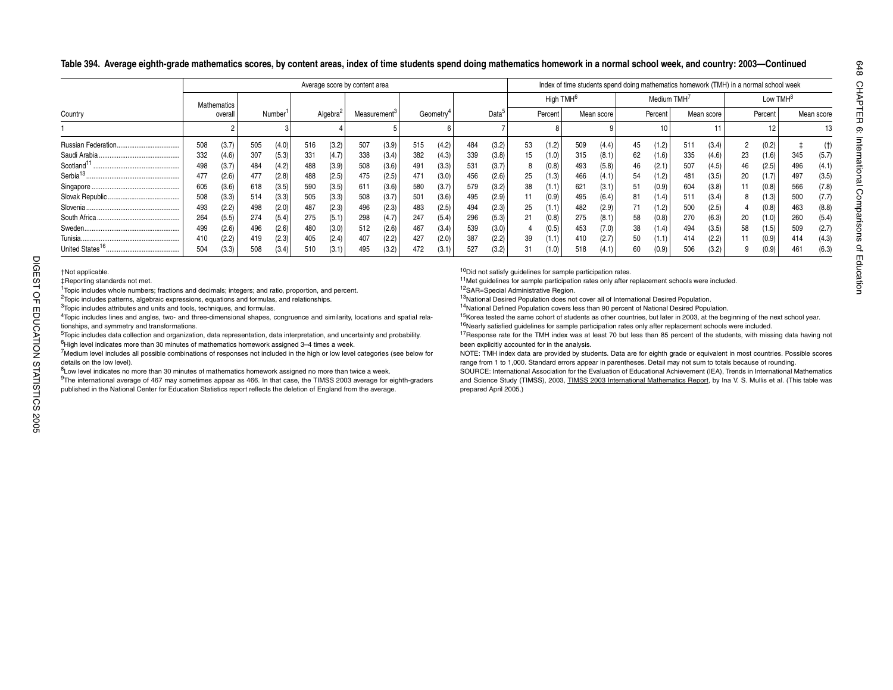# Table 394. Average eighth-grade mathematics scores, by content areas, index of time students spend doing mathematics homework in a normal school week, and country: 2003—Continued

| Country | Average score by content area | | | | | | | | | | | | | | Index of time students spend doing mathematics homework (TMH) in a normal school week | | | | | | | | | | | |
|---|---|---|---|---|---|---|---|---|---|---|---|---|---|---|---|---|---|---|---|---|---|---|---|---|---|---|
| | Mathematics overall | | Number[1] | | Algebra[2] | | Measurement[3] | | Geometry[4] | | Data[5] | | High TMH[6] | | | | Medium TMH[7] | | | | Low TMH[8] | | | | | |
| | | | | | | | | | | | | | Percent | | Mean score | | Percent | | Mean score | | Percent | | Mean score | | | |
| 1 | 2 | | 3 | | 4 | | 5 | | 6 | | 7 | | 8 | | 9 | | 10 | | 11 | | 12 | | 13 | | | |
| Russian Federation | 508 | (3.7) | 505 | (4.0) | 516 | (3.2) | 507 | (3.9) | 515 | (4.2) | 484 | (3.2) | 53 | (1.2) | 509 | (4.4) | 45 | (1.2) | 511 | (3.4) | 2 | (0.2) | ‡ | (†) | | |
| Saudi Arabia | 332 | (4.6) | 307 | (5.3) | 331 | (4.7) | 338 | (3.4) | 382 | (4.3) | 339 | (3.8) | 15 | (1.0) | 315 | (8.1) | 62 | (1.6) | 335 | (4.6) | 23 | (1.6) | 345 | (5.7) | | |
| Scotland[11] | 498 | (3.7) | 484 | (4.2) | 488 | (3.9) | 508 | (3.6) | 491 | (3.3) | 531 | (3.7) | 8 | (0.8) | 493 | (5.8) | 46 | (2.1) | 507 | (4.5) | 46 | (2.5) | 496 | (4.1) | | |
| Serbia[13] | 477 | (2.6) | 477 | (2.8) | 488 | (2.5) | 475 | (2.5) | 471 | (3.0) | 456 | (2.6) | 25 | (1.3) | 466 | (4.1) | 54 | (1.2) | 481 | (3.5) | 20 | (1.7) | 497 | (3.5) | | |
| Singapore | 605 | (3.6) | 618 | (3.5) | 590 | (3.5) | 611 | (3.6) | 580 | (3.7) | 579 | (3.2) | 38 | (1.1) | 621 | (3.1) | 51 | (0.9) | 604 | (3.8) | 11 | (0.8) | 566 | (7.8) | | |
| Slovak Republic | 508 | (3.3) | 514 | (3.3) | 505 | (3.3) | 508 | (3.7) | 501 | (3.6) | 495 | (2.9) | 11 | (0.9) | 495 | (6.4) | 81 | (1.4) | 511 | (3.4) | 8 | (1.3) | 500 | (7.7) | | |
| Slovenia | 493 | (2.2) | 498 | (2.0) | 487 | (2.3) | 496 | (2.3) | 483 | (2.5) | 494 | (2.3) | 25 | (1.1) | 482 | (2.9) | 71 | (1.2) | 500 | (2.5) | 4 | (0.8) | 463 | (8.8) | | |
| South Africa | 264 | (5.5) | 274 | (5.4) | 275 | (5.1) | 298 | (4.7) | 247 | (5.4) | 296 | (5.3) | 21 | (0.8) | 275 | (8.1) | 58 | (0.8) | 270 | (6.3) | 20 | (1.0) | 260 | (5.4) | | |
| Sweden | 499 | (2.6) | 496 | (2.6) | 480 | (3.0) | 512 | (2.6) | 467 | (3.4) | 539 | (3.0) | 4 | (0.5) | 453 | (7.0) | 38 | (1.4) | 494 | (3.5) | 58 | (1.5) | 509 | (2.7) | | |
| Tunisia | 410 | (2.2) | 419 | (2.3) | 405 | (2.4) | 407 | (2.2) | 427 | (2.0) | 387 | (2.2) | 39 | (1.1) | 410 | (2.7) | 50 | (1.1) | 414 | (2.2) | 11 | (0.9) | 414 | (4.3) | | |
| United States[16] | 504 | (3.3) | 508 | (3.4) | 510 | (3.1) | 495 | (3.2) | 472 | (3.1) | 527 | (3.2) | 31 | (1.0) | 518 | (4.1) | 60 | (0.9) | 506 | (3.2) | 9 | (0.9) | 461 | (6.3) | | |

†Not applicable.
‡Reporting standards not met.
[1]Topic includes whole numbers; fractions and decimals; integers; and ratio, proportion, and percent.
[2]Topic includes patterns, algebraic expressions, equations and formulas, and relationships.
[3]Topic includes attributes and units and tools, techniques, and formulas.
[4]Topic includes lines and angles, two- and three-dimensional shapes, congruence and similarity, locations and spatial relationships, and symmetry and transformations.
[5]Topic includes data collection and organization, data representation, data interpretation, and uncertainty and probability.
[6]High level indicates more than 30 minutes of mathematics homework assigned 3–4 times a week.
[7]Medium level includes all possible combinations of responses not included in the high or low level categories (see below for details on the low level).
[8]Low level indicates no more than 30 minutes of mathematics homework assigned no more than twice a week.
[9]The international average of 467 may sometimes appear as 466. In that case, the TIMSS 2003 average for eighth-graders published in the National Center for Education Statistics report reflects the deletion of England from the average.
[10]Did not satisfy guidelines for sample participation rates.
[11]Met guidelines for sample participation rates only after replacement schools were included.
[12]SAR=Special Administrative Region.
[13]National Desired Population does not cover all of International Desired Population.
[14]National Defined Population covers less than 90 percent of National Desired Population.
[15]Korea tested the same cohort of students as other countries, but later in 2003, at the beginning of the next school year.
[16]Nearly satisfied guidelines for sample participation rates only after replacement schools were included.
[17]Response rate for the TMH index was at least 70 but less than 85 percent of the students, with missing data having not been explicitly accounted for in the analysis.

NOTE: TMH index data are provided by students. Data are for eighth grade or equivalent in most countries. Possible scores range from 1 to 1,000. Standard errors appear in parentheses. Detail may not sum to totals because of rounding.

SOURCE: International Association for the Evaluation of Educational Achievement (IEA), Trends in International Mathematics and Science Study (TIMSS), 2003, TIMSS 2003 International Mathematics Report, by Ina V. S. Mullis et al. (This table was prepared April 2005.)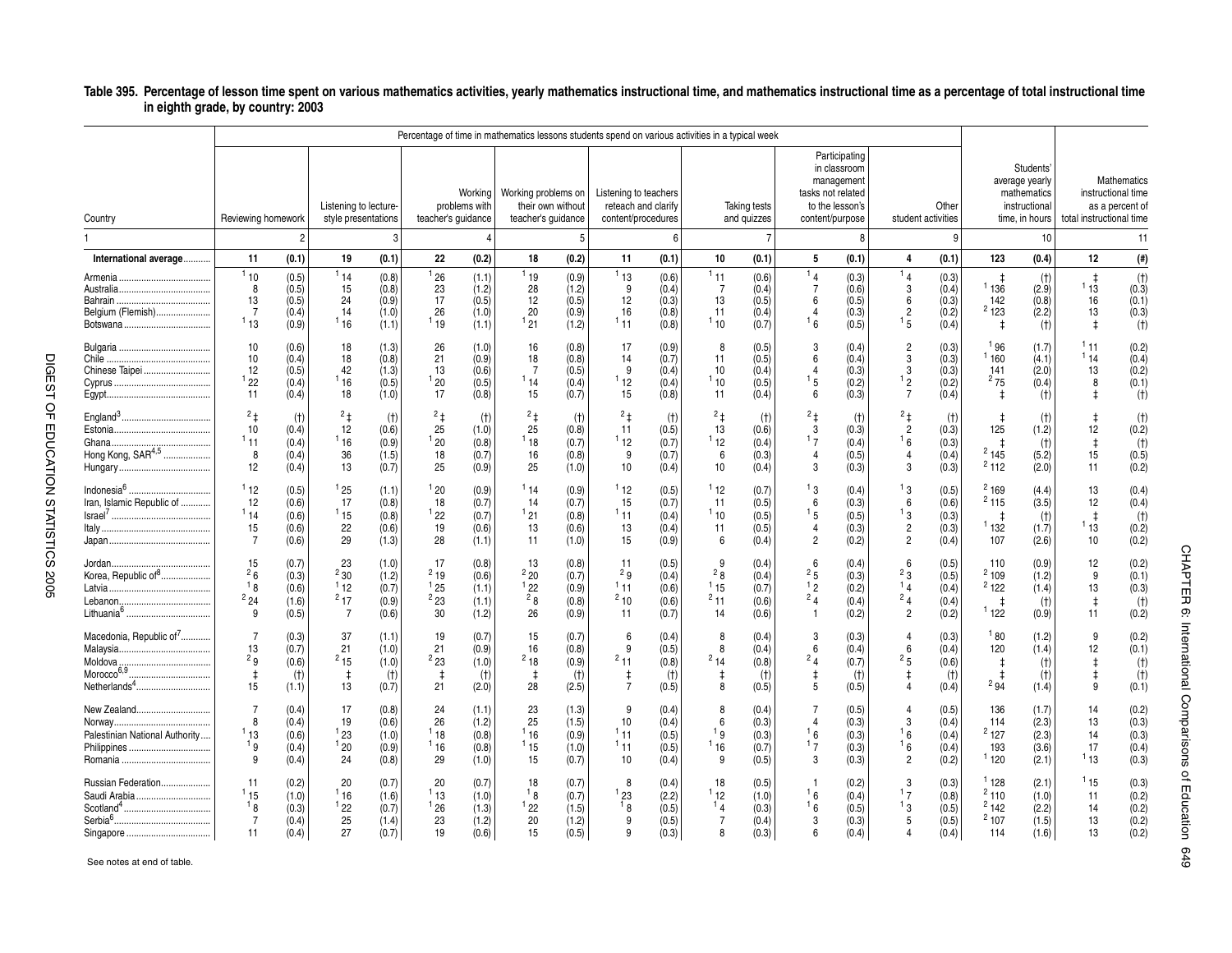**Table 395. Percentage of lesson time spent on various mathematics activities, yearly mathematics instructional time, and mathematics instructional time as a percentage of total instructional time in eighth grade, by country: 2003**

| Country | Percentage of time in mathematics lessons students spend on various activities in a typical week | | | | | | | | | | | | | | | | | | Students' average yearly mathematics instructional time, in hours | | Mathematics instructional time as a percent of total instructional time | |
|---|---|---|---|---|---|---|---|---|---|---|---|---|---|---|---|---|---|---|---|---|---|---|
| | Reviewing homework | | Listening to lecture-style presentations | | Working problems with teacher's guidance | | Working problems on their own without teacher's guidance | | Listening to teachers reteach and clarify content/procedures | | Taking tests and quizzes | | Participating in classroom management tasks not related to the lesson's content/purpose | | Other student activities | | | | | | | |
| 1 | | 2 | | 3 | | 4 | | 5 | | 6 | | 7 | | 8 | | 9 | | 10 | | 11 | | |
| **International average** | **11** | **(0.1)** | **19** | **(0.1)** | **22** | **(0.2)** | **18** | **(0.2)** | **11** | **(0.1)** | **10** | **(0.1)** | **5** | **(0.1)** | **4** | **(0.1)** | **123** | **(0.4)** | **12** | **(#)** | | |
| Armenia | [1] 10 | (0.5) | [1] 14 | (0.8) | [1] 26 | (1.1) | [1] 19 | (0.9) | [1] 13 | (0.6) | [1] 11 | (0.6) | [1] 4 | (0.3) | [1] 4 | (0.3) | ‡ | (†) | ‡ | (†) | | |
| Australia | 8 | (0.5) | 15 | (0.8) | 23 | (1.2) | 28 | (1.2) | 9 | (0.4) | 7 | (0.4) | 7 | (0.6) | 3 | (0.4) | [1] 136 | (2.9) | [1] 13 | (0.3) | | |
| Bahrain | 13 | (0.5) | 24 | (0.9) | 17 | (0.5) | 12 | (0.5) | 12 | (0.3) | 13 | (0.5) | 6 | (0.5) | 6 | (0.3) | 142 | (0.8) | 16 | (0.1) | | |
| Belgium (Flemish) | 7 | (0.4) | 14 | (1.0) | 26 | (1.0) | 20 | (0.9) | 16 | (0.8) | 11 | (0.4) | 4 | (0.3) | 2 | (0.2) | [2] 123 | (2.2) | 13 | (0.3) | | |
| Botswana | [1] 13 | (0.9) | [1] 16 | (1.1) | [1] 19 | (1.1) | [1] 21 | (1.2) | [1] 11 | (0.8) | [1] 10 | (0.7) | [1] 6 | (0.5) | [1] 5 | (0.4) | ‡ | (†) | ‡ | (†) | | |
| Bulgaria | 10 | (0.6) | 18 | (1.3) | 26 | (1.0) | 16 | (0.8) | 17 | (0.9) | 8 | (0.5) | 3 | (0.4) | 2 | (0.3) | [1] 96 | (1.7) | [1] 11 | (0.2) | | |
| Chile | 10 | (0.4) | 18 | (0.8) | 21 | (0.9) | 18 | (0.8) | 14 | (0.7) | 11 | (0.5) | 6 | (0.4) | 3 | (0.3) | [1] 160 | (4.1) | [1] 14 | (0.4) | | |
| Chinese Taipei | 12 | (0.5) | 42 | (1.3) | 13 | (0.6) | 7 | (0.5) | 9 | (0.4) | 10 | (0.4) | 4 | (0.3) | 3 | (0.3) | 141 | (2.0) | 13 | (0.2) | | |
| Cyprus | [1] 22 | (0.4) | [1] 16 | (0.5) | [1] 20 | (0.5) | [1] 14 | (0.4) | [1] 12 | (0.4) | [1] 10 | (0.5) | [1] 5 | (0.2) | [1] 2 | (0.2) | [2] 75 | (0.4) | 8 | (0.1) | | |
| Egypt | 11 | (0.4) | 18 | (1.0) | 17 | (0.8) | 15 | (0.7) | 15 | (0.8) | 11 | (0.4) | 6 | (0.3) | 7 | (0.4) | ‡ | (†) | ‡ | (†) | | |
| England[3] | [2] ‡ | (†) | [2] ‡ | (†) | [2] ‡ | (†) | [2] ‡ | (†) | [2] ‡ | (†) | [2] ‡ | (†) | [2] ‡ | (†) | [2] ‡ | (†) | ‡ | (†) | ‡ | (†) | | |
| Estonia | 10 | (0.4) | 12 | (0.6) | 25 | (1.0) | 25 | (0.8) | 11 | (0.5) | 13 | (0.6) | 3 | (0.3) | 2 | (0.3) | 125 | (1.2) | 12 | (0.2) | | |
| Ghana | [1] 11 | (0.4) | [1] 16 | (0.9) | [1] 20 | (0.8) | [1] 18 | (0.7) | [1] 12 | (0.7) | [1] 12 | (0.4) | [1] 7 | (0.4) | [1] 6 | (0.3) | ‡ | (†) | ‡ | (†) | | |
| Hong Kong, SAR[4,5] | 8 | (0.4) | 36 | (1.5) | 18 | (0.7) | 16 | (0.8) | 9 | (0.7) | 6 | (0.3) | 4 | (0.5) | 4 | (0.4) | [2] 145 | (5.2) | 15 | (0.5) | | |
| Hungary | 12 | (0.4) | 13 | (0.7) | 25 | (0.9) | 25 | (1.0) | 10 | (0.4) | 10 | (0.4) | 3 | (0.3) | 3 | (0.3) | [2] 112 | (2.0) | 11 | (0.2) | | |
| Indonesia[6] | [1] 12 | (0.5) | [1] 25 | (1.1) | [1] 20 | (0.9) | [1] 14 | (0.9) | [1] 12 | (0.5) | [1] 12 | (0.7) | [1] 3 | (0.4) | [1] 3 | (0.5) | [2] 169 | (4.4) | 13 | (0.4) | | |
| Iran, Islamic Republic of | 12 | (0.6) | 17 | (0.8) | 18 | (0.7) | 14 | (0.7) | 15 | (0.7) | 11 | (0.5) | 6 | (0.3) | 6 | (0.6) | [2] 115 | (3.5) | 12 | (0.4) | | |
| Israel[7] | [1] 14 | (0.6) | [1] 15 | (0.8) | [1] 22 | (0.7) | [1] 21 | (0.8) | [1] 11 | (0.4) | [1] 10 | (0.5) | [1] 5 | (0.5) | [1] 3 | (0.3) | ‡ | (†) | ‡ | (†) | | |
| Italy | 15 | (0.6) | 22 | (0.6) | 19 | (0.6) | 13 | (0.6) | 13 | (0.4) | 11 | (0.5) | 4 | (0.3) | 2 | (0.3) | [1] 132 | (1.7) | [1] 13 | (0.2) | | |
| Japan | 7 | (0.6) | 29 | (1.3) | 28 | (1.1) | 11 | (1.0) | 15 | (0.9) | 6 | (0.4) | 2 | (0.2) | 2 | (0.4) | 107 | (2.6) | 10 | (0.2) | | |
| Jordan | 15 | (0.7) | 23 | (1.0) | 17 | (0.8) | 13 | (0.8) | 11 | (0.5) | 9 | (0.4) | 6 | (0.4) | 6 | (0.5) | 110 | (0.9) | 12 | (0.2) | | |
| Korea, Republic of[8] | [2] 6 | (0.3) | [2] 30 | (1.2) | [2] 19 | (0.6) | [2] 20 | (0.7) | [2] 9 | (0.4) | [2] 8 | (0.4) | [2] 5 | (0.3) | [2] 3 | (0.5) | [2] 109 | (1.2) | 9 | (0.1) | | |
| Latvia | [1] 8 | (0.6) | [1] 12 | (0.7) | [1] 25 | (1.1) | [1] 22 | (0.9) | [1] 11 | (0.6) | [1] 15 | (0.7) | [1] 2 | (0.2) | [1] 4 | (0.4) | [2] 122 | (1.4) | 13 | (0.3) | | |
| Lebanon | [2] 24 | (1.6) | [2] 17 | (0.9) | [2] 23 | (1.1) | [2] 8 | (0.8) | [2] 10 | (0.6) | [2] 11 | (0.6) | [2] 4 | (0.4) | [2] 4 | (0.4) | ‡ | (†) | ‡ | (†) | | |
| Lithuania[6] | 9 | (0.5) | 7 | (0.6) | 30 | (1.2) | 26 | (0.9) | 11 | (0.7) | 14 | (0.6) | 1 | (0.2) | 2 | (0.2) | [1] 122 | (0.9) | 11 | (0.2) | | |
| Macedonia, Republic of[7] | 7 | (0.3) | 37 | (1.1) | 19 | (0.7) | 15 | (0.7) | 6 | (0.4) | 8 | (0.4) | 3 | (0.3) | 4 | (0.3) | [1] 80 | (1.2) | 9 | (0.2) | | |
| Malaysia | 13 | (0.7) | 21 | (1.0) | 21 | (0.9) | 16 | (0.8) | 9 | (0.5) | 8 | (0.4) | 6 | (0.4) | 6 | (0.4) | 120 | (1.4) | 12 | (0.1) | | |
| Moldova | [2] 9 | (0.6) | [2] 15 | (1.0) | [2] 23 | (1.0) | [2] 18 | (0.9) | [2] 11 | (0.8) | [2] 14 | (0.8) | [2] 4 | (0.7) | [2] 5 | (0.6) | ‡ | (†) | ‡ | (†) | | |
| Morocco[6,9] | ‡ | (†) | ‡ | (†) | ‡ | (†) | ‡ | (†) | ‡ | (†) | ‡ | (†) | ‡ | (†) | ‡ | (†) | ‡ | (†) | ‡ | (†) | | |
| Netherlands[4] | 15 | (1.1) | 13 | (0.7) | 21 | (2.0) | 28 | (2.5) | 7 | (0.5) | 8 | (0.5) | 5 | (0.5) | 4 | (0.4) | [2] 94 | (1.4) | 9 | (0.1) | | |
| New Zealand | 7 | (0.4) | 17 | (0.8) | 24 | (1.1) | 23 | (1.3) | 9 | (0.4) | 8 | (0.4) | 7 | (0.5) | 4 | (0.5) | 136 | (1.7) | 14 | (0.2) | | |
| Norway | 8 | (0.4) | 19 | (0.6) | 26 | (1.2) | 25 | (1.5) | 10 | (0.4) | 6 | (0.3) | 4 | (0.3) | 3 | (0.4) | 114 | (2.3) | 13 | (0.3) | | |
| Palestinian National Authority | [1] 13 | (0.6) | [1] 23 | (1.0) | [1] 18 | (0.8) | [1] 16 | (0.9) | [1] 11 | (0.5) | [1] 9 | (0.3) | [1] 6 | (0.3) | [1] 6 | (0.4) | [2] 127 | (2.3) | 14 | (0.3) | | |
| Philippines | [1] 9 | (0.4) | [1] 20 | (0.9) | [1] 16 | (0.8) | [1] 15 | (1.0) | [1] 11 | (0.5) | [1] 16 | (0.7) | [1] 7 | (0.3) | [1] 6 | (0.4) | 193 | (3.6) | 17 | (0.4) | | |
| Romania | 9 | (0.4) | 24 | (0.8) | 29 | (1.0) | 15 | (0.7) | 10 | (0.4) | 9 | (0.5) | 3 | (0.3) | 2 | (0.2) | [1] 120 | (2.1) | [1] 13 | (0.3) | | |
| Russian Federation | 11 | (0.2) | 20 | (0.7) | 20 | (0.7) | 18 | (0.7) | 8 | (0.4) | 18 | (0.5) | 1 | (0.2) | 3 | (0.3) | [1] 128 | (2.1) | [1] 15 | (0.3) | | |
| Saudi Arabia | [1] 15 | (1.0) | [1] 16 | (1.6) | [1] 13 | (1.0) | [1] 8 | (0.7) | [1] 23 | (2.2) | [1] 12 | (1.0) | [1] 6 | (0.4) | [1] 7 | (0.8) | [2] 110 | (1.0) | 11 | (0.2) | | |
| Scotland[4] | [1] 8 | (0.3) | [1] 22 | (0.7) | [1] 26 | (1.3) | [1] 22 | (1.5) | [1] 8 | (0.5) | [1] 4 | (0.3) | [1] 6 | (0.5) | [1] 3 | (0.5) | [2] 142 | (2.2) | 14 | (0.2) | | |
| Serbia[6] | 7 | (0.4) | 25 | (1.4) | 23 | (1.2) | 20 | (1.2) | 9 | (0.5) | 7 | (0.4) | 3 | (0.3) | 5 | (0.5) | [2] 107 | (1.5) | 13 | (0.2) | | |
| Singapore | 11 | (0.4) | 27 | (0.7) | 19 | (0.6) | 15 | (0.5) | 9 | (0.3) | 8 | (0.3) | 6 | (0.4) | 4 | (0.4) | 114 | (1.6) | 13 | (0.2) | | |

See notes at end of table.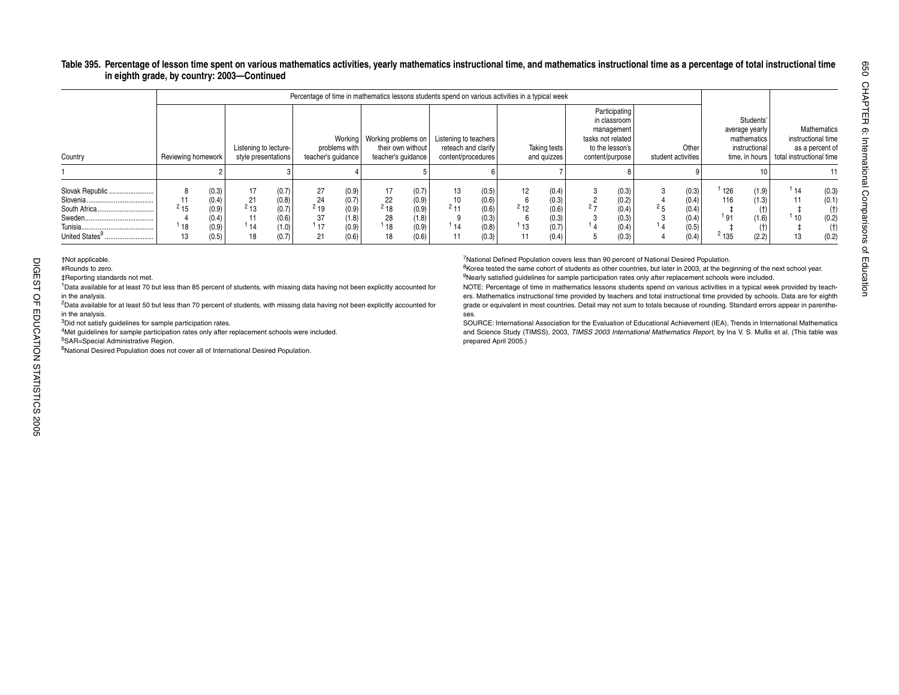**Table 395. Percentage of lesson time spent on various mathematics activities, yearly mathematics instructional time, and mathematics instructional time as a percentage of total instructional time in eighth grade, by country: 2003—Continued**

| Country | Percentage of time in mathematics lessons students spend on various activities in a typical week | | | | | | | | | | | | | | | | | | Students' average yearly mathematics instructional time, in hours | | Mathematics instructional time as a percent of total instructional time | |
|---|---|---|---|---|---|---|---|---|---|---|---|---|---|---|---|---|---|---|---|---|---|---|
| | Reviewing homework | | Listening to lecture-style presentations | | Working problems with teacher's guidance | | Working problems on their own without teacher's guidance | | Listening to teachers reteach and clarify content/procedures | | Taking tests and quizzes | | Participating in classroom management tasks not related to the lesson's content/purpose | | Other student activities | | | | | | | |
| 1 | 2 | | 3 | | 4 | | 5 | | 6 | | 7 | | 8 | | 9 | | | | 10 | | 11 | |
| Slovak Republic | 8 | (0.3) | 17 | (0.7) | 27 | (0.9) | 17 | (0.7) | 13 | (0.5) | 12 | (0.4) | 3 | (0.3) | 3 | (0.3) | | | [1] 126 | (1.9) | [1] 14 | (0.3) |
| Slovenia | 11 | (0.4) | 21 | (0.8) | 24 | (0.7) | 22 | (0.9) | 10 | (0.6) | 6 | (0.3) | 2 | (0.2) | 4 | (0.4) | | | 116 | (1.3) | 11 | (0.1) |
| South Africa | [2] 15 | (0.9) | [2] 13 | (0.7) | [2] 19 | (0.9) | [2] 18 | (0.9) | [2] 11 | (0.6) | [2] 12 | (0.6) | [2] 7 | (0.4) | [2] 5 | (0.4) | | | ‡ | (†) | ‡ | (†) |
| Sweden | 4 | (0.4) | 11 | (0.6) | 37 | (1.8) | 28 | (1.8) | 9 | (0.3) | 6 | (0.3) | 3 | (0.3) | 3 | (0.4) | | | [1] 91 | (1.6) | [1] 10 | (0.2) |
| Tunisia | [1] 18 | (0.9) | [1] 14 | (1.0) | [1] 17 | (0.9) | [1] 18 | (0.9) | [1] 14 | (0.8) | [1] 13 | (0.7) | [1] 4 | (0.4) | [1] 4 | (0.5) | | | ‡ | (†) | ‡ | (†) |
| United States[9] | 13 | (0.5) | 18 | (0.7) | 21 | (0.6) | 18 | (0.6) | 11 | (0.3) | 11 | (0.4) | 5 | (0.3) | 4 | (0.4) | | | [2] 135 | (2.2) | 13 | (0.2) |

†Not applicable.

#Rounds to zero.

‡Reporting standards not met.

[1]Data available for at least 70 but less than 85 percent of students, with missing data having not been explicitly accounted for in the analysis.

[2]Data available for at least 50 but less than 70 percent of students, with missing data having not been explicitly accounted for in the analysis.

[3]Did not satisfy guidelines for sample participation rates.

[4]Met guidelines for sample participation rates only after replacement schools were included.

[5]SAR=Special Administrative Region.

[6]National Desired Population does not cover all of International Desired Population.

[7]National Defined Population covers less than 90 percent of National Desired Population.

[8]Korea tested the same cohort of students as other countries, but later in 2003, at the beginning of the next school year.

[9]Nearly satisfied guidelines for sample participation rates only after replacement schools were included.

NOTE: Percentage of time in mathematics lessons students spend on various activities in a typical week provided by teachers. Mathematics instructional time provided by teachers and total instructional time provided by schools. Data are for eighth grade or equivalent in most countries. Detail may not sum to totals because of rounding. Standard errors appear in parentheses.

SOURCE: International Association for the Evaluation of Educational Achievement (IEA), Trends in International Mathematics and Science Study (TIMSS), 2003, *TIMSS 2003 International Mathematics Report*, by Ina V. S. Mullis et al. (This table was prepared April 2005.)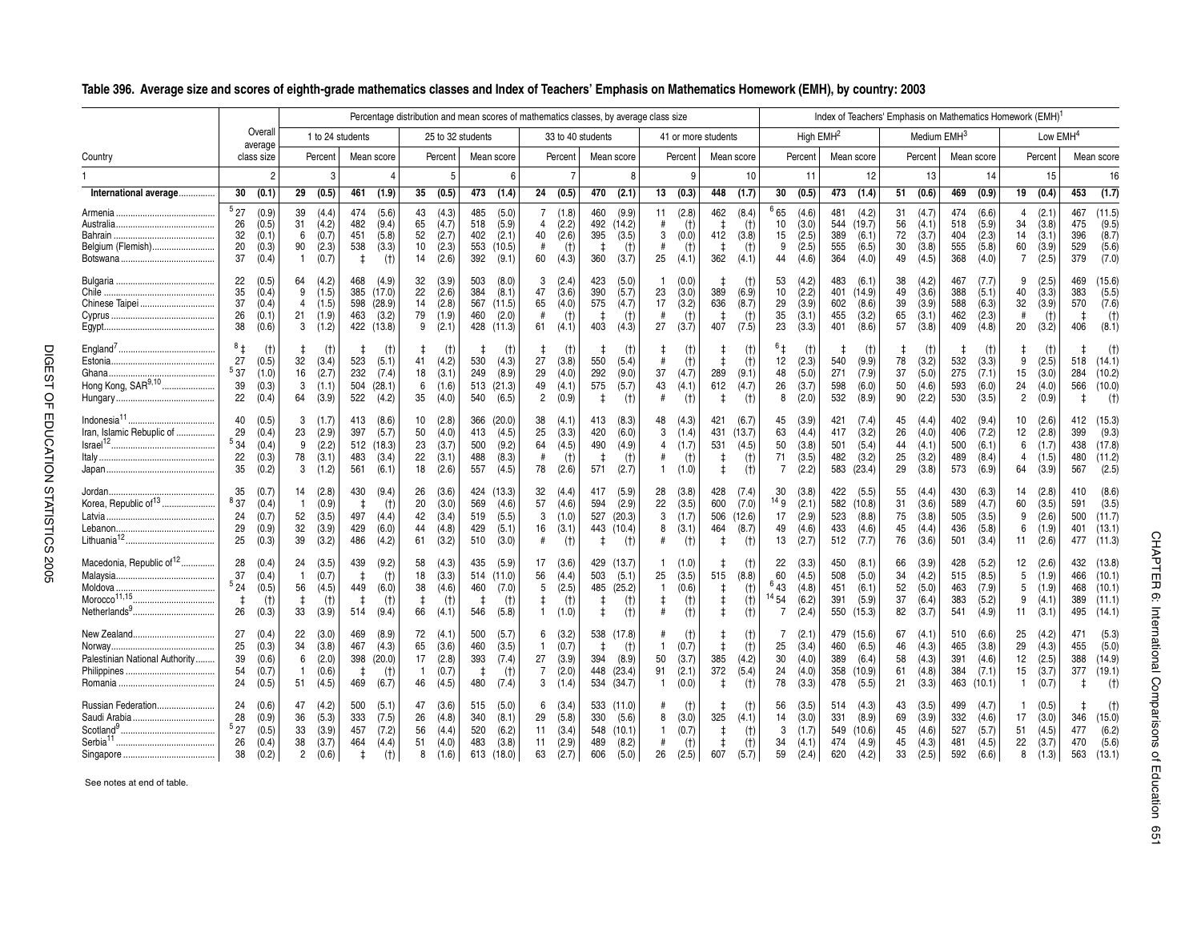## Table 396. Average size and scores of eighth-grade mathematics classes and Index of Teachers' Emphasis on Mathematics Homework (EMH), by country: 2003

| Country | Overall average class size | | Percentage distribution and mean scores of mathematics classes, by average class size: 1 to 24 students, Percent | | 1 to 24 students, Mean score | | 25 to 32 students, Percent | | 25 to 32 students, Mean score | | 33 to 40 students, Percent | | 33 to 40 students, Mean score | | 41 or more students, Percent | | 41 or more students, Mean score | | Index of Teachers' Emphasis on Mathematics Homework (EMH)[1]: High EMH[2], Percent | | High EMH[2], Mean score | | Medium EMH[3], Percent | | Medium EMH[3], Mean score | | Low EMH[4], Percent | | Low EMH[4], Mean score | |
|---|---|---|---|---|---|---|---|---|---|---|---|---|---|---|---|---|---|---|---|---|---|---|---|---|---|---|---|---|---|---|---|---|
| 1 | 2 | | 3 | | 4 | | 5 | | 6 | | 7 | | 8 | | 9 | | 10 | | 11 | | 12 | | 13 | | 14 | | 15 | | 16 | |
| **International average** | **30** | **(0.1)** | **29** | **(0.5)** | **461** | **(1.9)** | **35** | **(0.5)** | **473** | **(1.4)** | **24** | **(0.5)** | **470** | **(2.1)** | **13** | **(0.3)** | **448** | **(1.7)** | **30** | **(0.5)** | **473** | **(1.4)** | **51** | **(0.6)** | **469** | **(0.9)** | **19** | **(0.4)** | **453** | **(1.7)** |
| Armenia | [5] 27 | (0.9) | 39 | (4.4) | 474 | (5.6) | 43 | (4.3) | 485 | (5.0) | 7 | (1.8) | 460 | (9.9) | 11 | (2.8) | 462 | (8.4) | [6] 65 | (4.6) | 481 | (4.2) | 31 | (4.7) | 474 | (6.6) | 4 | (2.1) | 467 | (11.5) |
| Australia | 26 | (0.5) | 31 | (4.2) | 482 | (9.4) | 65 | (4.7) | 518 | (5.9) | 4 | (2.2) | 492 | (14.2) | # | (†) | ‡ | (†) | 10 | (3.0) | 544 | (19.7) | 56 | (4.1) | 518 | (5.9) | 34 | (3.8) | 475 | (9.5) |
| Bahrain | 32 | (0.1) | 6 | (0.7) | 451 | (5.8) | 52 | (2.7) | 402 | (2.1) | 40 | (2.6) | 395 | (3.5) | 3 | (0.0) | 412 | (3.8) | 15 | (2.5) | 389 | (6.1) | 72 | (3.7) | 404 | (2.3) | 14 | (3.1) | 396 | (8.7) |
| Belgium (Flemish) | 20 | (0.3) | 90 | (2.3) | 538 | (3.3) | 10 | (2.3) | 553 | (10.5) | # | (†) | ‡ | (†) | # | (†) | ‡ | (†) | 9 | (2.5) | 555 | (6.5) | 30 | (3.8) | 555 | (5.8) | 60 | (3.9) | 529 | (5.6) |
| Botswana | 37 | (0.4) | 1 | (0.7) | ‡ | (†) | 14 | (2.6) | 392 | (9.1) | 60 | (4.3) | 360 | (3.7) | 25 | (4.1) | 362 | (4.1) | 44 | (4.6) | 364 | (4.0) | 49 | (4.5) | 368 | (4.0) | 7 | (2.5) | 379 | (7.0) |
| Bulgaria | 22 | (0.5) | 64 | (4.2) | 468 | (4.9) | 32 | (3.9) | 503 | (8.0) | 3 | (2.4) | 423 | (5.0) | 1 | (0.0) | ‡ | (†) | 53 | (4.2) | 483 | (6.1) | 38 | (4.2) | 467 | (7.7) | 9 | (2.5) | 469 | (15.6) |
| Chile | 35 | (0.4) | 9 | (1.5) | 385 | (17.0) | 22 | (2.6) | 384 | (8.1) | 47 | (3.6) | 390 | (5.7) | 23 | (3.0) | 389 | (6.9) | 10 | (2.2) | 401 | (14.9) | 49 | (3.6) | 388 | (5.1) | 40 | (3.3) | 383 | (5.5) |
| Chinese Taipei | 37 | (0.4) | 4 | (1.5) | 598 | (28.9) | 14 | (2.8) | 567 | (11.5) | 65 | (4.0) | 575 | (4.7) | 17 | (3.2) | 636 | (8.7) | 29 | (3.9) | 602 | (8.6) | 39 | (3.9) | 588 | (6.3) | 32 | (3.9) | 570 | (7.6) |
| Cyprus | 26 | (0.1) | 21 | (1.9) | 463 | (3.2) | 79 | (1.9) | 460 | (2.0) | # | (†) | ‡ | (†) | # | (†) | ‡ | (†) | 35 | (3.1) | 455 | (3.2) | 65 | (3.1) | 462 | (2.3) | # | (†) | ‡ | (†) |
| Egypt | 38 | (0.6) | 3 | (1.2) | 422 | (13.8) | 9 | (2.1) | 428 | (11.3) | 61 | (4.1) | 403 | (4.3) | 27 | (3.7) | 407 | (7.5) | 23 | (3.3) | 401 | (8.6) | 57 | (3.8) | 409 | (4.8) | 20 | (3.2) | 406 | (8.1) |
| England[7] | [8] ‡ | (†) | ‡ | (†) | ‡ | (†) | ‡ | (†) | ‡ | (†) | ‡ | (†) | ‡ | (†) | ‡ | (†) | ‡ | (†) | [6] ‡ | (†) | ‡ | (†) | ‡ | (†) | ‡ | (†) | ‡ | (†) | ‡ | (†) |
| Estonia | 27 | (0.5) | 32 | (3.4) | 523 | (5.1) | 41 | (4.2) | 530 | (4.3) | 27 | (3.8) | 550 | (5.4) | # | (†) | ‡ | (†) | 12 | (2.3) | 540 | (9.9) | 78 | (3.2) | 532 | (3.3) | 9 | (2.5) | 518 | (14.1) |
| Ghana | [5] 37 | (1.0) | 16 | (2.7) | 232 | (7.4) | 18 | (3.1) | 249 | (8.9) | 29 | (4.0) | 292 | (9.0) | 37 | (4.7) | 289 | (9.1) | 48 | (5.0) | 271 | (7.9) | 37 | (5.0) | 275 | (7.1) | 15 | (3.0) | 284 | (10.2) |
| Hong Kong, SAR[9,10] | 39 | (0.3) | 3 | (1.1) | 504 | (28.1) | 6 | (1.6) | 513 | (21.3) | 49 | (4.1) | 575 | (5.7) | 43 | (4.1) | 612 | (4.7) | 26 | (3.7) | 598 | (6.0) | 50 | (4.6) | 593 | (6.0) | 24 | (4.0) | 566 | (10.0) |
| Hungary | 22 | (0.4) | 64 | (3.9) | 522 | (4.2) | 35 | (4.0) | 540 | (6.5) | 2 | (0.9) | ‡ | (†) | # | (†) | ‡ | (†) | 8 | (2.0) | 532 | (8.9) | 90 | (2.2) | 530 | (3.5) | 2 | (0.9) | ‡ | (†) |
| Indonesia[11] | 40 | (0.5) | 3 | (1.7) | 413 | (8.6) | 10 | (2.8) | 366 | (20.0) | 38 | (4.1) | 413 | (8.3) | 48 | (4.3) | 421 | (6.7) | 45 | (3.9) | 421 | (7.4) | 45 | (4.4) | 402 | (9.4) | 10 | (2.6) | 412 | (15.3) |
| Iran, Islamic Republic of | 29 | (0.4) | 23 | (2.9) | 397 | (5.7) | 50 | (4.0) | 413 | (4.5) | 25 | (3.3) | 420 | (6.0) | 3 | (1.4) | 431 | (13.7) | 63 | (4.4) | 417 | (3.2) | 26 | (4.0) | 406 | (7.2) | 12 | (2.8) | 399 | (9.3) |
| Israel[12] | [5] 34 | (0.4) | 9 | (2.2) | 512 | (18.3) | 23 | (3.7) | 500 | (9.2) | 64 | (4.5) | 490 | (4.9) | 4 | (1.7) | 531 | (4.5) | 50 | (3.8) | 501 | (5.4) | 44 | (4.1) | 500 | (6.1) | 6 | (1.7) | 438 | (17.8) |
| Italy | 22 | (0.3) | 78 | (3.1) | 483 | (3.4) | 22 | (3.1) | 488 | (8.3) | # | (†) | ‡ | (†) | # | (†) | ‡ | (†) | 71 | (3.5) | 482 | (3.2) | 25 | (3.2) | 489 | (8.4) | 4 | (1.5) | 480 | (11.2) |
| Japan | 35 | (0.2) | 3 | (1.2) | 561 | (6.1) | 18 | (2.6) | 557 | (4.5) | 78 | (2.6) | 571 | (2.7) | 1 | (1.0) | ‡ | (†) | 7 | (2.2) | 583 | (23.4) | 29 | (3.8) | 573 | (6.9) | 64 | (3.9) | 567 | (2.5) |
| Jordan | 35 | (0.7) | 14 | (2.8) | 430 | (9.4) | 26 | (3.6) | 424 | (13.3) | 32 | (4.4) | 417 | (5.9) | 28 | (3.8) | 428 | (7.4) | 30 | (3.8) | 422 | (5.5) | 55 | (4.4) | 430 | (6.3) | 14 | (2.8) | 410 | (8.6) |
| Korea, Republic of[13] | [8] 37 | (0.4) | 1 | (0.9) | ‡ | (†) | 20 | (3.0) | 569 | (4.6) | 57 | (4.6) | 594 | (2.9) | 22 | (3.5) | 600 | (7.0) | [14] 9 | (2.1) | 582 | (10.8) | 31 | (3.6) | 589 | (4.7) | 60 | (3.5) | 591 | (3.5) |
| Latvia | 24 | (0.7) | 52 | (3.5) | 497 | (4.4) | 42 | (3.4) | 519 | (5.5) | 3 | (1.0) | 527 | (20.3) | 3 | (1.7) | 506 | (12.6) | 17 | (2.9) | 523 | (8.8) | 75 | (3.8) | 505 | (3.5) | 9 | (2.6) | 500 | (11.7) |
| Lebanon | 29 | (0.9) | 32 | (3.9) | 429 | (6.0) | 44 | (4.8) | 429 | (5.1) | 16 | (3.1) | 443 | (10.4) | 8 | (3.1) | 464 | (8.7) | 49 | (4.6) | 433 | (4.6) | 45 | (4.4) | 436 | (5.8) | 6 | (1.9) | 401 | (13.1) |
| Lithuania[12] | 25 | (0.3) | 39 | (3.2) | 486 | (4.2) | 61 | (3.2) | 510 | (3.0) | # | (†) | ‡ | (†) | # | (†) | ‡ | (†) | 13 | (2.7) | 512 | (7.7) | 76 | (3.6) | 501 | (3.4) | 11 | (2.6) | 477 | (11.3) |
| Macedonia, Republic of[12] | 28 | (0.4) | 24 | (3.5) | 439 | (9.2) | 58 | (4.3) | 435 | (5.9) | 17 | (3.6) | 429 | (13.7) | 1 | (1.0) | ‡ | (†) | 22 | (3.3) | 450 | (8.1) | 66 | (3.9) | 428 | (5.2) | 12 | (2.6) | 432 | (13.8) |
| Malaysia | 37 | (0.4) | 1 | (0.7) | ‡ | (†) | 18 | (3.3) | 514 | (11.0) | 56 | (4.4) | 503 | (5.1) | 25 | (3.5) | 515 | (8.8) | 60 | (4.5) | 508 | (5.0) | 34 | (4.2) | 515 | (8.5) | 5 | (1.9) | 466 | (10.1) |
| Moldova | [5] 24 | (0.5) | 56 | (4.5) | 449 | (6.0) | 38 | (4.6) | 460 | (7.0) | 5 | (2.5) | 485 | (25.2) | 1 | (0.6) | ‡ | (†) | [6] 43 | (4.8) | 451 | (6.1) | 52 | (5.0) | 463 | (7.9) | 5 | (1.9) | 468 | (10.1) |
| Morocco[11,15] | ‡ | (†) | ‡ | (†) | ‡ | (†) | ‡ | (†) | ‡ | (†) | ‡ | (†) | ‡ | (†) | ‡ | (†) | ‡ | (†) | [14] 54 | (6.2) | 391 | (5.9) | 37 | (6.4) | 383 | (5.2) | 9 | (4.1) | 389 | (11.1) |
| Netherlands[9] | 26 | (0.3) | 33 | (3.9) | 514 | (9.4) | 66 | (4.1) | 546 | (5.8) | 1 | (1.0) | ‡ | (†) | # | (†) | ‡ | (†) | 7 | (2.4) | 550 | (15.3) | 82 | (3.7) | 541 | (4.9) | 11 | (3.1) | 495 | (14.1) |
| New Zealand | 27 | (0.4) | 22 | (3.0) | 469 | (8.9) | 72 | (4.1) | 500 | (5.7) | 6 | (3.2) | 538 | (17.8) | # | (†) | ‡ | (†) | 7 | (2.1) | 479 | (15.6) | 67 | (4.1) | 510 | (6.6) | 25 | (4.2) | 471 | (5.3) |
| Norway | 25 | (0.3) | 34 | (3.8) | 467 | (4.3) | 65 | (3.6) | 460 | (3.5) | 1 | (0.7) | ‡ | (†) | 1 | (0.7) | ‡ | (†) | 25 | (3.4) | 460 | (6.5) | 46 | (4.3) | 465 | (3.8) | 29 | (4.3) | 455 | (5.0) |
| Palestinian National Authority | 39 | (0.6) | 6 | (2.0) | 398 | (20.0) | 17 | (2.8) | 393 | (7.4) | 27 | (3.9) | 394 | (8.9) | 50 | (3.7) | 385 | (4.2) | 30 | (4.0) | 389 | (6.4) | 58 | (4.3) | 391 | (4.6) | 12 | (2.5) | 388 | (14.9) |
| Philippines | 54 | (0.7) | 1 | (0.6) | ‡ | (†) | 1 | (0.7) | ‡ | (†) | 7 | (2.0) | 448 | (23.4) | 91 | (2.1) | 372 | (5.4) | 24 | (4.0) | 358 | (10.9) | 61 | (4.8) | 384 | (7.1) | 15 | (3.7) | 377 | (19.1) |
| Romania | 24 | (0.5) | 51 | (4.5) | 469 | (6.7) | 46 | (4.5) | 480 | (7.4) | 3 | (1.4) | 534 | (34.7) | 1 | (0.0) | ‡ | (†) | 78 | (3.3) | 478 | (5.5) | 21 | (3.3) | 463 | (10.1) | 1 | (0.7) | ‡ | (†) |
| Russian Federation | 24 | (0.6) | 47 | (4.2) | 500 | (5.1) | 47 | (3.6) | 515 | (5.0) | 6 | (3.4) | 533 | (11.0) | # | (†) | ‡ | (†) | 56 | (3.5) | 514 | (4.3) | 43 | (3.5) | 499 | (4.7) | 1 | (0.5) | ‡ | (†) |
| Saudi Arabia | 28 | (0.9) | 36 | (5.3) | 333 | (7.5) | 26 | (4.8) | 340 | (8.1) | 29 | (5.8) | 330 | (5.6) | 8 | (3.0) | 325 | (4.1) | 14 | (3.0) | 331 | (8.9) | 69 | (3.9) | 332 | (4.6) | 17 | (3.0) | 346 | (15.0) |
| Scotland[9] | [5] 27 | (0.5) | 33 | (3.9) | 457 | (7.2) | 56 | (4.4) | 520 | (6.2) | 11 | (3.4) | 548 | (10.1) | 1 | (0.7) | ‡ | (†) | 3 | (1.7) | 549 | (10.6) | 45 | (4.6) | 527 | (5.7) | 51 | (4.5) | 477 | (6.2) |
| Serbia[11] | 26 | (0.4) | 38 | (3.7) | 464 | (4.4) | 51 | (4.0) | 483 | (3.8) | 11 | (2.9) | 489 | (8.2) | # | (†) | ‡ | (†) | 34 | (4.1) | 474 | (4.9) | 45 | (4.3) | 481 | (4.5) | 22 | (3.7) | 470 | (5.6) |
| Singapore | 38 | (0.2) | 2 | (0.6) | ‡ | (†) | 8 | (1.6) | 613 | (18.0) | 63 | (2.7) | 606 | (5.0) | 26 | (2.5) | 607 | (5.7) | 59 | (2.4) | 620 | (4.2) | 33 | (2.5) | 592 | (6.6) | 8 | (1.3) | 563 | (13.1) |

See notes at end of table.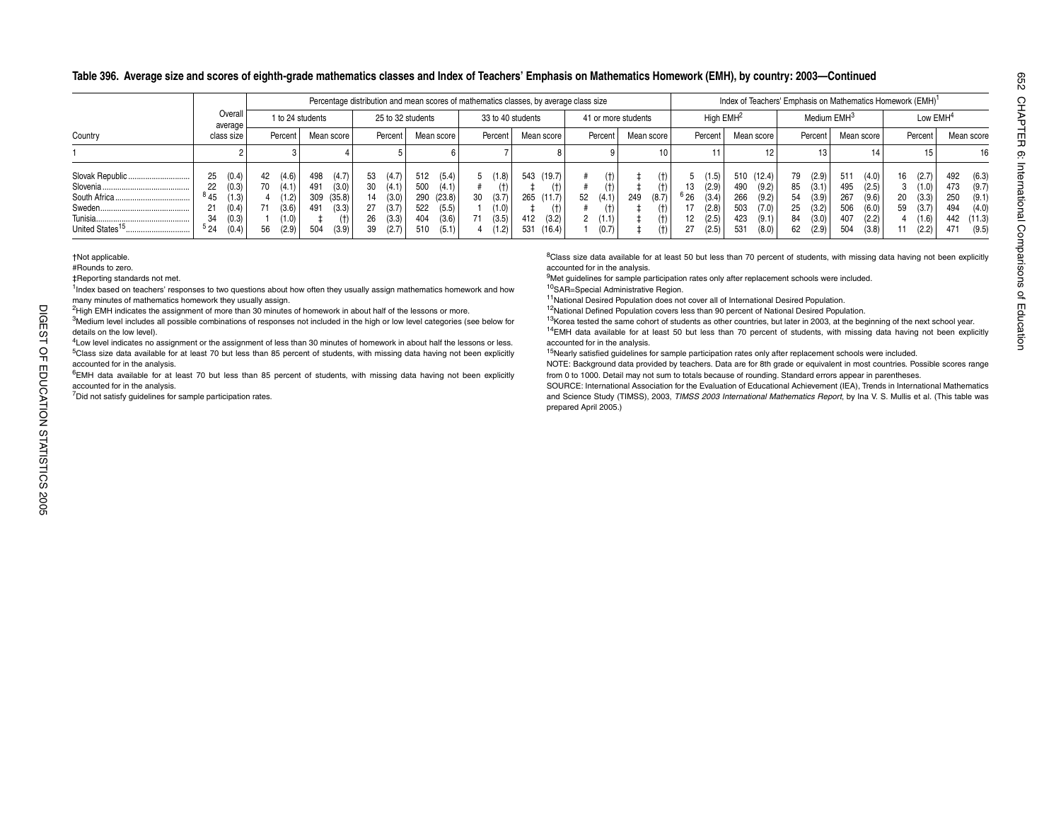## Table 396. Average size and scores of eighth-grade mathematics classes and Index of Teachers' Emphasis on Mathematics Homework (EMH), by country: 2003—Continued

| Country | Overall average class size | | Percentage distribution and mean scores of mathematics classes, by average class size | | | | | | | | | | | | | | | | Index of Teachers' Emphasis on Mathematics Homework (EMH)[1] | | | | | | | | | | | |
|---|---|---|---|---|---|---|---|---|---|---|---|---|---|---|---|---|---|---|---|---|---|---|---|---|---|---|---|---|
| | | | 1 to 24 students | | | | 25 to 32 students | | | | 33 to 40 students | | | | 41 or more students | | | | High EMH[2] | | | | Medium EMH[3] | | | | Low EMH[4] | | | |
| | | | Percent | | Mean score | | Percent | | Mean score | | Percent | | Mean score | | Percent | | Mean score | | Percent | | Mean score | | Percent | | Mean score | | Percent | | Mean score | |
| 1 | 2 | | 3 | | 4 | | 5 | | 6 | | 7 | | 8 | | 9 | | 10 | | 11 | | 12 | | 13 | | 14 | | 15 | | 16 | |
| Slovak Republic | 25 | (0.4) | 42 | (4.6) | 498 | (4.7) | 53 | (4.7) | 512 | (5.4) | 5 | (1.8) | 543 | (19.7) | # | (†) | ‡ | (†) | 5 | (1.5) | 510 | (12.4) | 79 | (2.9) | 511 | (4.0) | 16 | (2.7) | 492 | (6.3) |
| Slovenia | 22 | (0.3) | 70 | (4.1) | 491 | (3.0) | 30 | (4.1) | 500 | (4.1) | # | (†) | ‡ | (†) | # | (†) | ‡ | (†) | 13 | (2.9) | 490 | (9.2) | 85 | (3.1) | 495 | (2.5) | 3 | (1.0) | 473 | (9.7) |
| South Africa | [8] 45 | (1.3) | 4 | (1.2) | 309 | (35.8) | 14 | (3.0) | 290 | (23.8) | 30 | (3.7) | 265 | (11.7) | 52 | (4.1) | 249 | (8.7) | [6] 26 | (3.4) | 266 | (9.2) | 54 | (3.9) | 267 | (9.6) | 20 | (3.3) | 250 | (9.1) |
| Sweden | 21 | (0.4) | 71 | (3.6) | 491 | (3.3) | 27 | (3.7) | 522 | (5.5) | 1 | (1.0) | ‡ | (†) | # | (†) | ‡ | (†) | 17 | (2.8) | 503 | (7.0) | 25 | (3.2) | 506 | (6.0) | 59 | (3.7) | 494 | (4.0) |
| Tunisia | 34 | (0.3) | 1 | (1.0) | ‡ | (†) | 26 | (3.3) | 404 | (3.6) | 71 | (3.5) | 412 | (3.2) | 2 | (1.1) | ‡ | (†) | 12 | (2.5) | 423 | (9.1) | 84 | (3.0) | 407 | (2.2) | 4 | (1.6) | 442 | (11.3) |
| United States[15] | [5] 24 | (0.4) | 56 | (2.9) | 504 | (3.9) | 39 | (2.7) | 510 | (5.1) | 4 | (1.2) | 531 | (16.4) | 1 | (0.7) | ‡ | (†) | 27 | (2.5) | 531 | (8.0) | 62 | (2.9) | 504 | (3.8) | 11 | (2.2) | 471 | (9.5) |

†Not applicable.

#Rounds to zero.

‡Reporting standards not met.

[1]Index based on teachers' responses to two questions about how often they usually assign mathematics homework and how many minutes of mathematics homework they usually assign.

[2]High EMH indicates the assignment of more than 30 minutes of homework in about half of the lessons or more.

[3]Medium level includes all possible combinations of responses not included in the high or low level categories (see below for details on the low level).

[4]Low level indicates no assignment or the assignment of less than 30 minutes of homework in about half the lessons or less.

[5]Class size data available for at least 70 but less than 85 percent of students, with missing data having not been explicitly accounted for in the analysis.

[6]EMH data available for at least 70 but less than 85 percent of students, with missing data having not been explicitly accounted for in the analysis.

[7]Did not satisfy guidelines for sample participation rates.

[8]Class size data available for at least 50 but less than 70 percent of students, with missing data having not been explicitly accounted for in the analysis.

[9]Met guidelines for sample participation rates only after replacement schools were included.

[10]SAR=Special Administrative Region.

[11]National Desired Population does not cover all of International Desired Population.

[12]National Defined Population covers less than 90 percent of National Desired Population.

[13]Korea tested the same cohort of students as other countries, but later in 2003, at the beginning of the next school year.

[14]EMH data available for at least 50 but less than 70 percent of students, with missing data having not been explicitly accounted for in the analysis.

[15]Nearly satisfied guidelines for sample participation rates only after replacement schools were included.

NOTE: Background data provided by teachers. Data are for 8th grade or equivalent in most countries. Possible scores range from 0 to 1000. Detail may not sum to totals because of rounding. Standard errors appear in parentheses.

SOURCE: International Association for the Evaluation of Educational Achievement (IEA), Trends in International Mathematics and Science Study (TIMSS), 2003, *TIMSS 2003 International Mathematics Report*, by Ina V. S. Mullis et al. (This table was prepared April 2005.)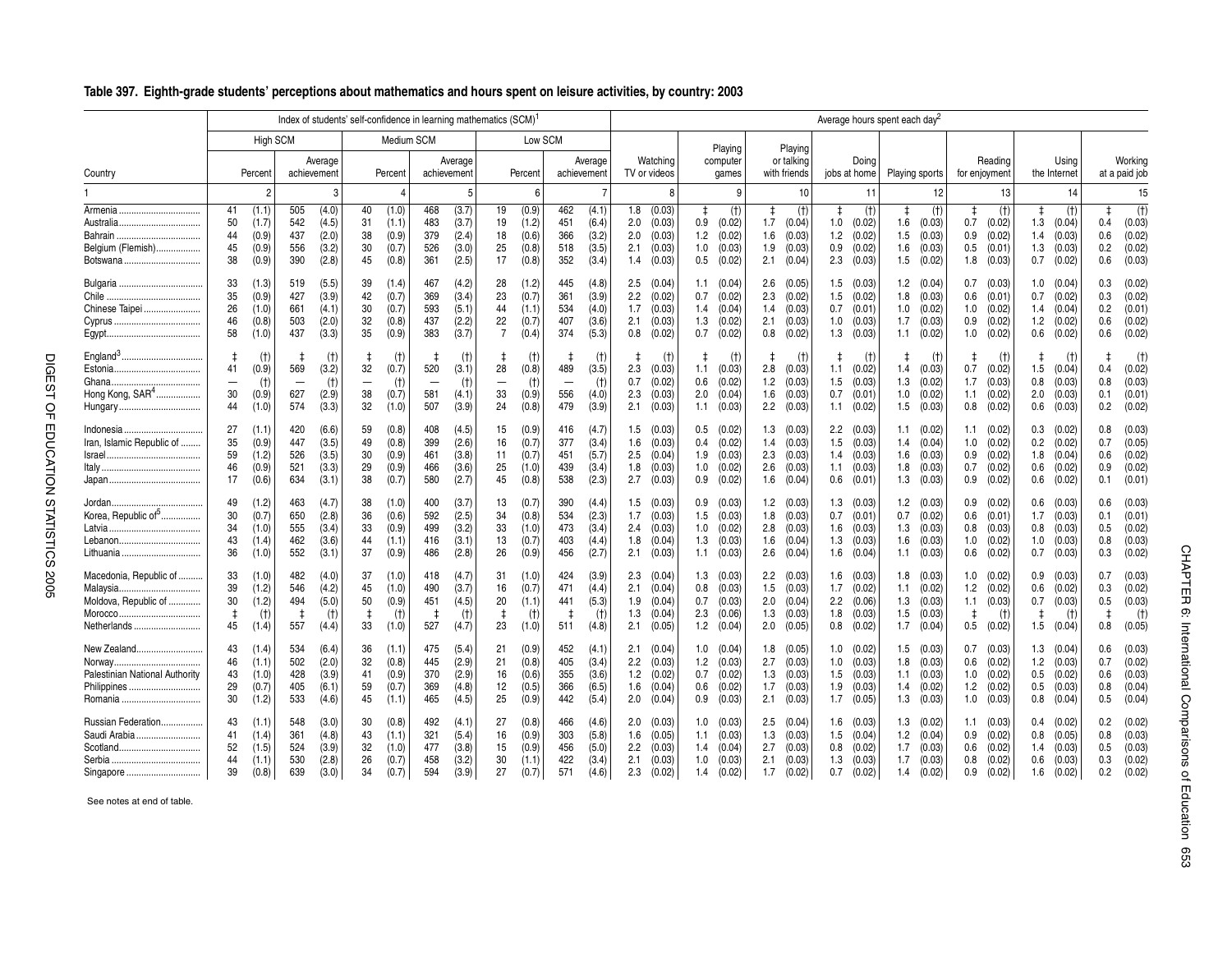## Table 397. Eighth-grade students' perceptions about mathematics and hours spent on leisure activities, by country: 2003

| Country | Index of students' self-confidence in learning mathematics (SCM)[1] | | | | | | | | | | | | Average hours spent each day[2] | | | | | | | | | | | | | | | |
|---|---|---|---|---|---|---|---|---|---|---|---|---|---|---|---|---|---|---|---|---|---|---|---|---|---|---|---|---|
| | High SCM | | | | Medium SCM | | | | Low SCM | | | | | | | | | | | | | | | | | | | |
| | Percent | | Average achievement | | Percent | | Average achievement | | Percent | | Average achievement | | Watching TV or videos | | Playing computer games | | Playing or talking with friends | | Doing jobs at home | | Playing sports | | Reading for enjoyment | | Using the Internet | | Working at a paid job | |
| 1 | 2 | | 3 | | 4 | | 5 | | 6 | | 7 | | 8 | | 9 | | 10 | | 11 | | 12 | | 13 | | 14 | | 15 | |
| Armenia | 41 | (1.1) | 505 | (4.0) | 40 | (1.0) | 468 | (3.7) | 19 | (0.9) | 462 | (4.1) | 1.8 | (0.03) | ‡ | (†) | ‡ | (†) | ‡ | (†) | ‡ | (†) | ‡ | (†) | ‡ | (†) | ‡ | (†) |
| Australia | 50 | (1.7) | 542 | (4.5) | 31 | (1.1) | 483 | (3.7) | 19 | (1.2) | 451 | (6.4) | 2.0 | (0.03) | 0.9 | (0.02) | 1.7 | (0.04) | 1.0 | (0.02) | 1.6 | (0.03) | 0.7 | (0.02) | 1.3 | (0.04) | 0.4 | (0.03) |
| Bahrain | 44 | (0.9) | 437 | (2.0) | 38 | (0.9) | 379 | (2.4) | 18 | (0.6) | 366 | (3.2) | 2.0 | (0.03) | 1.2 | (0.02) | 1.6 | (0.03) | 1.2 | (0.02) | 1.5 | (0.03) | 0.9 | (0.02) | 1.4 | (0.03) | 0.6 | (0.02) |
| Belgium (Flemish) | 45 | (0.9) | 556 | (3.2) | 30 | (0.7) | 526 | (3.0) | 25 | (0.8) | 518 | (3.5) | 2.1 | (0.03) | 1.0 | (0.03) | 1.9 | (0.03) | 0.9 | (0.02) | 1.6 | (0.03) | 0.5 | (0.01) | 1.3 | (0.03) | 0.2 | (0.02) |
| Botswana | 38 | (0.9) | 390 | (2.8) | 45 | (0.8) | 361 | (2.5) | 17 | (0.8) | 352 | (3.4) | 1.4 | (0.03) | 0.5 | (0.02) | 2.1 | (0.04) | 2.3 | (0.03) | 1.5 | (0.02) | 1.8 | (0.03) | 0.7 | (0.02) | 0.6 | (0.03) |
| Bulgaria | 33 | (1.3) | 519 | (5.5) | 39 | (1.4) | 467 | (4.2) | 28 | (1.2) | 445 | (4.8) | 2.5 | (0.04) | 1.1 | (0.04) | 2.6 | (0.05) | 1.5 | (0.03) | 1.2 | (0.04) | 0.7 | (0.03) | 1.0 | (0.04) | 0.3 | (0.02) |
| Chile | 35 | (0.9) | 427 | (3.9) | 42 | (0.7) | 369 | (3.4) | 23 | (0.7) | 361 | (3.9) | 2.2 | (0.02) | 0.7 | (0.02) | 2.3 | (0.02) | 1.5 | (0.02) | 1.8 | (0.03) | 0.6 | (0.01) | 0.7 | (0.02) | 0.3 | (0.02) |
| Chinese Taipei | 26 | (1.0) | 661 | (4.1) | 30 | (0.7) | 593 | (5.1) | 44 | (1.1) | 534 | (4.0) | 1.7 | (0.03) | 1.4 | (0.04) | 1.4 | (0.03) | 0.7 | (0.01) | 1.0 | (0.02) | 1.0 | (0.02) | 1.4 | (0.04) | 0.2 | (0.01) |
| Cyprus | 46 | (0.8) | 503 | (2.0) | 32 | (0.8) | 437 | (2.2) | 22 | (0.7) | 407 | (3.6) | 2.1 | (0.03) | 1.3 | (0.02) | 2.1 | (0.03) | 1.0 | (0.03) | 1.7 | (0.03) | 0.9 | (0.02) | 1.2 | (0.02) | 0.6 | (0.02) |
| Egypt | 58 | (1.0) | 437 | (3.3) | 35 | (0.9) | 383 | (3.7) | 7 | (0.4) | 374 | (5.3) | 0.8 | (0.02) | 0.7 | (0.02) | 0.8 | (0.02) | 1.3 | (0.03) | 1.1 | (0.02) | 1.0 | (0.02) | 0.6 | (0.02) | 0.6 | (0.02) |
| England[3] | ‡ | (†) | ‡ | (†) | ‡ | (†) | ‡ | (†) | ‡ | (†) | ‡ | (†) | ‡ | (†) | ‡ | (†) | ‡ | (†) | ‡ | (†) | ‡ | (†) | ‡ | (†) | ‡ | (†) | ‡ | (†) |
| Estonia | 41 | (0.9) | 569 | (3.2) | 32 | (0.7) | 520 | (3.1) | 28 | (0.8) | 489 | (3.5) | 2.3 | (0.03) | 1.1 | (0.03) | 2.8 | (0.03) | 1.1 | (0.02) | 1.4 | (0.03) | 0.7 | (0.02) | 1.5 | (0.04) | 0.4 | (0.02) |
| Ghana | — | (†) | — | (†) | — | (†) | — | (†) | — | (†) | — | (†) | 0.7 | (0.02) | 0.6 | (0.02) | 1.2 | (0.03) | 1.5 | (0.03) | 1.3 | (0.02) | 1.7 | (0.03) | 0.8 | (0.03) | 0.8 | (0.03) |
| Hong Kong, SAR[4] | 30 | (0.9) | 627 | (2.9) | 38 | (0.7) | 581 | (4.1) | 33 | (0.9) | 556 | (4.0) | 2.3 | (0.03) | 2.0 | (0.04) | 1.6 | (0.03) | 0.7 | (0.01) | 1.0 | (0.02) | 1.1 | (0.02) | 2.0 | (0.03) | 0.1 | (0.01) |
| Hungary | 44 | (1.0) | 574 | (3.3) | 32 | (1.0) | 507 | (3.9) | 24 | (0.8) | 479 | (3.9) | 2.1 | (0.03) | 1.1 | (0.03) | 2.2 | (0.03) | 1.1 | (0.02) | 1.5 | (0.03) | 0.8 | (0.02) | 0.6 | (0.03) | 0.2 | (0.02) |
| Indonesia | 27 | (1.1) | 420 | (6.6) | 59 | (0.8) | 408 | (4.5) | 15 | (0.9) | 416 | (4.7) | 1.5 | (0.03) | 0.5 | (0.02) | 1.3 | (0.03) | 2.2 | (0.03) | 1.1 | (0.02) | 1.1 | (0.02) | 0.3 | (0.02) | 0.8 | (0.03) |
| Iran, Islamic Republic of | 35 | (0.9) | 447 | (3.5) | 49 | (0.8) | 399 | (2.6) | 16 | (0.7) | 377 | (3.4) | 1.6 | (0.03) | 0.4 | (0.02) | 1.4 | (0.03) | 1.5 | (0.03) | 1.4 | (0.04) | 1.0 | (0.02) | 0.2 | (0.02) | 0.7 | (0.05) |
| Israel | 59 | (1.2) | 526 | (3.5) | 30 | (0.9) | 461 | (3.8) | 11 | (0.7) | 451 | (5.7) | 2.5 | (0.04) | 1.9 | (0.03) | 2.3 | (0.03) | 1.4 | (0.03) | 1.6 | (0.03) | 0.9 | (0.02) | 1.8 | (0.04) | 0.6 | (0.02) |
| Italy | 46 | (0.9) | 521 | (3.3) | 29 | (0.9) | 466 | (3.6) | 25 | (1.0) | 439 | (3.4) | 1.8 | (0.03) | 1.0 | (0.02) | 2.6 | (0.03) | 1.1 | (0.03) | 1.8 | (0.03) | 0.7 | (0.02) | 0.6 | (0.02) | 0.9 | (0.02) |
| Japan | 17 | (0.6) | 634 | (3.1) | 38 | (0.7) | 580 | (2.7) | 45 | (0.8) | 538 | (2.3) | 2.7 | (0.03) | 0.9 | (0.02) | 1.6 | (0.04) | 0.6 | (0.01) | 1.3 | (0.03) | 0.9 | (0.02) | 0.6 | (0.02) | 0.1 | (0.01) |
| Jordan | 49 | (1.2) | 463 | (4.7) | 38 | (1.0) | 400 | (3.7) | 13 | (0.7) | 390 | (4.4) | 1.5 | (0.03) | 0.9 | (0.03) | 1.2 | (0.03) | 1.3 | (0.03) | 1.2 | (0.03) | 0.9 | (0.02) | 0.6 | (0.03) | 0.6 | (0.03) |
| Korea, Republic of[5] | 30 | (0.7) | 650 | (2.8) | 36 | (0.6) | 592 | (2.5) | 34 | (0.8) | 534 | (2.3) | 1.7 | (0.03) | 1.5 | (0.03) | 1.8 | (0.03) | 0.7 | (0.01) | 0.7 | (0.02) | 0.6 | (0.01) | 1.7 | (0.03) | 0.1 | (0.01) |
| Latvia | 34 | (1.0) | 555 | (3.4) | 33 | (0.9) | 499 | (3.2) | 33 | (1.0) | 473 | (3.4) | 2.4 | (0.03) | 1.0 | (0.02) | 2.8 | (0.03) | 1.6 | (0.03) | 1.3 | (0.03) | 0.8 | (0.03) | 0.8 | (0.03) | 0.5 | (0.02) |
| Lebanon | 43 | (1.4) | 462 | (3.6) | 44 | (1.1) | 416 | (3.1) | 13 | (0.7) | 403 | (4.4) | 1.8 | (0.04) | 1.3 | (0.03) | 1.6 | (0.04) | 1.3 | (0.03) | 1.6 | (0.03) | 1.0 | (0.02) | 1.0 | (0.03) | 0.8 | (0.03) |
| Lithuania | 36 | (1.0) | 552 | (3.1) | 37 | (0.9) | 486 | (2.8) | 26 | (0.9) | 456 | (2.7) | 2.1 | (0.03) | 1.1 | (0.03) | 2.6 | (0.04) | 1.6 | (0.04) | 1.1 | (0.03) | 0.6 | (0.02) | 0.7 | (0.03) | 0.3 | (0.02) |
| Macedonia, Republic of | 33 | (1.0) | 482 | (4.0) | 37 | (1.0) | 418 | (4.7) | 31 | (1.0) | 424 | (3.9) | 2.3 | (0.04) | 1.3 | (0.03) | 2.2 | (0.03) | 1.6 | (0.03) | 1.8 | (0.03) | 1.0 | (0.02) | 0.9 | (0.03) | 0.7 | (0.03) |
| Malaysia | 39 | (1.2) | 546 | (4.2) | 45 | (1.0) | 490 | (3.7) | 16 | (0.7) | 471 | (4.4) | 2.1 | (0.04) | 0.8 | (0.03) | 1.5 | (0.03) | 1.7 | (0.02) | 1.1 | (0.02) | 1.2 | (0.02) | 0.6 | (0.02) | 0.3 | (0.02) |
| Moldova, Republic of | 30 | (1.2) | 494 | (5.0) | 50 | (0.9) | 451 | (4.5) | 20 | (1.1) | 441 | (5.3) | 1.9 | (0.04) | 0.7 | (0.03) | 2.0 | (0.04) | 2.2 | (0.06) | 1.3 | (0.03) | 1.1 | (0.03) | 0.7 | (0.03) | 0.5 | (0.03) |
| Morocco | ‡ | (†) | ‡ | (†) | ‡ | (†) | ‡ | (†) | ‡ | (†) | ‡ | (†) | 1.3 | (0.04) | 2.3 | (0.06) | 1.3 | (0.03) | 1.8 | (0.03) | 1.5 | (0.03) | ‡ | (†) | ‡ | (†) | ‡ | (†) |
| Netherlands | 45 | (1.4) | 557 | (4.4) | 33 | (1.0) | 527 | (4.7) | 23 | (1.0) | 511 | (4.8) | 2.1 | (0.05) | 1.2 | (0.04) | 2.0 | (0.05) | 0.8 | (0.02) | 1.7 | (0.04) | 0.5 | (0.02) | 1.5 | (0.04) | 0.8 | (0.05) |
| New Zealand | 43 | (1.4) | 534 | (6.4) | 36 | (1.1) | 475 | (5.4) | 21 | (0.9) | 452 | (4.1) | 2.1 | (0.04) | 1.0 | (0.04) | 1.8 | (0.05) | 1.0 | (0.02) | 1.5 | (0.03) | 0.7 | (0.03) | 1.3 | (0.04) | 0.6 | (0.03) |
| Norway | 46 | (1.1) | 502 | (2.0) | 32 | (0.8) | 445 | (2.9) | 21 | (0.8) | 405 | (3.4) | 2.2 | (0.03) | 1.2 | (0.03) | 2.7 | (0.03) | 1.0 | (0.03) | 1.8 | (0.03) | 0.6 | (0.02) | 1.2 | (0.03) | 0.7 | (0.02) |
| Palestinian National Authority | 43 | (1.0) | 428 | (3.9) | 41 | (0.9) | 370 | (2.9) | 16 | (0.6) | 355 | (3.6) | 1.2 | (0.02) | 0.7 | (0.02) | 1.3 | (0.03) | 1.5 | (0.03) | 1.1 | (0.03) | 1.0 | (0.02) | 0.5 | (0.02) | 0.6 | (0.03) |
| Philippines | 29 | (0.7) | 405 | (6.1) | 59 | (0.7) | 369 | (4.8) | 12 | (0.5) | 366 | (6.5) | 1.6 | (0.04) | 0.6 | (0.02) | 1.7 | (0.03) | 1.9 | (0.03) | 1.4 | (0.02) | 1.2 | (0.02) | 0.5 | (0.03) | 0.8 | (0.04) |
| Romania | 30 | (1.2) | 533 | (4.6) | 45 | (1.1) | 465 | (4.5) | 25 | (0.9) | 442 | (5.4) | 2.0 | (0.04) | 0.9 | (0.03) | 2.1 | (0.03) | 1.7 | (0.05) | 1.3 | (0.03) | 1.0 | (0.03) | 0.8 | (0.04) | 0.5 | (0.04) |
| Russian Federation | 43 | (1.1) | 548 | (3.0) | 30 | (0.8) | 492 | (4.1) | 27 | (0.8) | 466 | (4.6) | 2.0 | (0.03) | 1.0 | (0.03) | 2.5 | (0.04) | 1.6 | (0.03) | 1.3 | (0.02) | 1.1 | (0.03) | 0.4 | (0.02) | 0.2 | (0.02) |
| Saudi Arabia | 41 | (1.4) | 361 | (4.8) | 43 | (1.1) | 321 | (5.4) | 16 | (0.9) | 303 | (5.8) | 1.6 | (0.05) | 1.1 | (0.03) | 1.3 | (0.03) | 1.5 | (0.04) | 1.2 | (0.04) | 0.9 | (0.02) | 0.8 | (0.05) | 0.8 | (0.03) |
| Scotland | 52 | (1.5) | 524 | (3.9) | 32 | (1.0) | 477 | (3.8) | 15 | (0.9) | 456 | (5.0) | 2.2 | (0.03) | 1.4 | (0.04) | 2.7 | (0.03) | 0.8 | (0.02) | 1.7 | (0.03) | 0.6 | (0.02) | 1.4 | (0.03) | 0.5 | (0.03) |
| Serbia | 44 | (1.1) | 530 | (2.8) | 26 | (0.7) | 458 | (3.2) | 30 | (1.1) | 422 | (3.4) | 2.1 | (0.03) | 1.0 | (0.03) | 2.1 | (0.03) | 1.3 | (0.03) | 1.7 | (0.03) | 0.8 | (0.02) | 0.6 | (0.03) | 0.3 | (0.02) |
| Singapore | 39 | (0.8) | 639 | (3.0) | 34 | (0.7) | 594 | (3.9) | 27 | (0.7) | 571 | (4.6) | 2.3 | (0.02) | 1.4 | (0.02) | 1.7 | (0.02) | 0.7 | (0.02) | 1.4 | (0.02) | 0.9 | (0.02) | 1.6 | (0.02) | 0.2 | (0.02) |

See notes at end of table.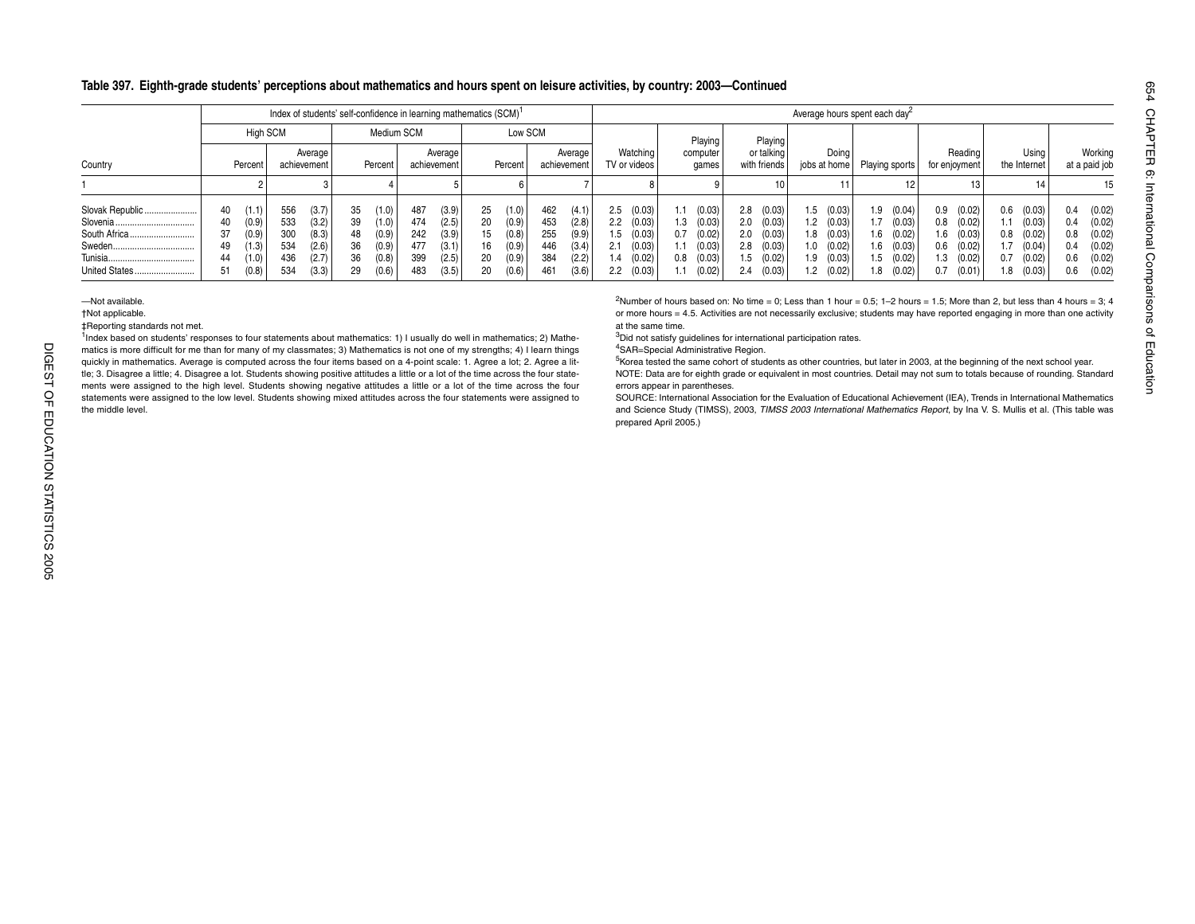## Table 397. Eighth-grade students' perceptions about mathematics and hours spent on leisure activities, by country: 2003—Continued

| Country | Index of students' self-confidence in learning mathematics (SCM)[1] | | | | | | Average hours spent each day[2] | | | | | | | |
|---|---|---|---|---|---|---|---|---|---|---|---|---|---|---|
| | High SCM | | Medium SCM | | Low SCM | | | | | | | | | |
| | Percent | Average achievement | Percent | Average achievement | Percent | Average achievement | Watching TV or videos | Playing computer games | Playing or talking with friends | Doing jobs at home | Playing sports | Reading for enjoyment | Using the Internet | Working at a paid job |
| 1 | 2 | 3 | 4 | 5 | 6 | 7 | 8 | 9 | 10 | 11 | 12 | 13 | 14 | 15 |
| Slovak Republic | 40 (1.1) | 556 (3.7) | 35 (1.0) | 487 (3.9) | 25 (1.0) | 462 (4.1) | 2.5 (0.03) | 1.1 (0.03) | 2.8 (0.03) | 1.5 (0.03) | 1.9 (0.04) | 0.9 (0.02) | 0.6 (0.03) | 0.4 (0.02) |
| Slovenia | 40 (0.9) | 533 (3.2) | 39 (1.0) | 474 (2.5) | 20 (0.9) | 453 (2.8) | 2.2 (0.03) | 1.3 (0.03) | 2.0 (0.03) | 1.2 (0.03) | 1.7 (0.03) | 0.8 (0.02) | 1.1 (0.03) | 0.4 (0.02) |
| South Africa | 37 (0.9) | 300 (8.3) | 48 (0.9) | 242 (3.9) | 15 (0.8) | 255 (9.9) | 1.5 (0.03) | 0.7 (0.02) | 2.0 (0.03) | 1.8 (0.03) | 1.6 (0.02) | 1.6 (0.03) | 0.8 (0.02) | 0.8 (0.02) |
| Sweden | 49 (1.3) | 534 (2.6) | 36 (0.9) | 477 (3.1) | 16 (0.9) | 446 (3.4) | 2.1 (0.03) | 1.1 (0.03) | 2.8 (0.03) | 1.0 (0.02) | 1.6 (0.03) | 0.6 (0.02) | 1.7 (0.04) | 0.4 (0.02) |
| Tunisia | 44 (1.0) | 436 (2.7) | 36 (0.8) | 399 (2.5) | 20 (0.9) | 384 (2.2) | 1.4 (0.02) | 0.8 (0.03) | 1.5 (0.02) | 1.9 (0.03) | 1.5 (0.02) | 1.3 (0.02) | 0.7 (0.02) | 0.6 (0.02) |
| United States | 51 (0.8) | 534 (3.3) | 29 (0.6) | 483 (3.5) | 20 (0.6) | 461 (3.6) | 2.2 (0.03) | 1.1 (0.02) | 2.4 (0.03) | 1.2 (0.02) | 1.8 (0.02) | 0.7 (0.01) | 1.8 (0.03) | 0.6 (0.02) |

—Not available.

†Not applicable.

‡Reporting standards not met.

[1]Index based on students' responses to four statements about mathematics: 1) I usually do well in mathematics; 2) Mathematics is more difficult for me than for many of my classmates; 3) Mathematics is not one of my strengths; 4) I learn things quickly in mathematics. Average is computed across the four items based on a 4-point scale: 1. Agree a lot; 2. Agree a little; 3. Disagree a little; 4. Disagree a lot. Students showing positive attitudes a little or a lot of the time across the four statements were assigned to the high level. Students showing negative attitudes a little or a lot of the time across the four statements were assigned to the low level. Students showing mixed attitudes across the four statements were assigned to the middle level.

[2]Number of hours based on: No time = 0; Less than 1 hour = 0.5; 1–2 hours = 1.5; More than 2, but less than 4 hours = 3; 4 or more hours = 4.5. Activities are not necessarily exclusive; students may have reported engaging in more than one activity at the same time.

[3]Did not satisfy guidelines for international participation rates.

[4]SAR=Special Administrative Region.

[5]Korea tested the same cohort of students as other countries, but later in 2003, at the beginning of the next school year.

NOTE: Data are for eighth grade or equivalent in most countries. Detail may not sum to totals because of rounding. Standard errors appear in parentheses.

SOURCE: International Association for the Evaluation of Educational Achievement (IEA), Trends in International Mathematics and Science Study (TIMSS), 2003, *TIMSS 2003 International Mathematics Report*, by Ina V. S. Mullis et al. (This table was prepared April 2005.)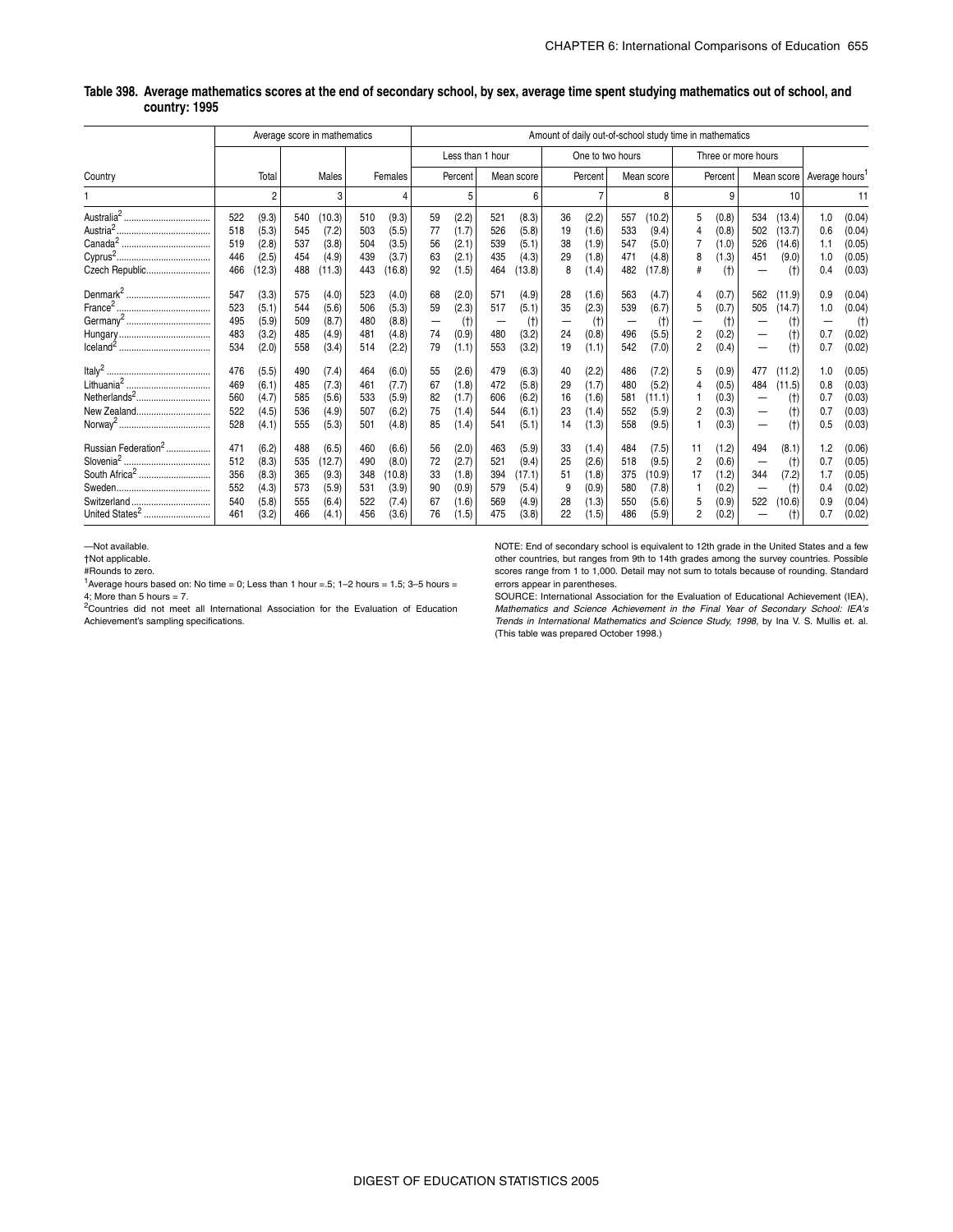**Table 398. Average mathematics scores at the end of secondary school, by sex, average time spent studying mathematics out of school, and country: 1995**

| Country | Average score in mathematics | | | | | | Amount of daily out-of-school study time in mathematics | | | | | | | | | | | | | | | |
|---|---|---|---|---|---|---|---|---|---|---|---|---|---|---|---|---|---|---|---|---|---|---|
| | | | | | | | Less than 1 hour | | | | One to two hours | | | | Three or more hours | | | | | | | |
| | Total | | Males | | Females | | Percent | | Mean score | | Percent | | Mean score | | Percent | | Mean score | | Average hours[1] | | | |
| 1 | 2 | | 3 | | 4 | | 5 | | 6 | | 7 | | 8 | | 9 | | 10 | | 11 | | | |
| Australia[2] | 522 | (9.3) | 540 | (10.3) | 510 | (9.3) | 59 | (2.2) | 521 | (8.3) | 36 | (2.2) | 557 | (10.2) | 5 | (0.8) | 534 | (13.4) | 1.0 | (0.04) | | |
| Austria[2] | 518 | (5.3) | 545 | (7.2) | 503 | (5.5) | 77 | (1.7) | 526 | (5.8) | 19 | (1.6) | 533 | (9.4) | 4 | (0.8) | 502 | (13.7) | 0.6 | (0.04) | | |
| Canada[2] | 519 | (2.8) | 537 | (3.8) | 504 | (3.5) | 56 | (2.1) | 539 | (5.1) | 38 | (1.9) | 547 | (5.0) | 7 | (1.0) | 526 | (14.6) | 1.1 | (0.05) | | |
| Cyprus[2] | 446 | (2.5) | 454 | (4.9) | 439 | (3.7) | 63 | (2.1) | 435 | (4.3) | 29 | (1.8) | 471 | (4.8) | 8 | (1.3) | 451 | (9.0) | 1.0 | (0.05) | | |
| Czech Republic | 466 | (12.3) | 488 | (11.3) | 443 | (16.8) | 92 | (1.5) | 464 | (13.8) | 8 | (1.4) | 482 | (17.8) | # | (†) | — | (†) | 0.4 | (0.03) | | |
| Denmark[2] | 547 | (3.3) | 575 | (4.0) | 523 | (4.0) | 68 | (2.0) | 571 | (4.9) | 28 | (1.6) | 563 | (4.7) | 4 | (0.7) | 562 | (11.9) | 0.9 | (0.04) | | |
| France[2] | 523 | (5.1) | 544 | (5.6) | 506 | (5.3) | 59 | (2.3) | 517 | (5.1) | 35 | (2.3) | 539 | (6.7) | 5 | (0.7) | 505 | (14.7) | 1.0 | (0.04) | | |
| Germany[2] | 495 | (5.9) | 509 | (8.7) | 480 | (8.8) | — | (†) | — | (†) | — | (†) | — | (†) | — | (†) | — | (†) | — | (†) | | |
| Hungary | 483 | (3.2) | 485 | (4.9) | 481 | (4.8) | 74 | (0.9) | 480 | (3.2) | 24 | (0.8) | 496 | (5.5) | 2 | (0.2) | — | (†) | 0.7 | (0.02) | | |
| Iceland[2] | 534 | (2.0) | 558 | (3.4) | 514 | (2.2) | 79 | (1.1) | 553 | (3.2) | 19 | (1.1) | 542 | (7.0) | 2 | (0.4) | — | (†) | 0.7 | (0.02) | | |
| Italy[2] | 476 | (5.5) | 490 | (7.4) | 464 | (6.0) | 55 | (2.6) | 479 | (6.3) | 40 | (2.2) | 486 | (7.2) | 5 | (0.9) | 477 | (11.2) | 1.0 | (0.05) | | |
| Lithuania[2] | 469 | (6.1) | 485 | (7.3) | 461 | (7.7) | 67 | (1.8) | 472 | (5.8) | 29 | (1.7) | 480 | (5.2) | 4 | (0.5) | 484 | (11.5) | 0.8 | (0.03) | | |
| Netherlands[2] | 560 | (4.7) | 585 | (5.6) | 533 | (5.9) | 82 | (1.7) | 606 | (6.2) | 16 | (1.6) | 581 | (11.1) | 1 | (0.3) | — | (†) | 0.7 | (0.03) | | |
| New Zealand | 522 | (4.5) | 536 | (4.9) | 507 | (6.2) | 75 | (1.4) | 544 | (6.1) | 23 | (1.4) | 552 | (5.9) | 2 | (0.3) | — | (†) | 0.7 | (0.03) | | |
| Norway[2] | 528 | (4.1) | 555 | (5.3) | 501 | (4.8) | 85 | (1.4) | 541 | (5.1) | 14 | (1.3) | 558 | (9.5) | 1 | (0.3) | — | (†) | 0.5 | (0.03) | | |
| Russian Federation[2] | 471 | (6.2) | 488 | (6.5) | 460 | (6.6) | 56 | (2.0) | 463 | (5.9) | 33 | (1.4) | 484 | (7.5) | 11 | (1.2) | 494 | (8.1) | 1.2 | (0.06) | | |
| Slovenia[2] | 512 | (8.3) | 535 | (12.7) | 490 | (8.0) | 72 | (2.7) | 521 | (9.4) | 25 | (2.6) | 518 | (9.5) | 2 | (0.6) | — | (†) | 0.7 | (0.05) | | |
| South Africa[2] | 356 | (8.3) | 365 | (9.3) | 348 | (10.8) | 33 | (1.8) | 394 | (17.1) | 51 | (1.8) | 375 | (10.9) | 17 | (1.2) | 344 | (7.2) | 1.7 | (0.05) | | |
| Sweden | 552 | (4.3) | 573 | (5.9) | 531 | (3.9) | 90 | (0.9) | 579 | (5.4) | 9 | (0.9) | 580 | (7.8) | 1 | (0.2) | — | (†) | 0.4 | (0.02) | | |
| Switzerland | 540 | (5.8) | 555 | (6.4) | 522 | (7.4) | 67 | (1.6) | 569 | (4.9) | 28 | (1.3) | 550 | (5.6) | 5 | (0.9) | 522 | (10.6) | 0.9 | (0.04) | | |
| United States[2] | 461 | (3.2) | 466 | (4.1) | 456 | (3.6) | 76 | (1.5) | 475 | (3.8) | 22 | (1.5) | 486 | (5.9) | 2 | (0.2) | — | (†) | 0.7 | (0.02) | | |

—Not available.
†Not applicable.
#Rounds to zero.
[1]Average hours based on: No time = 0; Less than 1 hour =.5; 1–2 hours = 1.5; 3–5 hours = 4; More than 5 hours = 7.
[2]Countries did not meet all International Association for the Evaluation of Education Achievement's sampling specifications.

NOTE: End of secondary school is equivalent to 12th grade in the United States and a few other countries, but ranges from 9th to 14th grades among the survey countries. Possible scores range from 1 to 1,000. Detail may not sum to totals because of rounding. Standard errors appear in parentheses.
SOURCE: International Association for the Evaluation of Educational Achievement (IEA), *Mathematics and Science Achievement in the Final Year of Secondary School: IEA's Trends in International Mathematics and Science Study, 1998*, by Ina V. S. Mullis et. al. (This table was prepared October 1998.)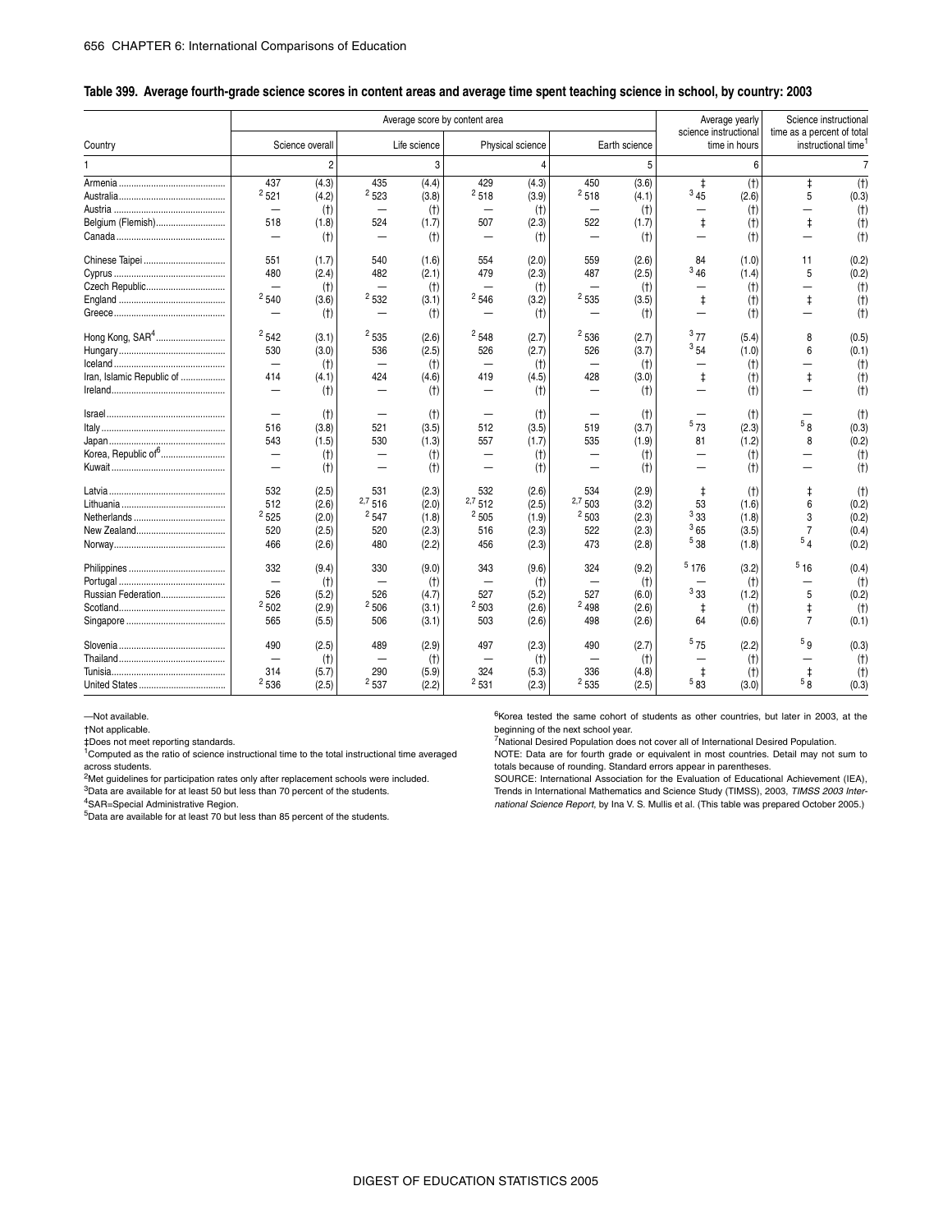## Table 399. Average fourth-grade science scores in content areas and average time spent teaching science in school, by country: 2003

| Country | Average score by content area | | | | | | | | Average yearly science instructional time in hours | | Science instructional time as a percent of total instructional time[1] | |
|---|---|---|---|---|---|---|---|---|---|---|---|---|
| | Science overall | | Life science | | Physical science | | Earth science | | | | | |
| 1 | | 2 | | 3 | | 4 | | 5 | | 6 | | 7 |
| Armenia | 437 | (4.3) | 435 | (4.4) | 429 | (4.3) | 450 | (3.6) | ‡ | (†) | ‡ | (†) |
| Australia | [2] 521 | (4.2) | [2] 523 | (3.8) | [2] 518 | (3.9) | [2] 518 | (4.1) | [3] 45 | (2.6) | 5 | (0.3) |
| Austria | — | (†) | — | (†) | — | (†) | — | (†) | — | (†) | — | (†) |
| Belgium (Flemish) | 518 | (1.8) | 524 | (1.7) | 507 | (2.3) | 522 | (1.7) | ‡ | (†) | ‡ | (†) |
| Canada | — | (†) | — | (†) | — | (†) | — | (†) | — | (†) | — | (†) |
| Chinese Taipei | 551 | (1.7) | 540 | (1.6) | 554 | (2.0) | 559 | (2.6) | 84 | (1.0) | 11 | (0.2) |
| Cyprus | 480 | (2.4) | 482 | (2.1) | 479 | (2.3) | 487 | (2.5) | [3] 46 | (1.4) | 5 | (0.2) |
| Czech Republic | — | (†) | — | (†) | — | (†) | — | (†) | — | (†) | — | (†) |
| England | [2] 540 | (3.6) | [2] 532 | (3.1) | [2] 546 | (3.2) | [2] 535 | (3.5) | ‡ | (†) | ‡ | (†) |
| Greece | — | (†) | — | (†) | — | (†) | — | (†) | — | (†) | — | (†) |
| Hong Kong, SAR[4] | [2] 542 | (3.1) | [2] 535 | (2.6) | [2] 548 | (2.7) | [2] 536 | (2.7) | [3] 77 | (5.4) | 8 | (0.5) |
| Hungary | 530 | (3.0) | 536 | (2.5) | 526 | (2.7) | 526 | (3.7) | [3] 54 | (1.0) | 6 | (0.1) |
| Iceland | — | (†) | — | (†) | — | (†) | — | (†) | — | (†) | — | (†) |
| Iran, Islamic Republic of | 414 | (4.1) | 424 | (4.6) | 419 | (4.5) | 428 | (3.0) | ‡ | (†) | ‡ | (†) |
| Ireland | — | (†) | — | (†) | — | (†) | — | (†) | — | (†) | — | (†) |
| Israel | — | (†) | — | (†) | — | (†) | — | (†) | — | (†) | — | (†) |
| Italy | 516 | (3.8) | 521 | (3.5) | 512 | (3.5) | 519 | (3.7) | [5] 73 | (2.3) | [5] 8 | (0.3) |
| Japan | 543 | (1.5) | 530 | (1.3) | 557 | (1.7) | 535 | (1.9) | 81 | (1.2) | 8 | (0.2) |
| Korea, Republic of[6] | — | (†) | — | (†) | — | (†) | — | (†) | — | (†) | — | (†) |
| Kuwait | — | (†) | — | (†) | — | (†) | — | (†) | — | (†) | — | (†) |
| Latvia | 532 | (2.5) | 531 | (2.3) | 532 | (2.6) | 534 | (2.9) | ‡ | (†) | ‡ | (†) |
| Lithuania | 512 | (2.6) | [2,7] 516 | (2.0) | [2,7] 512 | (2.5) | [2,7] 503 | (3.2) | 53 | (1.6) | 6 | (0.2) |
| Netherlands | [2] 525 | (2.0) | [2] 547 | (1.8) | [2] 505 | (1.9) | [2] 503 | (2.3) | [3] 33 | (1.8) | 3 | (0.2) |
| New Zealand | 520 | (2.5) | 520 | (2.3) | 516 | (2.3) | 522 | (2.3) | [3] 65 | (3.5) | 7 | (0.4) |
| Norway | 466 | (2.6) | 480 | (2.2) | 456 | (2.3) | 473 | (2.8) | [5] 38 | (1.8) | [5] 4 | (0.2) |
| Philippines | 332 | (9.4) | 330 | (9.0) | 343 | (9.6) | 324 | (9.2) | [5] 176 | (3.2) | [5] 16 | (0.4) |
| Portugal | — | (†) | — | (†) | — | (†) | — | (†) | — | (†) | — | (†) |
| Russian Federation | 526 | (5.2) | 526 | (4.7) | 527 | (5.2) | 527 | (6.0) | [3] 33 | (1.2) | 5 | (0.2) |
| Scotland | [2] 502 | (2.9) | [2] 506 | (3.1) | [2] 503 | (2.6) | [2] 498 | (2.6) | ‡ | (†) | ‡ | (†) |
| Singapore | 565 | (5.5) | 506 | (3.1) | 503 | (2.6) | 498 | (2.6) | 64 | (0.6) | 7 | (0.1) |
| Slovenia | 490 | (2.5) | 489 | (2.9) | 497 | (2.3) | 490 | (2.7) | [5] 75 | (2.2) | [5] 9 | (0.3) |
| Thailand | — | (†) | — | (†) | — | (†) | — | (†) | — | (†) | — | (†) |
| Tunisia | 314 | (5.7) | 290 | (5.9) | 324 | (5.3) | 336 | (4.8) | ‡ | (†) | ‡ | (†) |
| United States | [2] 536 | (2.5) | [2] 537 | (2.2) | [2] 531 | (2.3) | [2] 535 | (2.5) | [5] 83 | (3.0) | [5] 8 | (0.3) |

—Not available.
†Not applicable.
‡Does not meet reporting standards.
[1]Computed as the ratio of science instructional time to the total instructional time averaged across students.
[2]Met guidelines for participation rates only after replacement schools were included.
[3]Data are available for at least 50 but less than 70 percent of the students.
[4]SAR=Special Administrative Region.
[5]Data are available for at least 70 but less than 85 percent of the students.
[6]Korea tested the same cohort of students as other countries, but later in 2003, at the beginning of the next school year.
[7]National Desired Population does not cover all of International Desired Population.
NOTE: Data are for fourth grade or equivalent in most countries. Detail may not sum to totals because of rounding. Standard errors appear in parentheses.
SOURCE: International Association for the Evaluation of Educational Achievement (IEA), Trends in International Mathematics and Science Study (TIMSS), 2003, *TIMSS 2003 International Science Report*, by Ina V. S. Mullis et al. (This table was prepared October 2005.)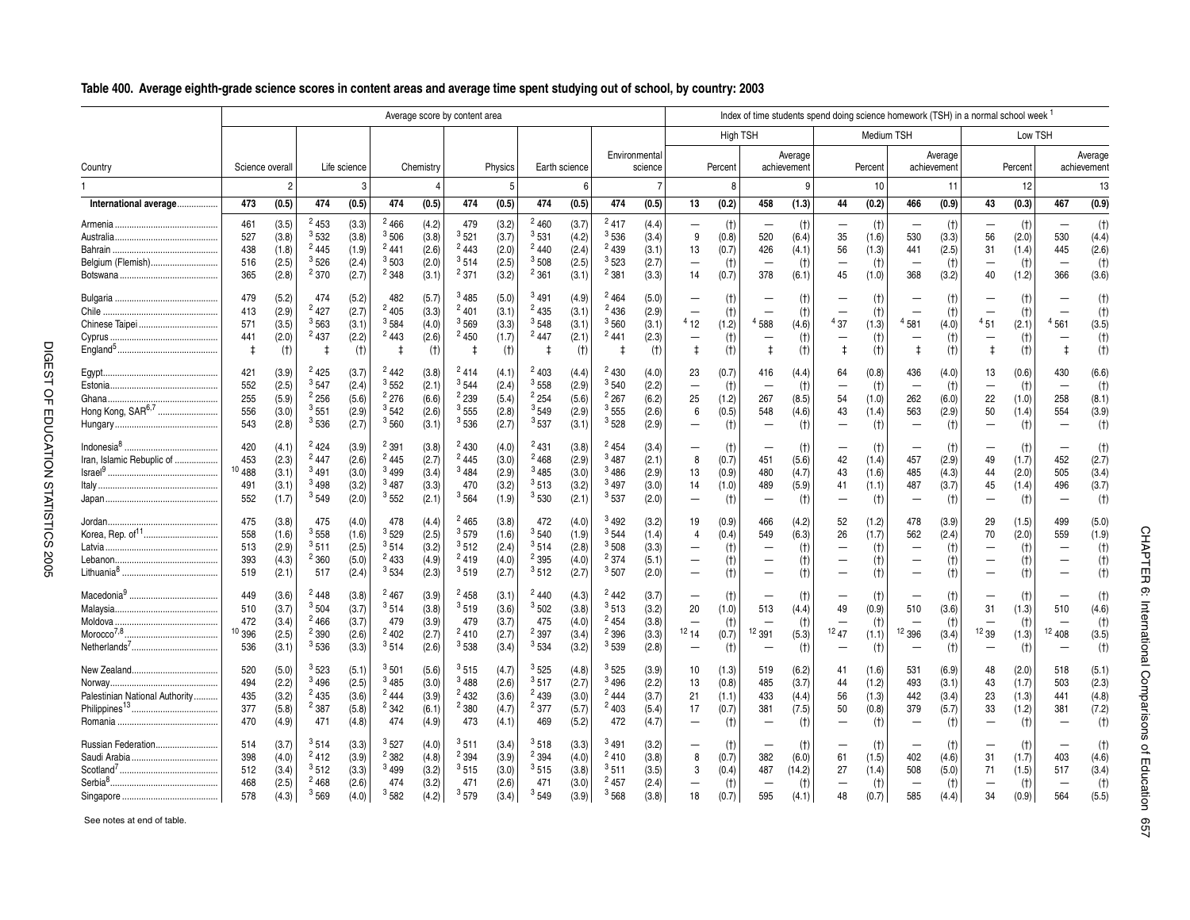## Table 400. Average eighth-grade science scores in content areas and average time spent studying out of school, by country: 2003

| Country | Average score by content area | | | | | | | | | | | | Index of time students spend doing science homework (TSH) in a normal school week[1] | | | | | | | | | | | |
|---|---|---|---|---|---|---|---|---|---|---|---|---|---|---|---|---|---|---|---|---|---|---|---|---|
| | Science overall | | Life science | | Chemistry | | Physics | | Earth science | | Environmental science | | High TSH | | | | Medium TSH | | | | Low TSH | | | |
| | | | | | | | | | | | | | Percent | | Average achievement | | Percent | | Average achievement | | Percent | | Average achievement | |
| 1 | 2 | | 3 | | 4 | | 5 | | 6 | | 7 | | 8 | | 9 | | 10 | | 11 | | 12 | | 13 | |
| **International average** | **473** | **(0.5)** | **474** | **(0.5)** | **474** | **(0.5)** | **474** | **(0.5)** | **474** | **(0.5)** | **474** | **(0.5)** | **13** | **(0.2)** | **458** | **(1.3)** | **44** | **(0.2)** | **466** | **(0.9)** | **43** | **(0.3)** | **467** | **(0.9)** |
| Armenia | 461 | (3.5) | [2] 453 | (3.3) | [2] 466 | (4.2) | 479 | (3.2) | [2] 460 | (3.7) | [2] 417 | (4.4) | — | (†) | — | (†) | — | (†) | — | (†) | — | (†) | — | (†) |
| Australia | 527 | (3.8) | [3] 532 | (3.8) | [3] 506 | (3.8) | [3] 521 | (3.7) | [3] 531 | (4.2) | [3] 536 | (3.4) | 9 | (0.8) | 520 | (6.4) | 35 | (1.6) | 530 | (3.3) | 56 | (2.0) | 530 | (4.4) |
| Bahrain | 438 | (1.8) | [2] 445 | (1.9) | [2] 441 | (2.6) | [2] 443 | (2.0) | [2] 440 | (2.4) | [2] 439 | (3.1) | 13 | (0.7) | 426 | (4.1) | 56 | (1.3) | 441 | (2.5) | 31 | (1.4) | 445 | (2.6) |
| Belgium (Flemish) | 516 | (2.5) | [3] 526 | (2.4) | [3] 503 | (2.0) | [3] 514 | (2.5) | [3] 508 | (2.5) | [3] 523 | (2.7) | — | (†) | — | (†) | — | (†) | — | (†) | — | (†) | — | (†) |
| Botswana | 365 | (2.8) | [2] 370 | (2.7) | [2] 348 | (3.1) | [2] 371 | (3.2) | [2] 361 | (3.1) | [2] 381 | (3.3) | 14 | (0.7) | 378 | (6.1) | 45 | (1.0) | 368 | (3.2) | 40 | (1.2) | 366 | (3.6) |
| Bulgaria | 479 | (5.2) | 474 | (5.2) | 482 | (5.7) | [3] 485 | (5.0) | [3] 491 | (4.9) | [2] 464 | (5.0) | — | (†) | — | (†) | — | (†) | — | (†) | — | (†) | — | (†) |
| Chile | 413 | (2.9) | [2] 427 | (2.7) | [2] 405 | (3.3) | [2] 401 | (3.1) | [2] 435 | (3.1) | [2] 436 | (2.9) | — | (†) | — | (†) | — | (†) | — | (†) | — | (†) | — | (†) |
| Chinese Taipei | 571 | (3.5) | [3] 563 | (3.1) | [3] 584 | (4.0) | [3] 569 | (3.3) | [3] 548 | (3.1) | [3] 560 | (3.1) | [4] 12 | (1.2) | [4] 588 | (4.6) | [4] 37 | (1.3) | [4] 581 | (4.0) | [4] 51 | (2.1) | [4] 561 | (3.5) |
| Cyprus | 441 | (2.0) | [2] 437 | (2.2) | [2] 443 | (2.6) | [2] 450 | (1.7) | [2] 447 | (2.1) | [2] 441 | (2.3) | — | (†) | — | (†) | — | (†) | — | (†) | — | (†) | — | (†) |
| England[5] | ‡ | (†) | ‡ | (†) | ‡ | (†) | ‡ | (†) | ‡ | (†) | ‡ | (†) | ‡ | (†) | ‡ | (†) | ‡ | (†) | ‡ | (†) | ‡ | (†) | ‡ | (†) |
| Egypt | 421 | (3.9) | [2] 425 | (3.7) | [2] 442 | (3.8) | [2] 414 | (4.1) | [2] 403 | (4.4) | [2] 430 | (4.0) | 23 | (0.7) | 416 | (4.4) | 64 | (0.8) | 436 | (4.0) | 13 | (0.6) | 430 | (6.6) |
| Estonia | 552 | (2.5) | [3] 547 | (2.4) | [3] 552 | (2.1) | [3] 544 | (2.4) | [3] 558 | (2.9) | [3] 540 | (2.2) | — | (†) | — | (†) | — | (†) | — | (†) | — | (†) | — | (†) |
| Ghana | 255 | (5.9) | [2] 256 | (5.6) | [2] 276 | (6.6) | [2] 239 | (5.4) | [2] 254 | (5.6) | [2] 267 | (6.2) | 25 | (1.2) | 267 | (8.5) | 54 | (1.0) | 262 | (6.0) | 22 | (1.0) | 258 | (8.1) |
| Hong Kong, SAR[6,7] | 556 | (3.0) | [3] 551 | (2.9) | [3] 542 | (2.6) | [3] 555 | (2.8) | [3] 549 | (2.9) | [3] 555 | (2.6) | 6 | (0.5) | 548 | (4.6) | 43 | (1.4) | 563 | (2.9) | 50 | (1.4) | 554 | (3.9) |
| Hungary | 543 | (2.8) | [3] 536 | (2.7) | [3] 560 | (3.1) | [3] 536 | (2.7) | [3] 537 | (3.1) | [3] 528 | (2.9) | — | (†) | — | (†) | — | (†) | — | (†) | — | (†) | — | (†) |
| Indonesia[8] | 420 | (4.1) | [2] 424 | (3.9) | [2] 391 | (3.8) | [2] 430 | (4.0) | [2] 431 | (3.8) | [2] 454 | (3.4) | — | (†) | — | (†) | — | (†) | — | (†) | — | (†) | — | (†) |
| Iran, Islamic Republic of | 453 | (2.3) | [2] 447 | (2.6) | [2] 445 | (2.7) | [2] 445 | (3.0) | [2] 468 | (2.9) | [3] 487 | (2.1) | 8 | (0.7) | 451 | (5.6) | 42 | (1.4) | 457 | (2.9) | 49 | (1.7) | 452 | (2.7) |
| Israel[9] | [10] 488 | (3.1) | [3] 491 | (3.0) | [3] 499 | (3.4) | [3] 484 | (2.9) | [3] 485 | (3.0) | [3] 486 | (2.9) | 13 | (0.9) | 480 | (4.7) | 43 | (1.6) | 485 | (4.3) | 44 | (2.0) | 505 | (3.4) |
| Italy | 491 | (3.1) | [3] 498 | (3.2) | [3] 487 | (3.3) | 470 | (3.2) | [3] 513 | (3.2) | [3] 497 | (3.0) | 14 | (1.0) | 489 | (5.9) | 41 | (1.1) | 487 | (3.7) | 45 | (1.4) | 496 | (3.7) |
| Japan | 552 | (1.7) | [3] 549 | (2.0) | [3] 552 | (2.1) | [3] 564 | (1.9) | [3] 530 | (2.1) | [3] 537 | (2.0) | — | (†) | — | (†) | — | (†) | — | (†) | — | (†) | — | (†) |
| Jordan | 475 | (3.8) | 475 | (4.0) | 478 | (4.4) | [2] 465 | (3.8) | 472 | (4.0) | [3] 492 | (3.2) | 19 | (0.9) | 466 | (4.2) | 52 | (1.2) | 478 | (3.9) | 29 | (1.5) | 499 | (5.0) |
| Korea, Rep. of[11] | 558 | (1.6) | [3] 558 | (1.6) | [3] 529 | (2.5) | [3] 579 | (1.6) | [3] 540 | (1.9) | [3] 544 | (1.4) | 4 | (0.4) | 549 | (6.3) | 26 | (1.7) | 562 | (2.4) | 70 | (2.0) | 559 | (1.9) |
| Latvia | 513 | (2.9) | [3] 511 | (2.5) | [3] 514 | (3.2) | [3] 512 | (2.4) | [3] 514 | (2.8) | [3] 508 | (3.3) | — | (†) | — | (†) | — | (†) | — | (†) | — | (†) | — | (†) |
| Lebanon | 393 | (4.3) | [2] 360 | (5.0) | [2] 433 | (4.9) | [2] 419 | (4.0) | [2] 395 | (4.0) | [2] 374 | (5.1) | — | (†) | — | (†) | — | (†) | — | (†) | — | (†) | — | (†) |
| Lithuania[8] | 519 | (2.1) | 517 | (2.4) | [3] 534 | (2.3) | [3] 519 | (2.7) | [3] 512 | (2.7) | [3] 507 | (2.0) | — | (†) | — | (†) | — | (†) | — | (†) | — | (†) | — | (†) |
| Macedonia[9] | 449 | (3.6) | [2] 448 | (3.8) | [2] 467 | (3.9) | [2] 458 | (3.1) | [2] 440 | (4.3) | [2] 442 | (3.7) | — | (†) | — | (†) | — | (†) | — | (†) | — | (†) | — | (†) |
| Malaysia | 510 | (3.7) | [3] 504 | (3.7) | [3] 514 | (3.8) | [3] 519 | (3.6) | [3] 502 | (3.8) | [3] 513 | (3.2) | 20 | (1.0) | 513 | (4.4) | 49 | (0.9) | 510 | (3.6) | 31 | (1.3) | 510 | (4.6) |
| Moldova | 472 | (3.4) | [2] 466 | (3.7) | 479 | (3.9) | 479 | (3.7) | 475 | (4.0) | [2] 454 | (3.8) | — | (†) | — | (†) | — | (†) | — | (†) | — | (†) | — | (†) |
| Morocco[7,8] | [10] 396 | (2.5) | [2] 390 | (2.6) | [2] 402 | (2.7) | [2] 410 | (2.7) | [2] 397 | (3.4) | [2] 396 | (3.3) | [12] 14 | (0.7) | [12] 391 | (5.3) | [12] 47 | (1.1) | [12] 396 | (3.4) | [12] 39 | (1.3) | [12] 408 | (3.5) |
| Netherlands[7] | 536 | (3.1) | [3] 536 | (3.3) | [3] 514 | (2.6) | [3] 538 | (3.4) | [3] 534 | (3.2) | [3] 539 | (2.8) | — | (†) | — | (†) | — | (†) | — | (†) | — | (†) | — | (†) |
| New Zealand | 520 | (5.0) | [3] 523 | (5.1) | [3] 501 | (5.6) | [3] 515 | (4.7) | [3] 525 | (4.8) | [3] 525 | (3.9) | 10 | (1.3) | 519 | (6.2) | 41 | (1.6) | 531 | (6.9) | 48 | (2.0) | 518 | (5.1) |
| Norway | 494 | (2.2) | [3] 496 | (2.5) | [3] 485 | (3.0) | [3] 488 | (2.6) | [3] 517 | (2.7) | [3] 496 | (2.2) | 13 | (0.8) | 485 | (3.7) | 44 | (1.2) | 493 | (3.1) | 43 | (1.7) | 503 | (2.3) |
| Palestinian National Authority | 435 | (3.2) | [2] 435 | (3.6) | [2] 444 | (3.9) | [2] 432 | (3.6) | [2] 439 | (3.0) | [2] 444 | (3.7) | 21 | (1.1) | 433 | (4.4) | 56 | (1.3) | 442 | (3.4) | 23 | (1.3) | 441 | (4.8) |
| Philippines[13] | 377 | (5.8) | [2] 387 | (5.8) | [2] 342 | (6.1) | [2] 380 | (4.7) | [2] 377 | (5.7) | [2] 403 | (5.4) | 17 | (0.7) | 381 | (7.5) | 50 | (0.8) | 379 | (5.7) | 33 | (1.2) | 381 | (7.2) |
| Romania | 470 | (4.9) | 471 | (4.8) | 474 | (4.9) | 473 | (4.1) | 469 | (5.2) | 472 | (4.7) | — | (†) | — | (†) | — | (†) | — | (†) | — | (†) | — | (†) |
| Russian Federation | 514 | (3.7) | [3] 514 | (3.3) | [3] 527 | (4.0) | [3] 511 | (3.4) | [3] 518 | (3.3) | [3] 491 | (3.2) | — | (†) | — | (†) | — | (†) | — | (†) | — | (†) | — | (†) |
| Saudi Arabia | 398 | (4.0) | [2] 412 | (3.9) | [2] 382 | (4.8) | [2] 394 | (3.9) | [2] 394 | (4.0) | [2] 410 | (3.8) | 8 | (0.7) | 382 | (6.0) | 61 | (1.5) | 402 | (4.6) | 31 | (1.7) | 403 | (4.6) |
| Scotland[7] | 512 | (3.4) | [3] 512 | (3.3) | [3] 499 | (3.2) | [3] 515 | (3.0) | [3] 515 | (3.8) | [3] 511 | (3.5) | 3 | (0.4) | 487 | (14.2) | 27 | (1.4) | 508 | (5.0) | 71 | (1.5) | 517 | (3.4) |
| Serbia[8] | 468 | (2.5) | [2] 468 | (2.6) | 474 | (3.2) | 471 | (2.6) | 471 | (3.0) | [2] 457 | (2.4) | — | (†) | — | (†) | — | (†) | — | (†) | — | (†) | — | (†) |
| Singapore | 578 | (4.3) | [3] 569 | (4.0) | [3] 582 | (4.2) | [3] 579 | (3.4) | [3] 549 | (3.9) | [3] 568 | (3.8) | 18 | (0.7) | 595 | (4.1) | 48 | (0.7) | 585 | (4.4) | 34 | (0.9) | 564 | (5.5) |

See notes at end of table.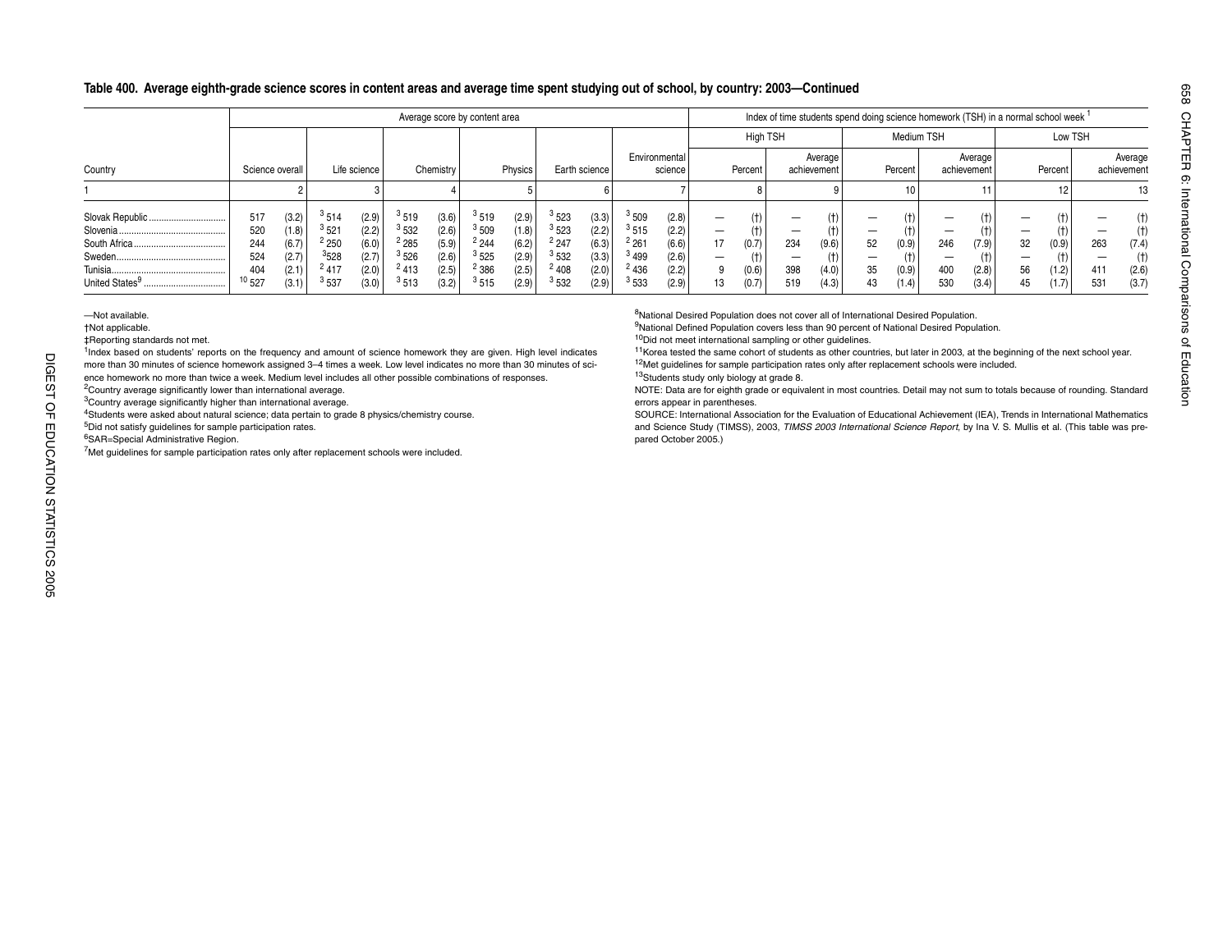## Table 400. Average eighth-grade science scores in content areas and average time spent studying out of school, by country: 2003—Continued

| Country | Average score by content area | | | | | | | | | | | | Index of time students spend doing science homework (TSH) in a normal school week [1] | | | | | | | | | | | |
|---|---|---|---|---|---|---|---|---|---|---|---|---|---|---|---|---|---|---|---|---|---|---|---|---|
| | | | | | | | | | | | | | High TSH | | | | Medium TSH | | | | Low TSH | | | |
| | Science overall | | Life science | | Chemistry | | Physics | | Earth science | | Environmental science | | Percent | | Average achievement | | Percent | | Average achievement | | Percent | | Average achievement | |
| 1 | 2 | | 3 | | 4 | | 5 | | 6 | | 7 | | 8 | | 9 | | 10 | | 11 | | 12 | | 13 | |
| Slovak Republic | 517 | (3.2) | [3] 514 | (2.9) | [3] 519 | (3.6) | [3] 519 | (2.9) | [3] 523 | (3.3) | [3] 509 | (2.8) | — | (†) | — | (†) | — | (†) | — | (†) | — | (†) | — | (†) |
| Slovenia | 520 | (1.8) | [3] 521 | (2.2) | [3] 532 | (2.6) | [3] 509 | (1.8) | [3] 523 | (2.2) | [3] 515 | (2.2) | — | (†) | — | (†) | — | (†) | — | (†) | — | (†) | — | (†) |
| South Africa | 244 | (6.7) | [2] 250 | (6.0) | [2] 285 | (5.9) | [2] 244 | (6.2) | [2] 247 | (6.3) | [2] 261 | (6.6) | 17 | (0.7) | 234 | (9.6) | 52 | (0.9) | 246 | (7.9) | 32 | (0.9) | 263 | (7.4) |
| Sweden | 524 | (2.7) | [3] 528 | (2.7) | [3] 526 | (2.6) | [3] 525 | (2.9) | [3] 532 | (3.3) | [3] 499 | (2.6) | — | (†) | — | (†) | — | (†) | — | (†) | — | (†) | — | (†) |
| Tunisia | 404 | (2.1) | [2] 417 | (2.0) | [2] 413 | (2.5) | [2] 386 | (2.5) | [2] 408 | (2.0) | [2] 436 | (2.2) | 9 | (0.6) | 398 | (4.0) | 35 | (0.9) | 400 | (2.8) | 56 | (1.2) | 411 | (2.6) |
| United States[9] | [10] 527 | (3.1) | [3] 537 | (3.0) | [3] 513 | (3.2) | [3] 515 | (2.9) | [3] 532 | (2.9) | [3] 533 | (2.9) | 13 | (0.7) | 519 | (4.3) | 43 | (1.4) | 530 | (3.4) | 45 | (1.7) | 531 | (3.7) |

—Not available.
†Not applicable.
‡Reporting standards not met.
[1]Index based on students' reports on the frequency and amount of science homework they are given. High level indicates more than 30 minutes of science homework assigned 3–4 times a week. Low level indicates no more than 30 minutes of science homework no more than twice a week. Medium level includes all other possible combinations of responses.
[2]Country average significantly lower than international average.
[3]Country average significantly higher than international average.
[4]Students were asked about natural science; data pertain to grade 8 physics/chemistry course.
[5]Did not satisfy guidelines for sample participation rates.
[6]SAR=Special Administrative Region.
[7]Met guidelines for sample participation rates only after replacement schools were included.
[8]National Desired Population does not cover all of International Desired Population.
[9]National Defined Population covers less than 90 percent of National Desired Population.
[10]Did not meet international sampling or other guidelines.
[11]Korea tested the same cohort of students as other countries, but later in 2003, at the beginning of the next school year.
[12]Met guidelines for sample participation rates only after replacement schools were included.
[13]Students study only biology at grade 8.
NOTE: Data are for eighth grade or equivalent in most countries. Detail may not sum to totals because of rounding. Standard errors appear in parentheses.
SOURCE: International Association for the Evaluation of Educational Achievement (IEA), Trends in International Mathematics and Science Study (TIMSS), 2003, *TIMSS 2003 International Science Report*, by Ina V. S. Mullis et al. (This table was prepared October 2005.)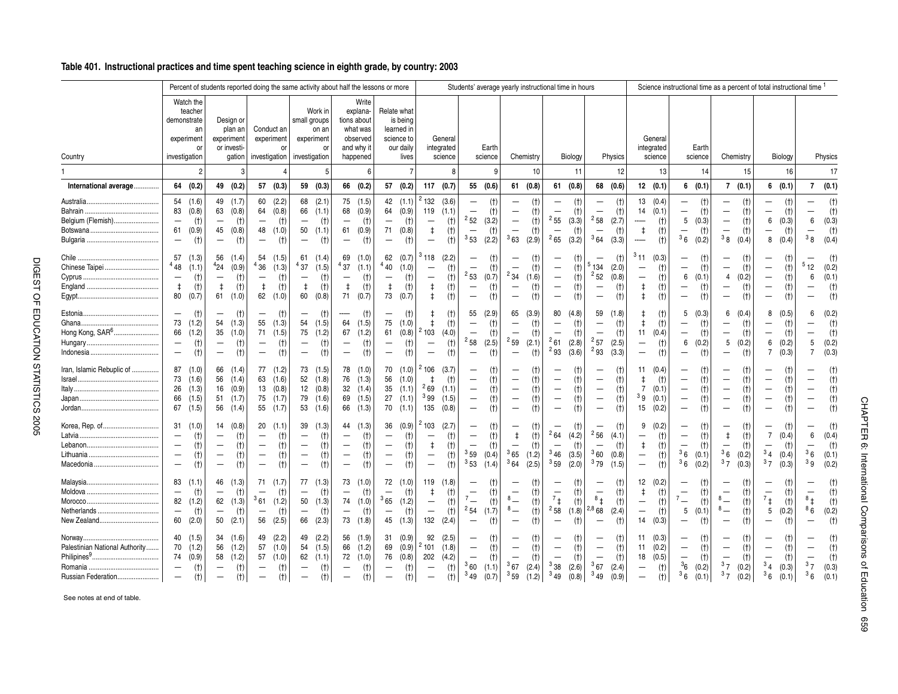## Table 401. Instructional practices and time spent teaching science in eighth grade, by country: 2003

| Country | Percent of students reported doing the same activity about half the lessons or more: Watch the teacher demonstrate an experiment or investigation | | Design or plan an experiment or investigation | | Conduct an experiment or investigation | | Work in small groups on an experiment or investigation | | Write explanations about what was observed and why it happened | | Relate what is being learned in science to our daily lives | | Students' average yearly instructional time in hours: General integrated science | | Earth science | | Chemistry | | Biology | | Physics | | Science instructional time as a percent of total instructional time [1]: General integrated science | | Earth science | | Chemistry | | Biology | | Physics | |
|---|---|---|---|---|---|---|---|---|---|---|---|---|---|---|---|---|---|---|---|---|---|---|---|---|---|---|---|---|---|---|---|---|
| 1 | 2 | | 3 | | 4 | | 5 | | 6 | | 7 | | 8 | | 9 | | 10 | | 11 | | 12 | | 13 | | 14 | | 15 | | 16 | | 17 | |
| **International average** | **64** | **(0.2)** | **49** | **(0.2)** | **57** | **(0.3)** | **59** | **(0.3)** | **66** | **(0.2)** | **57** | **(0.2)** | **117** | **(0.7)** | **55** | **(0.6)** | **61** | **(0.8)** | **61** | **(0.8)** | **68** | **(0.6)** | **12** | **(0.1)** | **6** | **(0.1)** | **7** | **(0.1)** | **6** | **(0.1)** | **7** | **(0.1)** |
| Australia | 54 | (1.6) | 49 | (1.7) | 60 | (2.2) | 68 | (2.1) | 75 | (1.5) | 42 | (1.1) | [2] 132 | (3.6) | — | (†) | — | (†) | — | (†) | — | (†) | 13 | (0.4) | — | (†) | — | (†) | — | (†) | — | (†) |
| Bahrain | 83 | (0.8) | 63 | (0.8) | 64 | (0.8) | 66 | (1.1) | 68 | (0.9) | 64 | (0.9) | 119 | (1.1) | — | (†) | — | (†) | — | (†) | — | (†) | 14 | (0.1) | — | (†) | — | (†) | — | (†) | — | (†) |
| Belgium (Flemish) | — | (†) | — | (†) | — | (†) | — | (†) | — | (†) | — | (†) | — | (†) | [2] 52 | (3.2) | — | (†) | [2] 55 | (3.3) | [2] 58 | (2.7) | — | (†) | 5 | (0.3) | — | (†) | 6 | (0.3) | 6 | (0.3) |
| Botswana | 61 | (0.9) | 45 | (0.8) | 48 | (1.0) | 50 | (1.1) | 61 | (0.9) | 71 | (0.8) | ‡ | (†) | — | (†) | — | (†) | — | (†) | — | (†) | ‡ | (†) | — | (†) | — | (†) | — | (†) | — | (†) |
| Bulgaria | — | (†) | — | (†) | — | (†) | — | (†) | — | (†) | — | (†) | — | (†) | [3] 53 | (2.2) | [3] 63 | (2.9) | [2] 65 | (3.2) | [3] 64 | (3.3) | — | (†) | [3] 6 | (0.2) | [3] 8 | (0.4) | 8 | (0.4) | [3] 8 | (0.4) |
| Chile | 57 | (1.3) | 56 | (1.4) | 54 | (1.5) | 61 | (1.4) | 69 | (1.0) | 62 | (0.7) | [3] 118 | (2.2) | — | (†) | — | (†) | — | (†) | — | (†) | [3] 11 | (0.3) | — | (†) | — | (†) | — | (†) | — | (†) |
| Chinese Taipei | [4] 48 | (1.1) | [4] 24 | (0.9) | [4] 36 | (1.3) | [4] 37 | (1.5) | [4] 37 | (1.1) | [4] 40 | (1.0) | — | (†) | — | (†) | — | (†) | — | (†) | [5] 134 | (2.0) | — | (†) | — | (†) | — | (†) | — | (†) | [5] 12 | (0.2) |
| Cyprus | — | (†) | — | (†) | — | (†) | — | (†) | — | (†) | — | (†) | — | (†) | [2] 53 | (0.7) | [2] 34 | (1.6) | — | (†) | [2] 52 | (0.8) | — | (†) | 6 | (0.1) | 4 | (0.2) | — | (†) | 6 | (0.1) |
| England | ‡ | (†) | ‡ | (†) | ‡ | (†) | ‡ | (†) | ‡ | (†) | ‡ | (†) | ‡ | (†) | — | (†) | — | (†) | — | (†) | — | (†) | ‡ | (†) | — | (†) | — | (†) | — | (†) | — | (†) |
| Egypt | 80 | (0.7) | 61 | (1.0) | 62 | (1.0) | 60 | (0.8) | 71 | (0.7) | 73 | (0.7) | ‡ | (†) | — | (†) | — | (†) | — | (†) | — | (†) | ‡ | (†) | — | (†) | — | (†) | — | (†) | — | (†) |
| Estonia | — | (†) | — | (†) | — | (†) | — | (†) | — | (†) | — | (†) | ‡ | (†) | 55 | (2.9) | 65 | (3.9) | 80 | (4.8) | 59 | (1.8) | ‡ | (†) | 5 | (0.3) | 6 | (0.4) | 8 | (0.5) | 6 | (0.2) |
| Ghana | 73 | (1.2) | 54 | (1.3) | 55 | (1.3) | 54 | (1.5) | 64 | (1.5) | 75 | (1.0) | ‡ | (†) | — | (†) | — | (†) | — | (†) | — | (†) | ‡ | (†) | — | (†) | — | (†) | — | (†) | — | (†) |
| Hong Kong, SAR[6] | 66 | (1.2) | 35 | (1.0) | 71 | (1.5) | 75 | (1.2) | 67 | (1.2) | 61 | (0.8) | [2] 103 | (4.0) | — | (†) | — | (†) | — | (†) | — | (†) | 11 | (0.4) | — | (†) | — | (†) | — | (†) | — | (†) |
| Hungary | — | (†) | — | (†) | — | (†) | — | (†) | — | (†) | — | (†) | — | (†) | [2] 58 | (2.5) | [2] 59 | (2.1) | [2] 61 | (2.8) | [2] 57 | (2.5) | — | (†) | 6 | (0.2) | 5 | (0.2) | 6 | (0.2) | 5 | (0.2) |
| Indonesia | — | (†) | — | (†) | — | (†) | — | (†) | — | (†) | — | (†) | — | (†) | — | (†) | — | (†) | [2] 93 | (3.6) | [2] 93 | (3.3) | — | (†) | — | (†) | — | (†) | 7 | (0.3) | 7 | (0.3) |
| Iran, Islamic Republic of | 87 | (1.0) | 66 | (1.4) | 77 | (1.2) | 73 | (1.5) | 78 | (1.0) | 70 | (1.0) | [2] 106 | (3.7) | — | (†) | — | (†) | — | (†) | — | (†) | 11 | (0.4) | — | (†) | — | (†) | — | (†) | — | (†) |
| Israel | 73 | (1.6) | 56 | (1.4) | 63 | (1.6) | 52 | (1.8) | 76 | (1.3) | 56 | (1.0) | ‡ | (†) | — | (†) | — | (†) | — | (†) | — | (†) | ‡ | (†) | — | (†) | — | (†) | — | (†) | — | (†) |
| Italy | 26 | (1.3) | 16 | (0.9) | 13 | (0.8) | 12 | (0.8) | 32 | (1.4) | 35 | (1.1) | [2] 69 | (1.1) | — | (†) | — | (†) | — | (†) | — | (†) | 7 | (0.1) | — | (†) | — | (†) | — | (†) | — | (†) |
| Japan | 66 | (1.5) | 51 | (1.7) | 75 | (1.7) | 79 | (1.6) | 69 | (1.5) | 27 | (1.1) | [3] 99 | (1.5) | — | (†) | — | (†) | — | (†) | — | (†) | [3] 9 | (0.1) | — | (†) | — | (†) | — | (†) | — | (†) |
| Jordan | 67 | (1.5) | 56 | (1.4) | 55 | (1.7) | 53 | (1.6) | 66 | (1.3) | 70 | (1.1) | 135 | (0.8) | — | (†) | — | (†) | — | (†) | — | (†) | 15 | (0.2) | — | (†) | — | (†) | — | (†) | — | (†) |
| Korea, Rep. of | 31 | (1.0) | 14 | (0.8) | 20 | (1.1) | 39 | (1.3) | 44 | (1.3) | 36 | (0.9) | [2] 103 | (2.7) | — | (†) | — | (†) | — | (†) | — | (†) | 9 | (0.2) | — | (†) | — | (†) | — | (†) | — | (†) |
| Latvia | — | (†) | — | (†) | — | (†) | — | (†) | — | (†) | — | (†) | — | (†) | — | (†) | ‡ | (†) | [2] 64 | (4.2) | [2] 56 | (4.1) | — | (†) | — | (†) | ‡ | (†) | 7 | (0.4) | 6 | (0.4) |
| Lebanon | — | (†) | — | (†) | — | (†) | — | (†) | — | (†) | — | (†) | ‡ | (†) | — | (†) | — | (†) | — | (†) | — | (†) | ‡ | (†) | — | (†) | — | (†) | — | (†) | — | (†) |
| Lithuania | — | (†) | — | (†) | — | (†) | — | (†) | — | (†) | — | (†) | — | (†) | [3] 59 | (0.4) | [3] 65 | (1.2) | [3] 46 | (3.5) | [3] 60 | (0.8) | — | (†) | [3] 6 | (0.1) | [3] 6 | (0.2) | [3] 4 | (0.4) | [3] 6 | (0.1) |
| Macedonia | — | (†) | — | (†) | — | (†) | — | (†) | — | (†) | — | (†) | — | (†) | [3] 53 | (1.4) | [3] 64 | (2.5) | [3] 59 | (2.0) | [3] 79 | (1.5) | — | (†) | [3] 6 | (0.2) | [3] 7 | (0.3) | [3] 7 | (0.3) | [3] 9 | (0.2) |
| Malaysia | 83 | (1.1) | 46 | (1.3) | 71 | (1.7) | 77 | (1.3) | 73 | (1.0) | 72 | (1.0) | 119 | (1.8) | — | (†) | — | (†) | — | (†) | — | (†) | 12 | (0.2) | — | (†) | — | (†) | — | (†) | — | (†) |
| Moldova | — | (†) | — | (†) | — | (†) | — | (†) | — | (†) | — | (†) | ‡ | (†) | — | (†) | — | (†) | — | (†) | — | (†) | ‡ | (†) | — | (†) | — | (†) | — | (†) | — | (†) |
| Morocco | 82 | (1.2) | 62 | (1.3) | [3] 61 | (1.2) | 50 | (1.3) | 74 | (1.0) | [3] 65 | (1.2) | — | (†) | [7] — | (†) | [8] — | (†) | [7] ‡ | (†) | [8] ‡ | (†) | — | (†) | [7] — | (†) | [8] — | (†) | [7] ‡ | (†) | [8] ‡ | (†) |
| Netherlands | — | (†) | — | (†) | — | (†) | — | (†) | — | (†) | — | (†) | — | (†) | [2] 54 | (1.7) | [8] — | (†) | [2] 58 | (1.8) | [2,8] 68 | (2.4) | — | (†) | 5 | (0.1) | [8] — | (†) | 5 | (0.2) | [8] 6 | (0.2) |
| New Zealand | 60 | (2.0) | 50 | (2.1) | 56 | (2.5) | 66 | (2.3) | 73 | (1.8) | 45 | (1.3) | 132 | (2.4) | — | (†) | — | (†) | — | (†) | — | (†) | 14 | (0.3) | — | (†) | — | (†) | — | (†) | — | (†) |
| Norway | 40 | (1.5) | 34 | (1.6) | 49 | (2.2) | 49 | (2.2) | 56 | (1.9) | 31 | (0.9) | 92 | (2.5) | — | (†) | — | (†) | — | (†) | — | (†) | 11 | (0.3) | — | (†) | — | (†) | — | (†) | — | (†) |
| Palestinian National Authority | 70 | (1.2) | 56 | (1.2) | 57 | (1.0) | 54 | (1.5) | 66 | (1.2) | 69 | (0.9) | [2] 101 | (1.8) | — | (†) | — | (†) | — | (†) | — | (†) | 11 | (0.2) | — | (†) | — | (†) | — | (†) | — | (†) |
| Philippines[9] | 74 | (0.9) | 58 | (1.2) | 57 | (1.0) | 62 | (1.1) | 72 | (1.0) | 76 | (0.8) | 202 | (4.2) | — | (†) | — | (†) | — | (†) | — | (†) | 18 | (0.5) | — | (†) | — | (†) | — | (†) | — | (†) |
| Romania | — | (†) | — | (†) | — | (†) | — | (†) | — | (†) | — | (†) | — | (†) | [3] 60 | (1.1) | [3] 67 | (2.4) | [3] 38 | (2.6) | [3] 67 | (2.4) | — | (†) | [3] 6 | (0.2) | [3] 7 | (0.2) | [3] 4 | (0.3) | [3] 7 | (0.3) |
| Russian Federation | — | (†) | — | (†) | — | (†) | — | (†) | — | (†) | — | (†) | — | (†) | [3] 49 | (0.7) | [3] 59 | (1.2) | [3] 49 | (0.8) | [3] 49 | (0.9) | — | (†) | [3] 6 | (0.1) | [3] 7 | (0.2) | [3] 6 | (0.1) | [3] 6 | (0.1) |

See notes at end of table.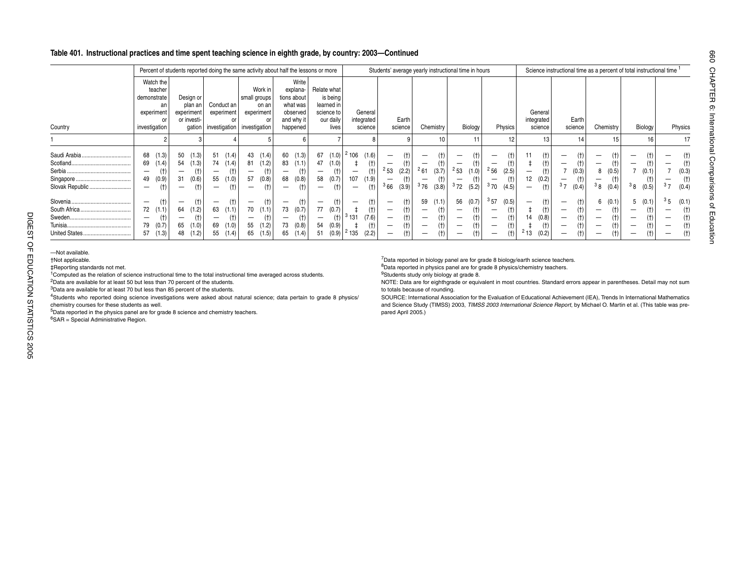## Table 401. Instructional practices and time spent teaching science in eighth grade, by country: 2003—Continued

| Country | Percent of students reported doing the same activity about half the lessons or more | | | | | | | | | | | | Students' average yearly instructional time in hours | | | | | | | | | | Science instructional time as a percent of total instructional time [1] | | | | | | | | | |
|---|---|---|---|---|---|---|---|---|---|---|---|---|---|---|---|---|---|---|---|---|---|---|---|---|---|---|---|---|---|---|---|---|
| | Watch the teacher demonstrate an experiment or investigation | | Design or plan an experiment or investigation | | Conduct an experiment or investigation | | Work in small groups on an experiment or investigation | | Write explanations about what was observed and why it happened | | Relate what is being learned in science to our daily lives | | General integrated science | | Earth science | | Chemistry | | Biology | | Physics | | General integrated science | | Earth science | | Chemistry | | Biology | | Physics | |
| 1 | 2 | | 3 | | 4 | | 5 | | 6 | | 7 | | 8 | | 9 | | 10 | | 11 | | 12 | | 13 | | 14 | | 15 | | 16 | | 17 | |
| Saudi Arabia | 68 | (1.3) | 50 | (1.3) | 51 | (1.4) | 43 | (1.4) | 60 | (1.3) | 67 | (1.0) | [2] 106 | (1.6) | — | (†) | — | (†) | — | (†) | — | (†) | 11 | (†) | — | (†) | — | (†) | — | (†) | — | (†) |
| Scotland | 69 | (1.4) | 54 | (1.3) | 74 | (1.4) | 81 | (1.2) | 83 | (1.1) | 47 | (1.0) | ‡ | (†) | — | (†) | — | (†) | — | (†) | — | (†) | ‡ | (†) | — | (†) | — | (†) | — | (†) | — | (†) |
| Serbia | — | (†) | — | (†) | — | (†) | — | (†) | — | (†) | — | (†) | — | (†) | [2] 53 | (2.2) | [2] 61 | (3.7) | [2] 53 | (1.0) | [2] 56 | (2.5) | — | (†) | 7 | (0.3) | 8 | (0.5) | 7 | (0.1) | 7 | (0.3) |
| Singapore | 49 | (0.9) | 31 | (0.6) | 55 | (1.0) | 57 | (0.8) | 68 | (0.8) | 58 | (0.7) | 107 | (1.9) | — | (†) | — | (†) | — | (†) | — | (†) | 12 | (0.2) | — | (†) | — | (†) | — | (†) | — | (†) |
| Slovak Republic | — | (†) | — | (†) | — | (†) | — | (†) | — | (†) | — | (†) | — | (†) | [3] 66 | (3.9) | [3] 76 | (3.8) | [3] 72 | (5.2) | [3] 70 | (4.5) | — | (†) | [3] 7 | (0.4) | [3] 8 | (0.4) | [3] 8 | (0.5) | [3] 7 | (0.4) |
| Slovenia | — | (†) | — | (†) | — | (†) | — | (†) | — | (†) | — | (†) | — | (†) | — | (†) | 59 | (1.1) | 56 | (0.7) | [3] 57 | (0.5) | — | (†) | — | (†) | 6 | (0.1) | 5 | (0.1) | [3] 5 | (0.1) |
| South Africa | 72 | (1.1) | 64 | (1.2) | 63 | (1.1) | 70 | (1.1) | 73 | (0.7) | 77 | (0.7) | ‡ | (†) | — | (†) | — | (†) | — | (†) | — | (†) | ‡ | (†) | — | (†) | — | (†) | — | (†) | — | (†) |
| Sweden | — | (†) | — | (†) | — | (†) | — | (†) | — | (†) | — | (†) | [3] 131 | (7.6) | — | (†) | — | (†) | — | (†) | — | (†) | 14 | (0.8) | — | (†) | — | (†) | — | (†) | — | (†) |
| Tunisia | 79 | (0.7) | 65 | (1.0) | 69 | (1.0) | 55 | (1.2) | 73 | (0.8) | 54 | (0.9) | ‡ | (†) | — | (†) | — | (†) | — | (†) | — | (†) | ‡ | (†) | — | (†) | — | (†) | — | (†) | — | (†) |
| United States | 57 | (1.3) | 48 | (1.2) | 55 | (1.4) | 65 | (1.5) | 65 | (1.4) | 51 | (0.9) | [2] 135 | (2.2) | — | (†) | — | (†) | — | (†) | — | (†) | [2] 13 | (0.2) | — | (†) | — | (†) | — | (†) | — | (†) |

—Not available.
†Not applicable.
‡Reporting standards not met.
[1] Computed as the relation of science instructional time to the total instructional time averaged across students.
[2] Data are available for at least 50 but less than 70 percent of the students.
[3] Data are available for at least 70 but less than 85 percent of the students.
[4] Students who reported doing science investigations were asked about natural science; data pertain to grade 8 physics/chemistry courses for these students as well.
[5] Data reported in the physics panel are for grade 8 science and chemistry teachers.
[6] SAR = Special Administrative Region.
[7] Data reported in biology panel are for grade 8 biology/earth science teachers.
[8] Data reported in physics panel are for grade 8 physics/chemistry teachers.
[9] Students study only biology at grade 8.

NOTE: Data are for eighthgrade or equivalent in most countries. Standard errors appear in parentheses. Detail may not sum to totals because of rounding.

SOURCE: International Association for the Evaluation of Educational Achievement (IEA), Trends In International Mathematics and Science Study (TIMSS) 2003, *TIMSS 2003 International Science Report*, by Michael O. Martin et al. (This table was prepared April 2005.)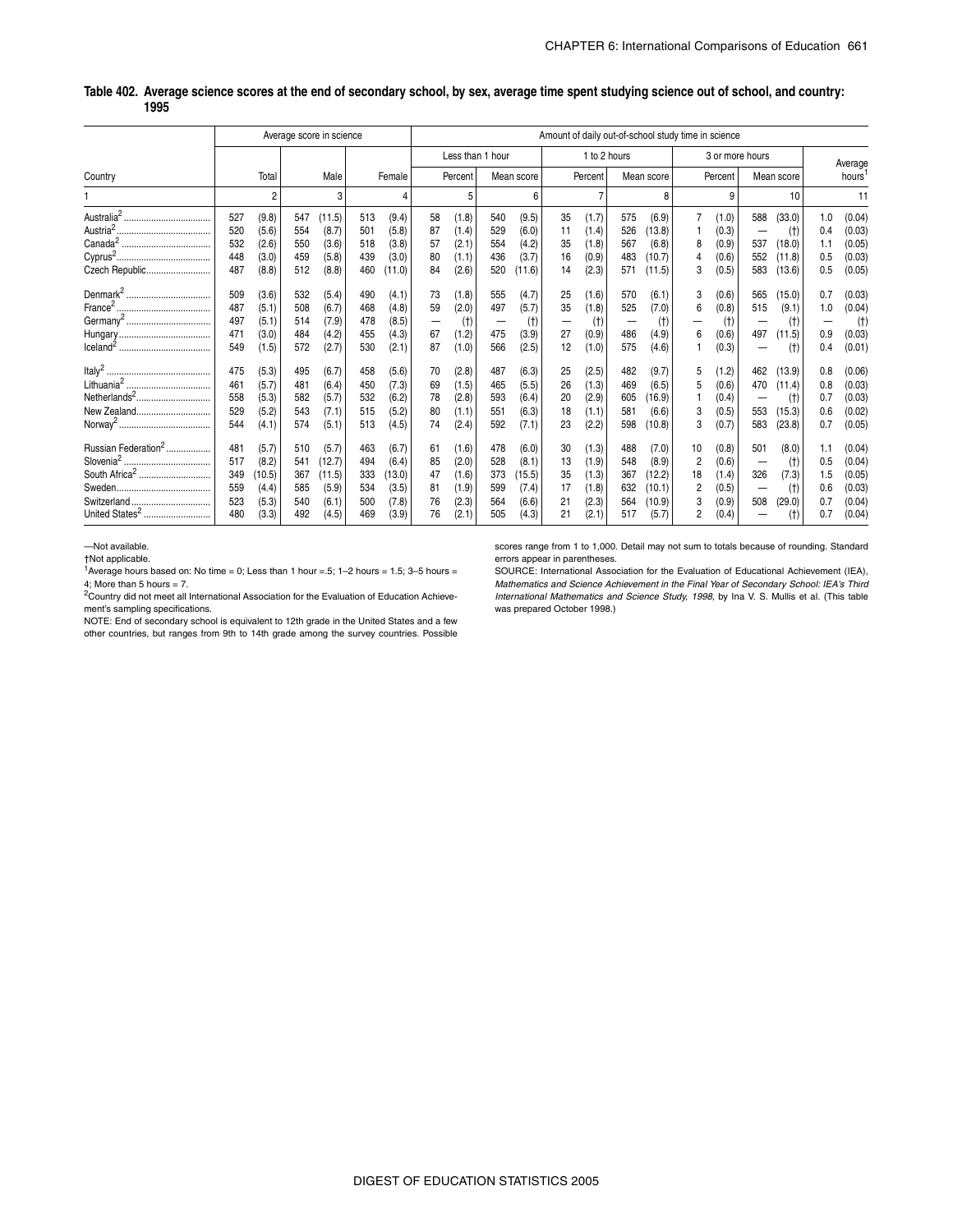**Table 402. Average science scores at the end of secondary school, by sex, average time spent studying science out of school, and country: 1995**

| Country | Average score in science | | | | | | Amount of daily out-of-school study time in science | | | | | | | | | | | | | | | |
|---|---|---|---|---|---|---|---|---|---|---|---|---|---|---|---|---|---|---|---|---|---|---|
| | | | | | | | Less than 1 hour | | | | 1 to 2 hours | | | | 3 or more hours | | | | | | Average hours[1] | |
| | Total | | Male | | Female | | Percent | | Mean score | | Percent | | Mean score | | Percent | | Mean score | | | | | |
| 1 | 2 | | 3 | | 4 | | 5 | | 6 | | 7 | | 8 | | 9 | | 10 | | | | 11 | |
| Australia[2] | 527 | (9.8) | 547 | (11.5) | 513 | (9.4) | 58 | (1.8) | 540 | (9.5) | 35 | (1.7) | 575 | (6.9) | 7 | (1.0) | 588 | (33.0) | | | 1.0 | (0.04) |
| Austria[2] | 520 | (5.6) | 554 | (8.7) | 501 | (5.8) | 87 | (1.4) | 529 | (6.0) | 11 | (1.4) | 526 | (13.8) | 1 | (0.3) | — | (†) | | | 0.4 | (0.03) |
| Canada[2] | 532 | (2.6) | 550 | (3.6) | 518 | (3.8) | 57 | (2.1) | 554 | (4.2) | 35 | (1.8) | 567 | (6.8) | 8 | (0.9) | 537 | (18.0) | | | 1.1 | (0.05) |
| Cyprus[2] | 448 | (3.0) | 459 | (5.8) | 439 | (3.0) | 80 | (1.1) | 436 | (3.7) | 16 | (0.9) | 483 | (10.7) | 4 | (0.6) | 552 | (11.8) | | | 0.5 | (0.03) |
| Czech Republic | 487 | (8.8) | 512 | (8.8) | 460 | (11.0) | 84 | (2.6) | 520 | (11.6) | 14 | (2.3) | 571 | (11.5) | 3 | (0.5) | 583 | (13.6) | | | 0.5 | (0.05) |
| Denmark[2] | 509 | (3.6) | 532 | (5.4) | 490 | (4.1) | 73 | (1.8) | 555 | (4.7) | 25 | (1.6) | 570 | (6.1) | 3 | (0.6) | 565 | (15.0) | | | 0.7 | (0.03) |
| France[2] | 487 | (5.1) | 508 | (6.7) | 468 | (4.8) | 59 | (2.0) | 497 | (5.7) | 35 | (1.8) | 525 | (7.0) | 6 | (0.8) | 515 | (9.1) | | | 1.0 | (0.04) |
| Germany[2] | 497 | (5.1) | 514 | (7.9) | 478 | (8.5) | — | (†) | — | (†) | — | (†) | — | (†) | — | (†) | — | (†) | | | — | (†) |
| Hungary | 471 | (3.0) | 484 | (4.2) | 455 | (4.3) | 67 | (1.2) | 475 | (3.9) | 27 | (0.9) | 486 | (4.9) | 6 | (0.6) | 497 | (11.5) | | | 0.9 | (0.03) |
| Iceland[2] | 549 | (1.5) | 572 | (2.7) | 530 | (2.1) | 87 | (1.0) | 566 | (2.5) | 12 | (1.0) | 575 | (4.6) | 1 | (0.3) | — | (†) | | | 0.4 | (0.01) |
| Italy[2] | 475 | (5.3) | 495 | (6.7) | 458 | (5.6) | 70 | (2.8) | 487 | (6.3) | 25 | (2.5) | 482 | (9.7) | 5 | (1.2) | 462 | (13.9) | | | 0.8 | (0.06) |
| Lithuania[2] | 461 | (5.7) | 481 | (6.4) | 450 | (7.3) | 69 | (1.5) | 465 | (5.5) | 26 | (1.3) | 469 | (6.5) | 5 | (0.6) | 470 | (11.4) | | | 0.8 | (0.03) |
| Netherlands[2] | 558 | (5.3) | 582 | (5.7) | 532 | (6.2) | 78 | (2.8) | 593 | (6.4) | 20 | (2.9) | 605 | (16.9) | 1 | (0.4) | — | (†) | | | 0.7 | (0.03) |
| New Zealand | 529 | (5.2) | 543 | (7.1) | 515 | (5.2) | 80 | (1.1) | 551 | (6.3) | 18 | (1.1) | 581 | (6.6) | 3 | (0.5) | 553 | (15.3) | | | 0.6 | (0.02) |
| Norway[2] | 544 | (4.1) | 574 | (5.1) | 513 | (4.5) | 74 | (2.4) | 592 | (7.1) | 23 | (2.2) | 598 | (10.8) | 3 | (0.7) | 583 | (23.8) | | | 0.7 | (0.05) |
| Russian Federation[2] | 481 | (5.7) | 510 | (5.7) | 463 | (6.7) | 61 | (1.6) | 478 | (6.0) | 30 | (1.3) | 488 | (7.0) | 10 | (0.8) | 501 | (8.0) | | | 1.1 | (0.04) |
| Slovenia[2] | 517 | (8.2) | 541 | (12.7) | 494 | (6.4) | 85 | (2.0) | 528 | (8.1) | 13 | (1.9) | 548 | (8.9) | 2 | (0.6) | — | (†) | | | 0.5 | (0.04) |
| South Africa[2] | 349 | (10.5) | 367 | (11.5) | 333 | (13.0) | 47 | (1.6) | 373 | (15.5) | 35 | (1.3) | 367 | (12.2) | 18 | (1.4) | 326 | (7.3) | | | 1.5 | (0.05) |
| Sweden | 559 | (4.4) | 585 | (5.9) | 534 | (3.5) | 81 | (1.9) | 599 | (7.4) | 17 | (1.8) | 632 | (10.1) | 2 | (0.5) | — | (†) | | | 0.6 | (0.03) |
| Switzerland | 523 | (5.3) | 540 | (6.1) | 500 | (7.8) | 76 | (2.3) | 564 | (6.6) | 21 | (2.3) | 564 | (10.9) | 3 | (0.9) | 508 | (29.0) | | | 0.7 | (0.04) |
| United States[2] | 480 | (3.3) | 492 | (4.5) | 469 | (3.9) | 76 | (2.1) | 505 | (4.3) | 21 | (2.1) | 517 | (5.7) | 2 | (0.4) | — | (†) | | | 0.7 | (0.04) |

—Not available.

†Not applicable.

[1]Average hours based on: No time = 0; Less than 1 hour = .5; 1–2 hours = 1.5; 3–5 hours = 4; More than 5 hours = 7.

[2]Country did not meet all International Association for the Evaluation of Education Achievement's sampling specifications.

NOTE: End of secondary school is equivalent to 12th grade in the United States and a few other countries, but ranges from 9th to 14th grade among the survey countries. Possible scores range from 1 to 1,000. Detail may not sum to totals because of rounding. Standard errors appear in parentheses.

SOURCE: International Association for the Evaluation of Educational Achievement (IEA), *Mathematics and Science Achievement in the Final Year of Secondary School: IEA's Third International Mathematics and Science Study, 1998*, by Ina V. S. Mullis et al. (This table was prepared October 1998.)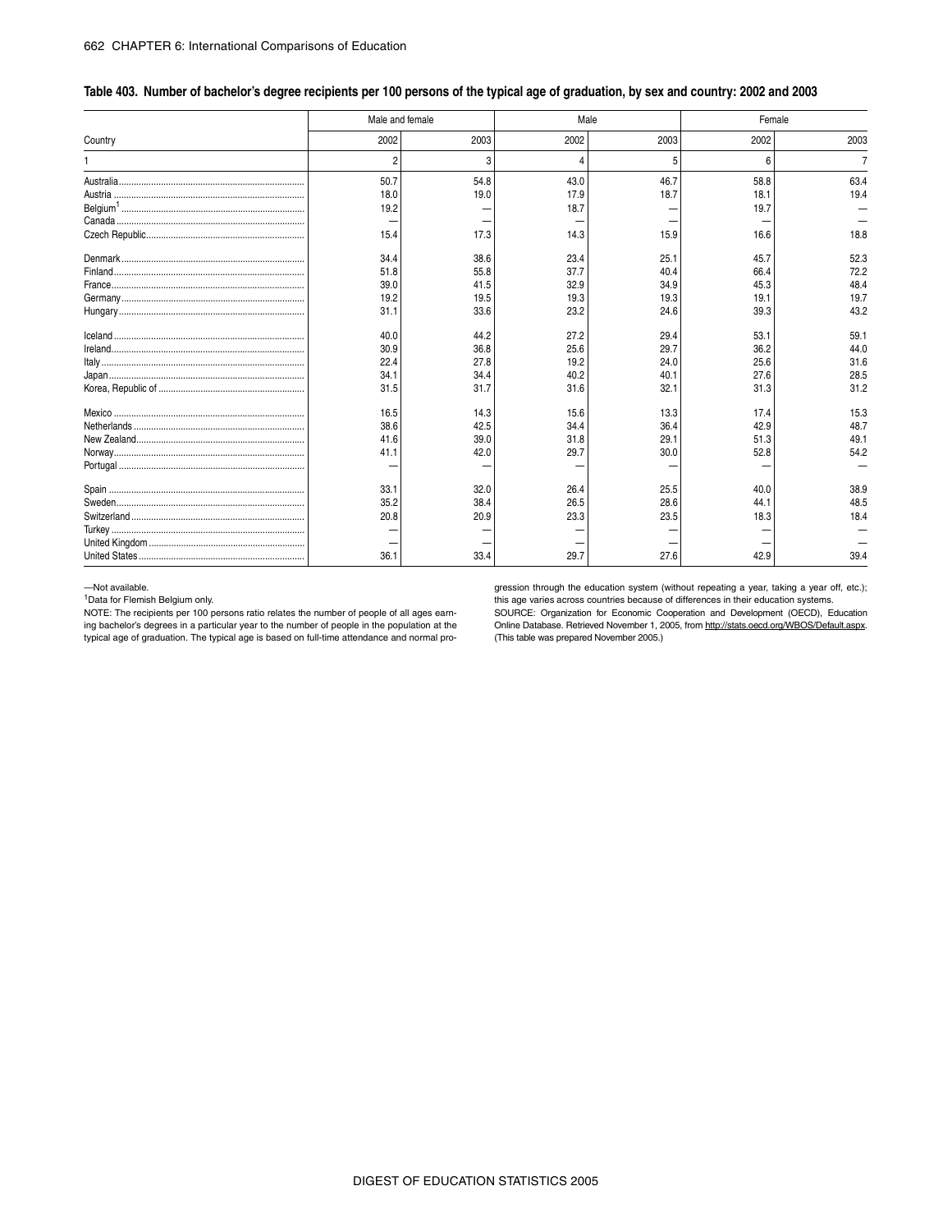### Table 403. Number of bachelor's degree recipients per 100 persons of the typical age of graduation, by sex and country: 2002 and 2003

| Country | Male and female | | Male | | Female | |
|---|---|---|---|---|---|---|
| | 2002 | 2003 | 2002 | 2003 | 2002 | 2003 |
| 1 | 2 | 3 | 4 | 5 | 6 | 7 |
| Australia | 50.7 | 54.8 | 43.0 | 46.7 | 58.8 | 63.4 |
| Austria | 18.0 | 19.0 | 17.9 | 18.7 | 18.1 | 19.4 |
| Belgium[1] | 19.2 | — | 18.7 | — | 19.7 | — |
| Canada | — | — | — | — | — | — |
| Czech Republic | 15.4 | 17.3 | 14.3 | 15.9 | 16.6 | 18.8 |
| Denmark | 34.4 | 38.6 | 23.4 | 25.1 | 45.7 | 52.3 |
| Finland | 51.8 | 55.8 | 37.7 | 40.4 | 66.4 | 72.2 |
| France | 39.0 | 41.5 | 32.9 | 34.9 | 45.3 | 48.4 |
| Germany | 19.2 | 19.5 | 19.3 | 19.3 | 19.1 | 19.7 |
| Hungary | 31.1 | 33.6 | 23.2 | 24.6 | 39.3 | 43.2 |
| Iceland | 40.0 | 44.2 | 27.2 | 29.4 | 53.1 | 59.1 |
| Ireland | 30.9 | 36.8 | 25.6 | 29.7 | 36.2 | 44.0 |
| Italy | 22.4 | 27.8 | 19.2 | 24.0 | 25.6 | 31.6 |
| Japan | 34.1 | 34.4 | 40.2 | 40.1 | 27.6 | 28.5 |
| Korea, Republic of | 31.5 | 31.7 | 31.6 | 32.1 | 31.3 | 31.2 |
| Mexico | 16.5 | 14.3 | 15.6 | 13.3 | 17.4 | 15.3 |
| Netherlands | 38.6 | 42.5 | 34.4 | 36.4 | 42.9 | 48.7 |
| New Zealand | 41.6 | 39.0 | 31.8 | 29.1 | 51.3 | 49.1 |
| Norway | 41.1 | 42.0 | 29.7 | 30.0 | 52.8 | 54.2 |
| Portugal | — | — | — | — | — | — |
| Spain | 33.1 | 32.0 | 26.4 | 25.5 | 40.0 | 38.9 |
| Sweden | 35.2 | 38.4 | 26.5 | 28.6 | 44.1 | 48.5 |
| Switzerland | 20.8 | 20.9 | 23.3 | 23.5 | 18.3 | 18.4 |
| Turkey | — | — | — | — | — | — |
| United Kingdom | — | — | — | — | — | — |
| United States | 36.1 | 33.4 | 29.7 | 27.6 | 42.9 | 39.4 |

—Not available.

[1]Data for Flemish Belgium only.

NOTE: The recipients per 100 persons ratio relates the number of people of all ages earning bachelor's degrees in a particular year to the number of people in the population at the typical age of graduation. The typical age is based on full-time attendance and normal progression through the education system (without repeating a year, taking a year off, etc.); this age varies across countries because of differences in their education systems.

SOURCE: Organization for Economic Cooperation and Development (OECD), Education Online Database. Retrieved November 1, 2005, from http://stats.oecd.org/WBOS/Default.aspx. (This table was prepared November 2005.)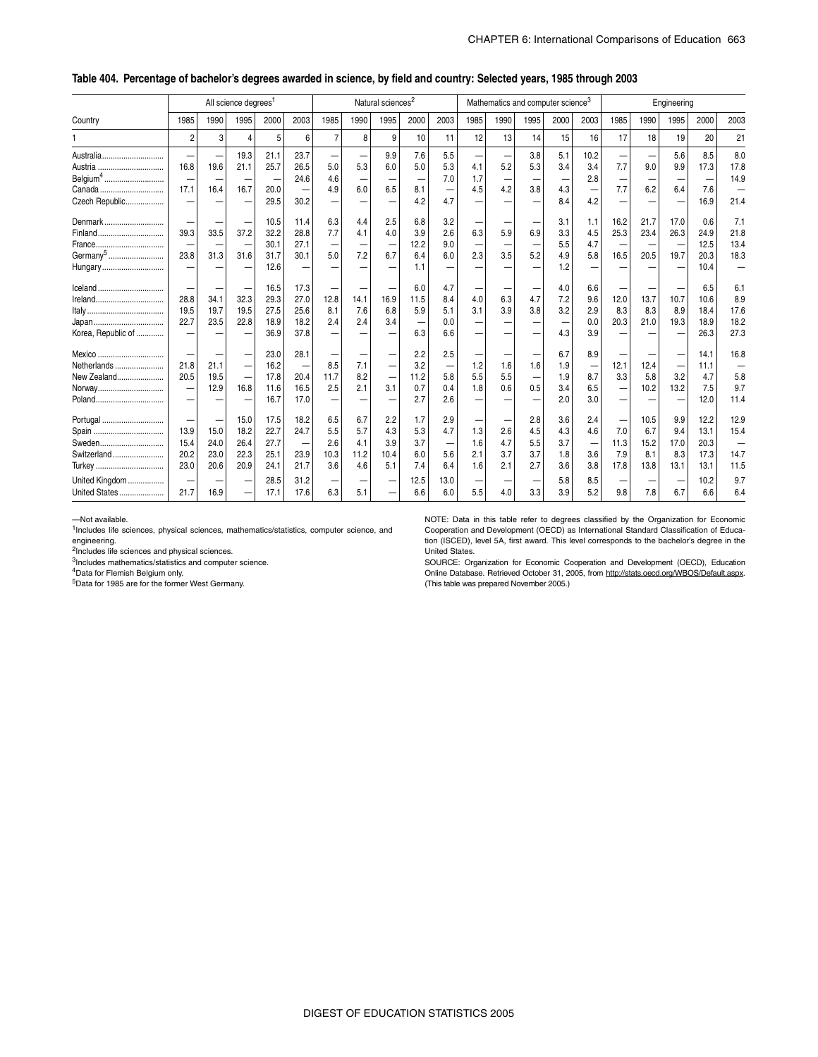## Table 404. Percentage of bachelor's degrees awarded in science, by field and country: Selected years, 1985 through 2003

| Country | All science degrees[1] | | | | | Natural sciences[2] | | | | | Mathematics and computer science[3] | | | | | Engineering | | | | |
|---|---|---|---|---|---|---|---|---|---|---|---|---|---|---|---|---|---|---|---|---|
| | 1985 | 1990 | 1995 | 2000 | 2003 | 1985 | 1990 | 1995 | 2000 | 2003 | 1985 | 1990 | 1995 | 2000 | 2003 | 1985 | 1990 | 1995 | 2000 | 2003 |
| 1 | 2 | 3 | 4 | 5 | 6 | 7 | 8 | 9 | 10 | 11 | 12 | 13 | 14 | 15 | 16 | 17 | 18 | 19 | 20 | 21 |
| Australia | — | — | 19.3 | 21.1 | 23.7 | — | — | 9.9 | 7.6 | 5.5 | — | — | 3.8 | 5.1 | 10.2 | — | — | 5.6 | 8.5 | 8.0 |
| Austria | 16.8 | 19.6 | 21.1 | 25.7 | 26.5 | 5.0 | 5.3 | 6.0 | 5.0 | 5.3 | 4.1 | 5.2 | 5.3 | 3.4 | 3.4 | 7.7 | 9.0 | 9.9 | 17.3 | 17.8 |
| Belgium[4] | — | — | — | — | 24.6 | 4.6 | — | — | — | 7.0 | 1.7 | — | — | — | 2.8 | — | — | — | — | 14.9 |
| Canada | 17.1 | 16.4 | 16.7 | 20.0 | — | 4.9 | 6.0 | 6.5 | 8.1 | — | 4.5 | 4.2 | 3.8 | 4.3 | — | 7.7 | 6.2 | 6.4 | 7.6 | — |
| Czech Republic | — | — | — | 29.5 | 30.2 | — | — | — | 4.2 | 4.7 | — | — | — | 8.4 | 4.2 | — | — | — | 16.9 | 21.4 |
| Denmark | — | — | — | 10.5 | 11.4 | 6.3 | 4.4 | 2.5 | 6.8 | 3.2 | — | — | — | 3.1 | 1.1 | 16.2 | 21.7 | 17.0 | 0.6 | 7.1 |
| Finland | 39.3 | 33.5 | 37.2 | 32.2 | 28.8 | 7.7 | 4.1 | 4.0 | 3.9 | 2.6 | 6.3 | 5.9 | 6.9 | 3.3 | 4.5 | 25.3 | 23.4 | 26.3 | 24.9 | 21.8 |
| France | — | — | — | 30.1 | 27.1 | — | — | — | 12.2 | 9.0 | — | — | — | 5.5 | 4.7 | — | — | — | 12.5 | 13.4 |
| Germany[5] | 23.8 | 31.3 | 31.6 | 31.7 | 30.1 | 5.0 | 7.2 | 6.7 | 6.4 | 6.0 | 2.3 | 3.5 | 5.2 | 4.9 | 5.8 | 16.5 | 20.5 | 19.7 | 20.3 | 18.3 |
| Hungary | — | — | — | 12.6 | — | — | — | — | 1.1 | — | — | — | — | 1.2 | — | — | — | — | 10.4 | — |
| Iceland | — | — | — | 16.5 | 17.3 | — | — | — | 6.0 | 4.7 | — | — | — | 4.0 | 6.6 | — | — | — | 6.5 | 6.1 |
| Ireland | 28.8 | 34.1 | 32.3 | 29.3 | 27.0 | 12.8 | 14.1 | 16.9 | 11.5 | 8.4 | 4.0 | 6.3 | 4.7 | 7.2 | 9.6 | 12.0 | 13.7 | 10.7 | 10.6 | 8.9 |
| Italy | 19.5 | 19.7 | 19.5 | 27.5 | 25.6 | 8.1 | 7.6 | 6.8 | 5.9 | 5.1 | 3.1 | 3.9 | 3.8 | 3.2 | 2.9 | 8.3 | 8.3 | 8.9 | 18.4 | 17.6 |
| Japan | 22.7 | 23.5 | 22.8 | 18.9 | 18.2 | 2.4 | 2.4 | 3.4 | — | 0.0 | — | — | — | — | 0.0 | 20.3 | 21.0 | 19.3 | 18.9 | 18.2 |
| Korea, Republic of | — | — | — | 36.9 | 37.8 | — | — | — | 6.3 | 6.6 | — | — | — | 4.3 | 3.9 | — | — | — | 26.3 | 27.3 |
| Mexico | — | — | — | 23.0 | 28.1 | — | — | — | 2.2 | 2.5 | — | — | — | 6.7 | 8.9 | — | — | — | 14.1 | 16.8 |
| Netherlands | 21.8 | 21.1 | — | 16.2 | — | 8.5 | 7.1 | — | 3.2 | — | 1.2 | 1.6 | 1.6 | 1.9 | — | 12.1 | 12.4 | — | 11.1 | — |
| New Zealand | 20.5 | 19.5 | — | 17.8 | 20.4 | 11.7 | 8.2 | — | 11.2 | 5.8 | 5.5 | 5.5 | — | 1.9 | 8.7 | 3.3 | 5.8 | 3.2 | 4.7 | 5.8 |
| Norway | — | 12.9 | 16.8 | 11.6 | 16.5 | 2.5 | 2.1 | 3.1 | 0.7 | 0.4 | 1.8 | 0.6 | 0.5 | 3.4 | 6.5 | — | 10.2 | 13.2 | 7.5 | 9.7 |
| Poland | — | — | — | 16.7 | 17.0 | — | — | — | 2.7 | 2.6 | — | — | — | 2.0 | 3.0 | — | — | — | 12.0 | 11.4 |
| Portugal | — | — | 15.0 | 17.5 | 18.2 | 6.5 | 6.7 | 2.2 | 1.7 | 2.9 | — | — | 2.8 | 3.6 | 2.4 | — | 10.5 | 9.9 | 12.2 | 12.9 |
| Spain | 13.9 | 15.0 | 18.2 | 22.7 | 24.7 | 5.5 | 5.7 | 4.3 | 5.3 | 4.7 | 1.3 | 2.6 | 4.5 | 4.3 | 4.6 | 7.0 | 6.7 | 9.4 | 13.1 | 15.4 |
| Sweden | 15.4 | 24.0 | 26.4 | 27.7 | — | 2.6 | 4.1 | 3.9 | 3.7 | — | 1.6 | 4.7 | 5.5 | 3.7 | — | 11.3 | 15.2 | 17.0 | 20.3 | — |
| Switzerland | 20.2 | 23.0 | 22.3 | 25.1 | 23.9 | 10.3 | 11.2 | 10.4 | 6.0 | 5.6 | 2.1 | 3.7 | 3.7 | 1.8 | 3.6 | 7.9 | 8.1 | 8.3 | 17.3 | 14.7 |
| Turkey | 23.0 | 20.6 | 20.9 | 24.1 | 21.7 | 3.6 | 4.6 | 5.1 | 7.4 | 6.4 | 1.6 | 2.1 | 2.7 | 3.6 | 3.8 | 17.8 | 13.8 | 13.1 | 13.1 | 11.5 |
| United Kingdom | — | — | — | 28.5 | 31.2 | — | — | — | 12.5 | 13.0 | — | — | — | 5.8 | 8.5 | — | — | — | 10.2 | 9.7 |
| United States | 21.7 | 16.9 | — | 17.1 | 17.6 | 6.3 | 5.1 | — | 6.6 | 6.0 | 5.5 | 4.0 | 3.3 | 3.9 | 5.2 | 9.8 | 7.8 | 6.7 | 6.6 | 6.4 |

—Not available.

[1]Includes life sciences, physical sciences, mathematics/statistics, computer science, and engineering.

[2]Includes life sciences and physical sciences.

[3]Includes mathematics/statistics and computer science.

[4]Data for Flemish Belgium only.

[5]Data for 1985 are for the former West Germany.

NOTE: Data in this table refer to degrees classified by the Organization for Economic Cooperation and Development (OECD) as International Standard Classification of Education (ISCED), level 5A, first award. This level corresponds to the bachelor's degree in the United States.

SOURCE: Organization for Economic Cooperation and Development (OECD), Education Online Database. Retrieved October 31, 2005, from http://stats.oecd.org/WBOS/Default.aspx. (This table was prepared November 2005.)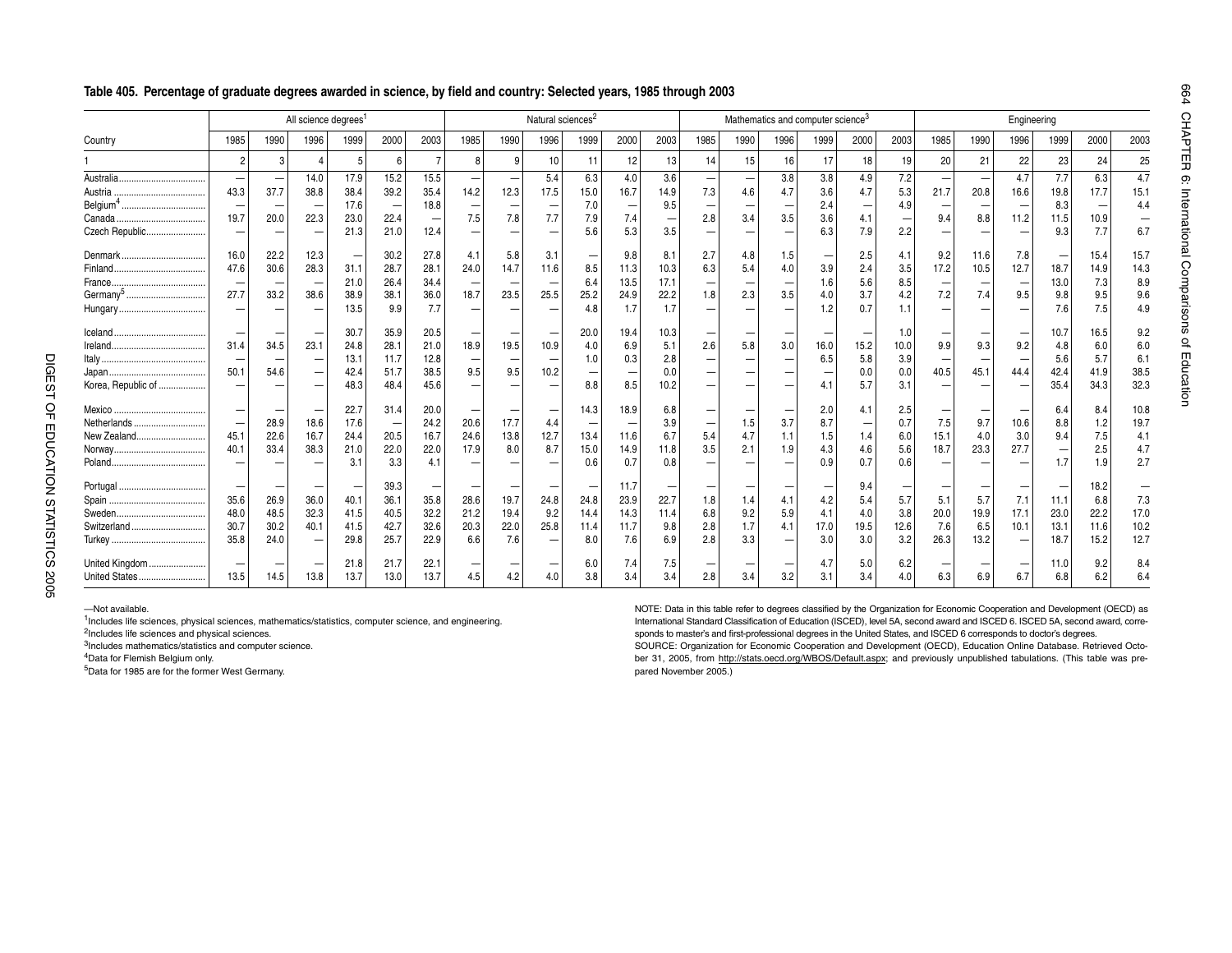## Table 405. Percentage of graduate degrees awarded in science, by field and country: Selected years, 1985 through 2003

| Country | All science degrees[1] | | | | | | Natural sciences[2] | | | | | | Mathematics and computer science[3] | | | | | | Engineering | | | | | |
|---|---|---|---|---|---|---|---|---|---|---|---|---|---|---|---|---|---|---|---|---|---|---|---|---|
| | 1985 | 1990 | 1996 | 1999 | 2000 | 2003 | 1985 | 1990 | 1996 | 1999 | 2000 | 2003 | 1985 | 1990 | 1996 | 1999 | 2000 | 2003 | 1985 | 1990 | 1996 | 1999 | 2000 | 2003 |
| 1 | 2 | 3 | 4 | 5 | 6 | 7 | 8 | 9 | 10 | 11 | 12 | 13 | 14 | 15 | 16 | 17 | 18 | 19 | 20 | 21 | 22 | 23 | 24 | 25 |
| Australia | — | — | 14.0 | 17.9 | 15.2 | 15.5 | — | — | 5.4 | 6.3 | 4.0 | 3.6 | — | — | 3.8 | 3.8 | 4.9 | 7.2 | — | — | 4.7 | 7.7 | 6.3 | 4.7 |
| Austria | 43.3 | 37.7 | 38.8 | 38.4 | 39.2 | 35.4 | 14.2 | 12.3 | 17.5 | 15.0 | 16.7 | 14.9 | 7.3 | 4.6 | 4.7 | 3.6 | 4.7 | 5.3 | 21.7 | 20.8 | 16.6 | 19.8 | 17.7 | 15.1 |
| Belgium[4] | — | — | — | 17.6 | — | 18.8 | — | — | — | 7.0 | — | 9.5 | — | — | — | 2.4 | — | 4.9 | — | — | — | 8.3 | — | 4.4 |
| Canada | 19.7 | 20.0 | 22.3 | 23.0 | 22.4 | — | 7.5 | 7.8 | 7.7 | 7.9 | 7.4 | — | 2.8 | 3.4 | 3.5 | 3.6 | 4.1 | — | 9.4 | 8.8 | 11.2 | 11.5 | 10.9 | — |
| Czech Republic | — | — | — | 21.3 | 21.0 | 12.4 | — | — | — | 5.6 | 5.3 | 3.5 | — | — | — | 6.3 | 7.9 | 2.2 | — | — | — | 9.3 | 7.7 | 6.7 |
| Denmark | 16.0 | 22.2 | 12.3 | — | 30.2 | 27.8 | 4.1 | 5.8 | 3.1 | — | 9.8 | 8.1 | 2.7 | 4.8 | 1.5 | — | 2.5 | 4.1 | 9.2 | 11.6 | 7.8 | — | 15.4 | 15.7 |
| Finland | 47.6 | 30.6 | 28.3 | 31.1 | 28.7 | 28.1 | 24.0 | 14.7 | 11.6 | 8.5 | 11.3 | 10.3 | 6.3 | 5.4 | 4.0 | 3.9 | 2.4 | 3.5 | 17.2 | 10.5 | 12.7 | 18.7 | 14.9 | 14.3 |
| France | — | — | — | 21.0 | 26.4 | 34.4 | — | — | — | 6.4 | 13.5 | 17.1 | — | — | — | 1.6 | 5.6 | 8.5 | — | — | — | 13.0 | 7.3 | 8.9 |
| Germany[5] | 27.7 | 33.2 | 38.6 | 38.9 | 38.1 | 36.0 | 18.7 | 23.5 | 25.5 | 25.2 | 24.9 | 22.2 | 1.8 | 2.3 | 3.5 | 4.0 | 3.7 | 4.2 | 7.2 | 7.4 | 9.5 | 9.8 | 9.5 | 9.6 |
| Hungary | — | — | — | 13.5 | 9.9 | 7.7 | — | — | — | 4.8 | 1.7 | 1.7 | — | — | — | 1.2 | 0.7 | 1.1 | — | — | — | 7.6 | 7.5 | 4.9 |
| Iceland | — | — | — | 30.7 | 35.9 | 20.5 | — | — | — | 20.0 | 19.4 | 10.3 | — | — | — | — | — | 1.0 | — | — | — | 10.7 | 16.5 | 9.2 |
| Ireland | 31.4 | 34.5 | 23.1 | 24.8 | 28.1 | 21.0 | 18.9 | 19.5 | 10.9 | 4.0 | 6.9 | 5.1 | 2.6 | 5.8 | 3.0 | 16.0 | 15.2 | 10.0 | 9.9 | 9.3 | 9.2 | 4.8 | 6.0 | 6.0 |
| Italy | — | — | — | 13.1 | 11.7 | 12.8 | — | — | — | 1.0 | 0.3 | 2.8 | — | — | — | 6.5 | 5.8 | 3.9 | — | — | — | 5.6 | 5.7 | 6.1 |
| Japan | 50.1 | 54.6 | — | 42.4 | 51.7 | 38.5 | 9.5 | 9.5 | 10.2 | — | — | 0.0 | — | — | — | — | 0.0 | 0.0 | 40.5 | 45.1 | 44.4 | 42.4 | 41.9 | 38.5 |
| Korea, Republic of | — | — | — | 48.3 | 48.4 | 45.6 | — | — | — | 8.8 | 8.5 | 10.2 | — | — | — | 4.1 | 5.7 | 3.1 | — | — | — | 35.4 | 34.3 | 32.3 |
| Mexico | — | — | — | 22.7 | 31.4 | 20.0 | — | — | — | 14.3 | 18.9 | 6.8 | — | — | — | 2.0 | 4.1 | 2.5 | — | — | — | 6.4 | 8.4 | 10.8 |
| Netherlands | — | 28.9 | 18.6 | 17.6 | — | 24.2 | 20.6 | 17.7 | 4.4 | — | — | 3.9 | — | 1.5 | 3.7 | 8.7 | — | 0.7 | 7.5 | 9.7 | 10.6 | 8.8 | 1.2 | 19.7 |
| New Zealand | 45.1 | 22.6 | 16.7 | 24.4 | 20.5 | 16.7 | 24.6 | 13.8 | 12.7 | 13.4 | 11.6 | 6.7 | 5.4 | 4.7 | 1.1 | 1.5 | 1.4 | 6.0 | 15.1 | 4.0 | 3.0 | 9.4 | 7.5 | 4.1 |
| Norway | 40.1 | 33.4 | 38.3 | 21.0 | 22.0 | 22.0 | 17.9 | 8.0 | 8.7 | 15.0 | 14.9 | 11.8 | 3.5 | 2.1 | 1.9 | 4.3 | 4.6 | 5.6 | 18.7 | 23.3 | 27.7 | — | 2.5 | 4.7 |
| Poland | — | — | — | 3.1 | 3.3 | 4.1 | — | — | — | 0.6 | 0.7 | 0.8 | — | — | — | 0.9 | 0.7 | 0.6 | — | — | — | 1.7 | 1.9 | 2.7 |
| Portugal | — | — | — | — | 39.3 | — | — | — | — | — | 11.7 | — | — | — | — | — | 9.4 | — | — | — | — | — | 18.2 | — |
| Spain | 35.6 | 26.9 | 36.0 | 40.1 | 36.1 | 35.8 | 28.6 | 19.7 | 24.8 | 24.8 | 23.9 | 22.7 | 1.8 | 1.4 | 4.1 | 4.2 | 5.4 | 5.7 | 5.1 | 5.7 | 7.1 | 11.1 | 6.8 | 7.3 |
| Sweden | 48.0 | 48.5 | 32.3 | 41.5 | 40.5 | 32.2 | 21.2 | 19.4 | 9.2 | 14.4 | 14.3 | 11.4 | 6.8 | 9.2 | 5.9 | 4.1 | 4.0 | 3.8 | 20.0 | 19.9 | 17.1 | 23.0 | 22.2 | 17.0 |
| Switzerland | 30.7 | 30.2 | 40.1 | 41.5 | 42.7 | 32.6 | 20.3 | 22.0 | 25.8 | 11.4 | 11.7 | 9.8 | 2.8 | 1.7 | 4.1 | 17.0 | 19.5 | 12.6 | 7.6 | 6.5 | 10.1 | 13.1 | 11.6 | 10.2 |
| Turkey | 35.8 | 24.0 | — | 29.8 | 25.7 | 22.9 | 6.6 | 7.6 | — | 8.0 | 7.6 | 6.9 | 2.8 | 3.3 | — | 3.0 | 3.0 | 3.2 | 26.3 | 13.2 | — | 18.7 | 15.2 | 12.7 |
| United Kingdom | — | — | — | 21.8 | 21.7 | 22.1 | — | — | — | 6.0 | 7.4 | 7.5 | — | — | — | 4.7 | 5.0 | 6.2 | — | — | — | 11.0 | 9.2 | 8.4 |
| United States | 13.5 | 14.5 | 13.8 | 13.7 | 13.0 | 13.7 | 4.5 | 4.2 | 4.0 | 3.8 | 3.4 | 3.4 | 2.8 | 3.4 | 3.2 | 3.1 | 3.4 | 4.0 | 6.3 | 6.9 | 6.7 | 6.8 | 6.2 | 6.4 |

—Not available.
[1]Includes life sciences, physical sciences, mathematics/statistics, computer science, and engineering.
[2]Includes life sciences and physical sciences.
[3]Includes mathematics/statistics and computer science.
[4]Data for Flemish Belgium only.
[5]Data for 1985 are for the former West Germany.

NOTE: Data in this table refer to degrees classified by the Organization for Economic Cooperation and Development (OECD) as International Standard Classification of Education (ISCED), level 5A, second award and ISCED 6. ISCED 5A, second award, corresponds to master's and first-professional degrees in the United States, and ISCED 6 corresponds to doctor's degrees.

SOURCE: Organization for Economic Cooperation and Development (OECD), Education Online Database. Retrieved October 31, 2005, from http://stats.oecd.org/WBOS/Default.aspx; and previously unpublished tabulations. (This table was prepared November 2005.)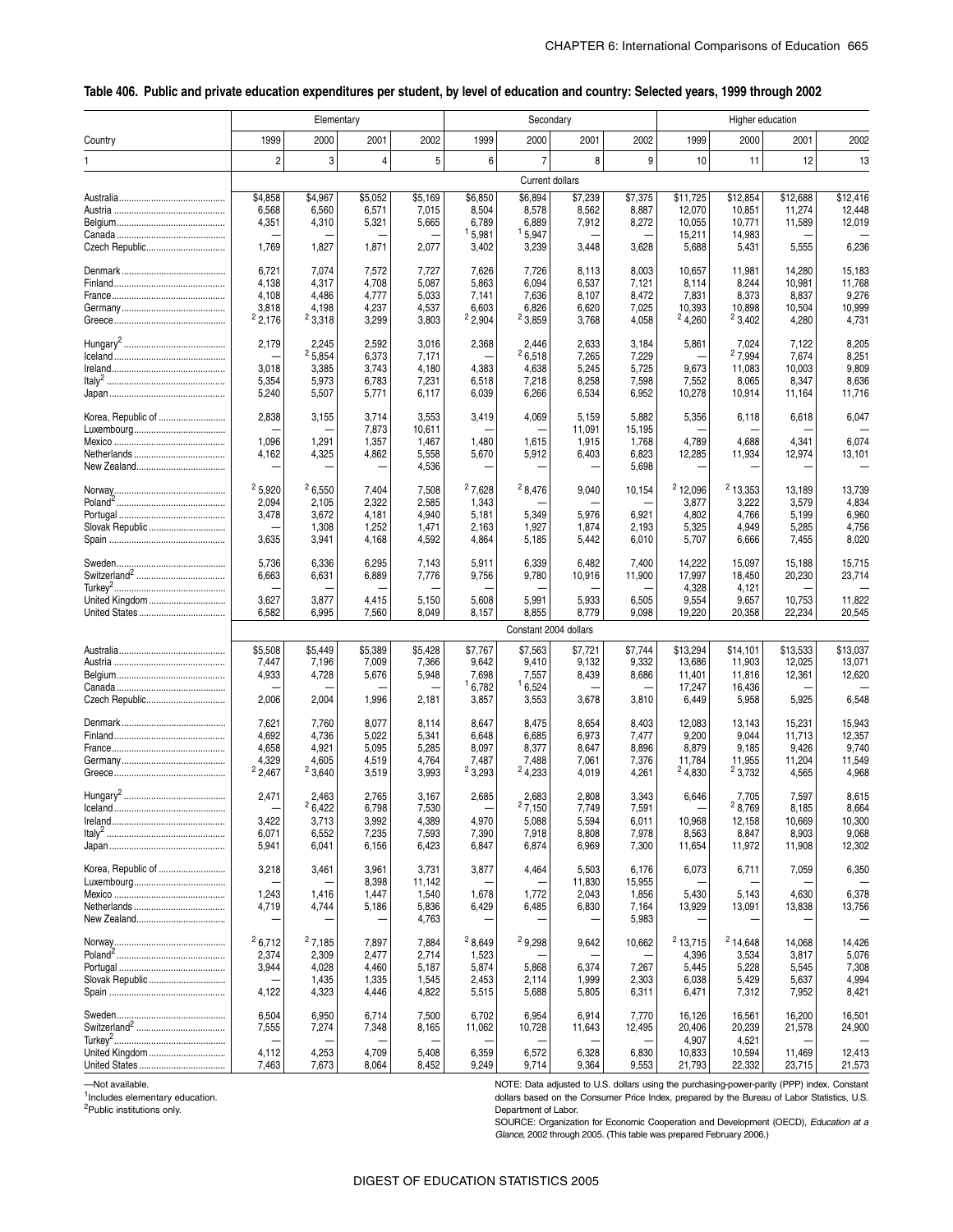# Table 406. Public and private education expenditures per student, by level of education and country: Selected years, 1999 through 2002

| Country | Elementary | | | | Secondary | | | | Higher education | | | |
|---|---|---|---|---|---|---|---|---|---|---|---|---|
| | 1999 | 2000 | 2001 | 2002 | 1999 | 2000 | 2001 | 2002 | 1999 | 2000 | 2001 | 2002 |
| 1 | 2 | 3 | 4 | 5 | 6 | 7 | 8 | 9 | 10 | 11 | 12 | 13 |
| | Current dollars | | | | | | | | | | | |
| Australia | $4,858 | $4,967 | $5,052 | $5,169 | $6,850 | $6,894 | $7,239 | $7,375 | $11,725 | $12,854 | $12,688 | $12,416 |
| Austria | 6,568 | 6,560 | 6,571 | 7,015 | 8,504 | 8,578 | 8,562 | 8,887 | 12,070 | 10,851 | 11,274 | 12,448 |
| Belgium | 4,351 | 4,310 | 5,321 | 5,665 | 6,789 | 6,889 | 7,912 | 8,272 | 10,055 | 10,771 | 11,589 | 12,019 |
| Canada | — | — | — | — | [1] 5,981 | [1] 5,947 | — | — | 15,211 | 14,983 | — | — |
| Czech Republic | 1,769 | 1,827 | 1,871 | 2,077 | 3,402 | 3,239 | 3,448 | 3,628 | 5,688 | 5,431 | 5,555 | 6,236 |
| Denmark | 6,721 | 7,074 | 7,572 | 7,727 | 7,626 | 7,726 | 8,113 | 8,003 | 10,657 | 11,981 | 14,280 | 15,183 |
| Finland | 4,138 | 4,317 | 4,708 | 5,087 | 5,863 | 6,094 | 6,537 | 7,121 | 8,114 | 8,244 | 10,981 | 11,768 |
| France | 4,108 | 4,486 | 4,777 | 5,033 | 7,141 | 7,636 | 8,107 | 8,472 | 7,831 | 8,373 | 8,837 | 9,276 |
| Germany | 3,818 | 4,198 | 4,237 | 4,537 | 6,603 | 6,826 | 6,620 | 7,025 | 10,393 | 10,898 | 10,504 | 10,999 |
| Greece | [2] 2,176 | [2] 3,318 | 3,299 | 3,803 | [2] 2,904 | [2] 3,859 | 3,768 | 4,058 | [2] 4,260 | [2] 3,402 | 4,280 | 4,731 |
| Hungary[2] | 2,179 | 2,245 | 2,592 | 3,016 | 2,368 | 2,446 | 2,633 | 3,184 | 5,861 | 7,024 | 7,122 | 8,205 |
| Iceland | — | [2] 5,854 | 6,373 | 7,171 | — | [2] 6,518 | 7,265 | 7,229 | — | [2] 7,994 | 7,674 | 8,251 |
| Ireland | 3,018 | 3,385 | 3,743 | 4,180 | 4,383 | 4,638 | 5,245 | 5,725 | 9,673 | 11,083 | 10,003 | 9,809 |
| Italy[2] | 5,354 | 5,973 | 6,783 | 7,231 | 6,518 | 7,218 | 8,258 | 7,598 | 7,552 | 8,065 | 8,347 | 8,636 |
| Japan | 5,240 | 5,507 | 5,771 | 6,117 | 6,039 | 6,266 | 6,534 | 6,952 | 10,278 | 10,914 | 11,164 | 11,716 |
| Korea, Republic of | 2,838 | 3,155 | 3,714 | 3,553 | 3,419 | 4,069 | 5,159 | 5,882 | 5,356 | 6,118 | 6,618 | 6,047 |
| Luxembourg | — | — | 7,873 | 10,611 | — | — | 11,091 | 15,195 | — | — | — | — |
| Mexico | 1,096 | 1,291 | 1,357 | 1,467 | 1,480 | 1,615 | 1,915 | 1,768 | 4,789 | 4,688 | 4,341 | 6,074 |
| Netherlands | 4,162 | 4,325 | 4,862 | 5,558 | 5,670 | 5,912 | 6,403 | 6,823 | 12,285 | 11,934 | 12,974 | 13,101 |
| New Zealand | — | — | — | 4,536 | — | — | — | 5,698 | — | — | — | — |
| Norway | [2] 5,920 | [2] 6,550 | 7,404 | 7,508 | [2] 7,628 | [2] 8,476 | 9,040 | 10,154 | [2] 12,096 | [2] 13,353 | 13,189 | 13,739 |
| Poland[2] | 2,094 | 2,105 | 2,322 | 2,585 | 1,343 | — | — | — | 3,877 | 3,222 | 3,579 | 4,834 |
| Portugal | 3,478 | 3,672 | 4,181 | 4,940 | 5,181 | 5,349 | 5,976 | 6,921 | 4,802 | 4,766 | 5,199 | 6,960 |
| Slovak Republic | — | 1,308 | 1,252 | 1,471 | 2,163 | 1,927 | 1,874 | 2,193 | 5,325 | 4,949 | 5,285 | 4,756 |
| Spain | 3,635 | 3,941 | 4,168 | 4,592 | 4,864 | 5,185 | 5,442 | 6,010 | 5,707 | 6,666 | 7,455 | 8,020 |
| Sweden | 5,736 | 6,336 | 6,295 | 7,143 | 5,911 | 6,339 | 6,482 | 7,400 | 14,222 | 15,097 | 15,188 | 15,715 |
| Switzerland[2] | 6,663 | 6,631 | 6,889 | 7,776 | 9,756 | 9,780 | 10,916 | 11,900 | 17,997 | 18,450 | 20,230 | 23,714 |
| Turkey[2] | — | — | — | — | — | — | — | — | 4,328 | 4,121 | — | — |
| United Kingdom | 3,627 | 3,877 | 4,415 | 5,150 | 5,608 | 5,991 | 5,933 | 6,505 | 9,554 | 9,657 | 10,753 | 11,822 |
| United States | 6,582 | 6,995 | 7,560 | 8,049 | 8,157 | 8,855 | 8,779 | 9,098 | 19,220 | 20,358 | 22,234 | 20,545 |
| | Constant 2004 dollars | | | | | | | | | | | |
| Australia | $5,508 | $5,449 | $5,389 | $5,428 | $7,767 | $7,563 | $7,721 | $7,744 | $13,294 | $14,101 | $13,533 | $13,037 |
| Austria | 7,447 | 7,196 | 7,009 | 7,366 | 9,642 | 9,410 | 9,132 | 9,332 | 13,686 | 11,903 | 12,025 | 13,071 |
| Belgium | 4,933 | 4,728 | 5,676 | 5,948 | 7,698 | 7,557 | 8,439 | 8,686 | 11,401 | 11,816 | 12,361 | 12,620 |
| Canada | — | — | — | — | [1] 6,782 | [1] 6,524 | — | — | 17,247 | 16,436 | — | — |
| Czech Republic | 2,006 | 2,004 | 1,996 | 2,181 | 3,857 | 3,553 | 3,678 | 3,810 | 6,449 | 5,958 | 5,925 | 6,548 |
| Denmark | 7,621 | 7,760 | 8,077 | 8,114 | 8,647 | 8,475 | 8,654 | 8,403 | 12,083 | 13,143 | 15,231 | 15,943 |
| Finland | 4,692 | 4,736 | 5,022 | 5,341 | 6,648 | 6,685 | 6,973 | 7,477 | 9,200 | 9,044 | 11,713 | 12,357 |
| France | 4,658 | 4,921 | 5,095 | 5,285 | 8,097 | 8,377 | 8,647 | 8,896 | 8,879 | 9,185 | 9,426 | 9,740 |
| Germany | 4,329 | 4,605 | 4,519 | 4,764 | 7,487 | 7,488 | 7,061 | 7,376 | 11,784 | 11,955 | 11,204 | 11,549 |
| Greece | [2] 2,467 | [2] 3,640 | 3,519 | 3,993 | [2] 3,293 | [2] 4,233 | 4,019 | 4,261 | [2] 4,830 | [2] 3,732 | 4,565 | 4,968 |
| Hungary[2] | 2,471 | 2,463 | 2,765 | 3,167 | 2,685 | 2,683 | 2,808 | 3,343 | 6,646 | 7,705 | 7,597 | 8,615 |
| Iceland | — | [2] 6,422 | 6,798 | 7,530 | — | [2] 7,150 | 7,749 | 7,591 | — | [2] 8,769 | 8,185 | 8,664 |
| Ireland | 3,422 | 3,713 | 3,992 | 4,389 | 4,970 | 5,088 | 5,594 | 6,011 | 10,968 | 12,158 | 10,669 | 10,300 |
| Italy[2] | 6,071 | 6,552 | 7,235 | 7,593 | 7,390 | 7,918 | 8,808 | 7,978 | 8,563 | 8,847 | 8,903 | 9,068 |
| Japan | 5,941 | 6,041 | 6,156 | 6,423 | 6,847 | 6,874 | 6,969 | 7,300 | 11,654 | 11,972 | 11,908 | 12,302 |
| Korea, Republic of | 3,218 | 3,461 | 3,961 | 3,731 | 3,877 | 4,464 | 5,503 | 6,176 | 6,073 | 6,711 | 7,059 | 6,350 |
| Luxembourg | — | — | 8,398 | 11,142 | — | — | 11,830 | 15,955 | — | — | — | — |
| Mexico | 1,243 | 1,416 | 1,447 | 1,540 | 1,678 | 1,772 | 2,043 | 1,856 | 5,430 | 5,143 | 4,630 | 6,378 |
| Netherlands | 4,719 | 4,744 | 5,186 | 5,836 | 6,429 | 6,485 | 6,830 | 7,164 | 13,929 | 13,091 | 13,838 | 13,756 |
| New Zealand | — | — | — | 4,763 | — | — | — | 5,983 | — | — | — | — |
| Norway | [2] 6,712 | [2] 7,185 | 7,897 | 7,884 | [2] 8,649 | [2] 9,298 | 9,642 | 10,662 | [2] 13,715 | [2] 14,648 | 14,068 | 14,426 |
| Poland[2] | 2,374 | 2,309 | 2,477 | 2,714 | 1,523 | — | — | — | 4,396 | 3,534 | 3,817 | 5,076 |
| Portugal | 3,944 | 4,028 | 4,460 | 5,187 | 5,874 | 5,868 | 6,374 | 7,267 | 5,445 | 5,228 | 5,545 | 7,308 |
| Slovak Republic | — | 1,435 | 1,335 | 1,545 | 2,453 | 2,114 | 1,999 | 2,303 | 6,038 | 5,429 | 5,637 | 4,994 |
| Spain | 4,122 | 4,323 | 4,446 | 4,822 | 5,515 | 5,688 | 5,805 | 6,311 | 6,471 | 7,312 | 7,952 | 8,421 |
| Sweden | 6,504 | 6,950 | 6,714 | 7,500 | 6,702 | 6,954 | 6,914 | 7,770 | 16,126 | 16,561 | 16,200 | 16,501 |
| Switzerland[2] | 7,555 | 7,274 | 7,348 | 8,165 | 11,062 | 10,728 | 11,643 | 12,495 | 20,406 | 20,239 | 21,578 | 24,900 |
| Turkey[2] | — | — | — | — | — | — | — | — | 4,907 | 4,521 | — | — |
| United Kingdom | 4,112 | 4,253 | 4,709 | 5,408 | 6,359 | 6,572 | 6,328 | 6,830 | 10,833 | 10,594 | 11,469 | 12,413 |
| United States | 7,463 | 7,673 | 8,064 | 8,452 | 9,249 | 9,714 | 9,364 | 9,553 | 21,793 | 22,332 | 23,715 | 21,573 |

—Not available.

[1]Includes elementary education.

[2]Public institutions only.

NOTE: Data adjusted to U.S. dollars using the purchasing-power-parity (PPP) index. Constant dollars based on the Consumer Price Index, prepared by the Bureau of Labor Statistics, U.S. Department of Labor.

SOURCE: Organization for Economic Cooperation and Development (OECD), *Education at a Glance*, 2002 through 2005. (This table was prepared February 2006.)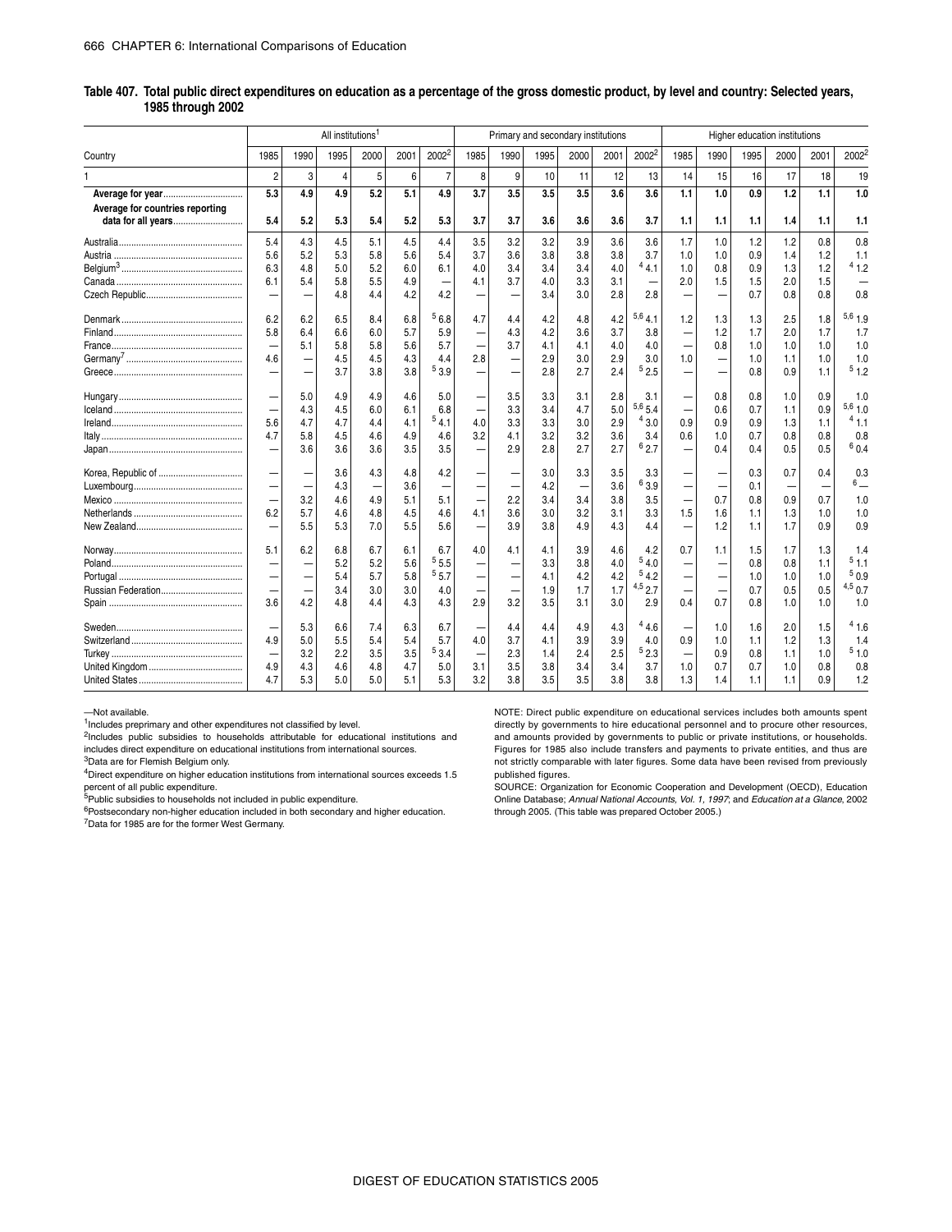**Table 407. Total public direct expenditures on education as a percentage of the gross domestic product, by level and country: Selected years, 1985 through 2002**

| Country | All institutions[1] | | | | | | Primary and secondary institutions | | | | | | Higher education institutions | | | | | |
|---|---|---|---|---|---|---|---|---|---|---|---|---|---|---|---|---|---|---|
| | 1985 | 1990 | 1995 | 2000 | 2001 | 2002[2] | 1985 | 1990 | 1995 | 2000 | 2001 | 2002[2] | 1985 | 1990 | 1995 | 2000 | 2001 | 2002[2] |
| 1 | 2 | 3 | 4 | 5 | 6 | 7 | 8 | 9 | 10 | 11 | 12 | 13 | 14 | 15 | 16 | 17 | 18 | 19 |
| **Average for year** | **5.3** | **4.9** | **4.9** | **5.2** | **5.1** | **4.9** | **3.7** | **3.5** | **3.5** | **3.5** | **3.6** | **3.6** | **1.1** | **1.0** | **0.9** | **1.2** | **1.1** | **1.0** |
| **Average for countries reporting data for all years** | **5.4** | **5.2** | **5.3** | **5.4** | **5.2** | **5.3** | **3.7** | **3.7** | **3.6** | **3.6** | **3.6** | **3.7** | **1.1** | **1.1** | **1.1** | **1.4** | **1.1** | **1.1** |
| Australia | 5.4 | 4.3 | 4.5 | 5.1 | 4.5 | 4.4 | 3.5 | 3.2 | 3.2 | 3.9 | 3.6 | 3.6 | 1.7 | 1.0 | 1.2 | 1.2 | 0.8 | 0.8 |
| Austria | 5.6 | 5.2 | 5.3 | 5.8 | 5.6 | 5.4 | 3.7 | 3.6 | 3.8 | 3.8 | 3.8 | 3.7 | 1.0 | 1.0 | 0.9 | 1.4 | 1.2 | 1.1 |
| Belgium[3] | 6.3 | 4.8 | 5.0 | 5.2 | 6.0 | 6.1 | 4.0 | 3.4 | 3.4 | 3.4 | 4.0 | [4] 4.1 | 1.0 | 0.8 | 0.9 | 1.3 | 1.2 | [4] 1.2 |
| Canada | 6.1 | 5.4 | 5.8 | 5.5 | 4.9 | — | 4.1 | 3.7 | 4.0 | 3.3 | 3.1 | — | 2.0 | 1.5 | 1.5 | 2.0 | 1.5 | — |
| Czech Republic | — | — | 4.8 | 4.4 | 4.2 | 4.2 | — | — | 3.4 | 3.0 | 2.8 | 2.8 | — | — | 0.7 | 0.8 | 0.8 | 0.8 |
| Denmark | 6.2 | 6.2 | 6.5 | 8.4 | 6.8 | [5] 6.8 | 4.7 | 4.4 | 4.2 | 4.8 | 4.2 | [5,6] 4.1 | 1.2 | 1.3 | 1.3 | 2.5 | 1.8 | [5,6] 1.9 |
| Finland | 5.8 | 6.4 | 6.6 | 6.0 | 5.7 | 5.9 | — | 4.3 | 4.2 | 3.6 | 3.7 | 3.8 | — | 1.2 | 1.7 | 2.0 | 1.7 | 1.7 |
| France | — | 5.1 | 5.8 | 5.8 | 5.6 | 5.7 | — | 3.7 | 4.1 | 4.1 | 4.0 | 4.0 | — | 0.8 | 1.0 | 1.0 | 1.0 | 1.0 |
| Germany[7] | 4.6 | — | 4.5 | 4.5 | 4.3 | 4.4 | 2.8 | — | 2.9 | 3.0 | 2.9 | 3.0 | 1.0 | — | 1.0 | 1.1 | 1.0 | 1.0 |
| Greece | — | — | 3.7 | 3.8 | 3.8 | [5] 3.9 | — | — | 2.8 | 2.7 | 2.4 | [5] 2.5 | — | — | 0.8 | 0.9 | 1.1 | [5] 1.2 |
| Hungary | — | 5.0 | 4.9 | 4.9 | 4.6 | 5.0 | — | 3.5 | 3.3 | 3.1 | 2.8 | 3.1 | — | 0.8 | 0.8 | 1.0 | 0.9 | 1.0 |
| Iceland | — | 4.3 | 4.5 | 6.0 | 6.1 | 6.8 | — | 3.3 | 3.4 | 4.7 | 5.0 | [5,6] 5.4 | — | 0.6 | 0.7 | 1.1 | 0.9 | [5,6] 1.0 |
| Ireland | 5.6 | 4.7 | 4.7 | 4.4 | 4.1 | [5] 4.1 | 4.0 | 3.3 | 3.3 | 3.0 | 2.9 | [4] 3.0 | 0.9 | 0.9 | 0.9 | 1.3 | 1.1 | [4] 1.1 |
| Italy | 4.7 | 5.8 | 4.5 | 4.6 | 4.9 | 4.6 | 3.2 | 4.1 | 3.2 | 3.2 | 3.6 | 3.4 | 0.6 | 1.0 | 0.7 | 0.8 | 0.8 | 0.8 |
| Japan | — | 3.6 | 3.6 | 3.6 | 3.5 | 3.5 | — | 2.9 | 2.8 | 2.7 | 2.7 | [6] 2.7 | — | 0.4 | 0.4 | 0.5 | 0.5 | [6] 0.4 |
| Korea, Republic of | — | — | 3.6 | 4.3 | 4.8 | 4.2 | — | — | 3.0 | 3.3 | 3.5 | 3.3 | — | — | 0.3 | 0.7 | 0.4 | 0.3 |
| Luxembourg | — | — | 4.3 | — | 3.6 | — | — | — | 4.2 | — | 3.6 | [6] 3.9 | — | — | 0.1 | — | — | [6] — |
| Mexico | — | 3.2 | 4.6 | 4.9 | 5.1 | 5.1 | — | 2.2 | 3.4 | 3.4 | 3.8 | 3.5 | — | 0.7 | 0.8 | 0.9 | 0.7 | 1.0 |
| Netherlands | 6.2 | 5.7 | 4.6 | 4.8 | 4.5 | 4.6 | 4.1 | 3.6 | 3.0 | 3.2 | 3.1 | 3.3 | 1.5 | 1.6 | 1.1 | 1.3 | 1.0 | 1.0 |
| New Zealand | — | 5.5 | 5.3 | 7.0 | 5.5 | 5.6 | — | 3.9 | 3.8 | 4.9 | 4.3 | 4.4 | — | 1.2 | 1.1 | 1.7 | 0.9 | 0.9 |
| Norway | 5.1 | 6.2 | 6.8 | 6.7 | 6.1 | 6.7 | 4.0 | 4.1 | 4.1 | 3.9 | 4.6 | 4.2 | 0.7 | 1.1 | 1.5 | 1.7 | 1.3 | 1.4 |
| Poland | — | — | 5.2 | 5.2 | 5.6 | [5] 5.5 | — | — | 3.3 | 3.8 | 4.0 | [5] 4.0 | — | — | 0.8 | 0.8 | 1.1 | [5] 1.1 |
| Portugal | — | — | 5.4 | 5.7 | 5.8 | [5] 5.7 | — | — | 4.1 | 4.2 | 4.2 | [5] 4.2 | — | — | 1.0 | 1.0 | 1.0 | [5] 0.9 |
| Russian Federation | — | — | 3.4 | 3.0 | 3.0 | 4.0 | — | — | 1.9 | 1.7 | 1.7 | [4,5] 2.7 | — | — | 0.7 | 0.5 | 0.5 | [4,5] 0.7 |
| Spain | 3.6 | 4.2 | 4.8 | 4.4 | 4.3 | 4.3 | 2.9 | 3.2 | 3.5 | 3.1 | 3.0 | 2.9 | 0.4 | 0.7 | 0.8 | 1.0 | 1.0 | 1.0 |
| Sweden | — | 5.3 | 6.6 | 7.4 | 6.3 | 6.7 | — | 4.4 | 4.4 | 4.9 | 4.3 | [4] 4.6 | — | 1.0 | 1.6 | 2.0 | 1.5 | [4] 1.6 |
| Switzerland | 4.9 | 5.0 | 5.5 | 5.4 | 5.4 | 5.7 | 4.0 | 3.7 | 4.1 | 3.9 | 3.9 | 4.0 | 0.9 | 1.0 | 1.1 | 1.2 | 1.3 | 1.4 |
| Turkey | — | 3.2 | 2.2 | 3.5 | 3.5 | [5] 3.4 | — | 2.3 | 1.4 | 2.4 | 2.5 | [5] 2.3 | — | 0.9 | 0.8 | 1.1 | 1.0 | [5] 1.0 |
| United Kingdom | 4.9 | 4.3 | 4.6 | 4.8 | 4.7 | 5.0 | 3.1 | 3.5 | 3.8 | 3.4 | 3.4 | 3.7 | 1.0 | 0.7 | 0.7 | 1.0 | 0.8 | 0.8 |
| United States | 4.7 | 5.3 | 5.0 | 5.0 | 5.1 | 5.3 | 3.2 | 3.8 | 3.5 | 3.5 | 3.8 | 3.8 | 1.3 | 1.4 | 1.1 | 1.1 | 0.9 | 1.2 |

—Not available.
[1]Includes preprimary and other expenditures not classified by level.
[2]Includes public subsidies to households attributable for educational institutions and includes direct expenditure on educational institutions from international sources.
[3]Data are for Flemish Belgium only.
[4]Direct expenditure on higher education institutions from international sources exceeds 1.5 percent of all public expenditure.
[5]Public subsidies to households not included in public expenditure.
[6]Postsecondary non-higher education included in both secondary and higher education.
[7]Data for 1985 are for the former West Germany.

NOTE: Direct public expenditure on educational services includes both amounts spent directly by governments to hire educational personnel and to procure other resources, and amounts provided by governments to public or private institutions, or households. Figures for 1985 also include transfers and payments to private entities, and thus are not strictly comparable with later figures. Some data have been revised from previously published figures.

SOURCE: Organization for Economic Cooperation and Development (OECD), Education Online Database; *Annual National Accounts, Vol. 1, 1997*; and *Education at a Glance*, 2002 through 2005. (This table was prepared October 2005.)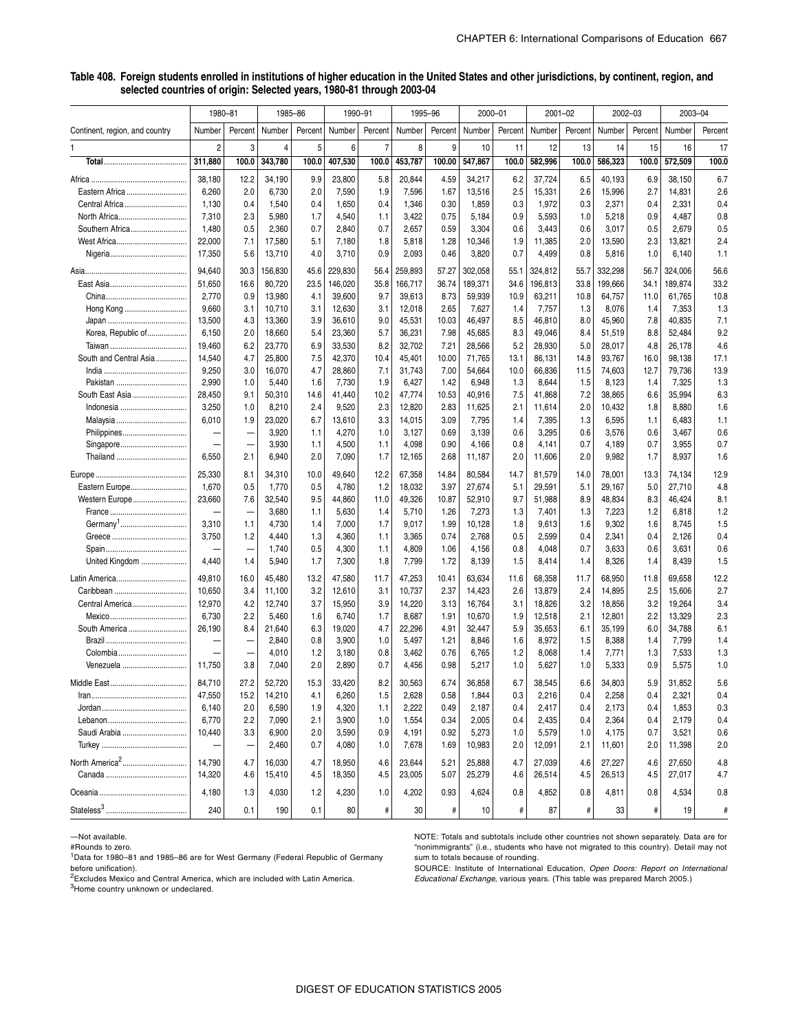**Table 408. Foreign students enrolled in institutions of higher education in the United States and other jurisdictions, by continent, region, and selected countries of origin: Selected years, 1980-81 through 2003-04**

| Continent, region, and country | 1980–81 | | 1985–86 | | 1990–91 | | 1995–96 | | 2000–01 | | 2001–02 | | 2002–03 | | 2003–04 | |
|---|---|---|---|---|---|---|---|---|---|---|---|---|---|---|---|---|
| | Number | Percent | Number | Percent | Number | Percent | Number | Percent | Number | Percent | Number | Percent | Number | Percent | Number | Percent |
| 1 | 2 | 3 | 4 | 5 | 6 | 7 | 8 | 9 | 10 | 11 | 12 | 13 | 14 | 15 | 16 | 17 |
| **Total** | **311,880** | **100.0** | **343,780** | **100.0** | **407,530** | **100.0** | **453,787** | **100.00** | **547,867** | **100.0** | **582,996** | **100.0** | **586,323** | **100.0** | **572,509** | **100.0** |
| Africa | 38,180 | 12.2 | 34,190 | 9.9 | 23,800 | 5.8 | 20,844 | 4.59 | 34,217 | 6.2 | 37,724 | 6.5 | 40,193 | 6.9 | 38,150 | 6.7 |
| Eastern Africa | 6,260 | 2.0 | 6,730 | 2.0 | 7,590 | 1.9 | 7,596 | 1.67 | 13,516 | 2.5 | 15,331 | 2.6 | 15,996 | 2.7 | 14,831 | 2.6 |
| Central Africa | 1,130 | 0.4 | 1,540 | 0.4 | 1,650 | 0.4 | 1,346 | 0.30 | 1,859 | 0.3 | 1,972 | 0.3 | 2,371 | 0.4 | 2,331 | 0.4 |
| North Africa | 7,310 | 2.3 | 5,980 | 1.7 | 4,540 | 1.1 | 3,422 | 0.75 | 5,184 | 0.9 | 5,593 | 1.0 | 5,218 | 0.9 | 4,487 | 0.8 |
| Southern Africa | 1,480 | 0.5 | 2,360 | 0.7 | 2,840 | 0.7 | 2,657 | 0.59 | 3,304 | 0.6 | 3,443 | 0.6 | 3,017 | 0.5 | 2,679 | 0.5 |
| West Africa | 22,000 | 7.1 | 17,580 | 5.1 | 7,180 | 1.8 | 5,818 | 1.28 | 10,346 | 1.9 | 11,385 | 2.0 | 13,590 | 2.3 | 13,821 | 2.4 |
| Nigeria | 17,350 | 5.6 | 13,710 | 4.0 | 3,710 | 0.9 | 2,093 | 0.46 | 3,820 | 0.7 | 4,499 | 0.8 | 5,816 | 1.0 | 6,140 | 1.1 |
| Asia | 94,640 | 30.3 | 156,830 | 45.6 | 229,830 | 56.4 | 259,893 | 57.27 | 302,058 | 55.1 | 324,812 | 55.7 | 332,298 | 56.7 | 324,006 | 56.6 |
| East Asia | 51,650 | 16.6 | 80,720 | 23.5 | 146,020 | 35.8 | 166,717 | 36.74 | 189,371 | 34.6 | 196,813 | 33.8 | 199,666 | 34.1 | 189,874 | 33.2 |
| China | 2,770 | 0.9 | 13,980 | 4.1 | 39,600 | 9.7 | 39,613 | 8.73 | 59,939 | 10.9 | 63,211 | 10.8 | 64,757 | 11.0 | 61,765 | 10.8 |
| Hong Kong | 9,660 | 3.1 | 10,710 | 3.1 | 12,630 | 3.1 | 12,018 | 2.65 | 7,627 | 1.4 | 7,757 | 1.3 | 8,076 | 1.4 | 7,353 | 1.3 |
| Japan | 13,500 | 4.3 | 13,360 | 3.9 | 36,610 | 9.0 | 45,531 | 10.03 | 46,497 | 8.5 | 46,810 | 8.0 | 45,960 | 7.8 | 40,835 | 7.1 |
| Korea, Republic of | 6,150 | 2.0 | 18,660 | 5.4 | 23,360 | 5.7 | 36,231 | 7.98 | 45,685 | 8.3 | 49,046 | 8.4 | 51,519 | 8.8 | 52,484 | 9.2 |
| Taiwan | 19,460 | 6.2 | 23,770 | 6.9 | 33,530 | 8.2 | 32,702 | 7.21 | 28,566 | 5.2 | 28,930 | 5.0 | 28,017 | 4.8 | 26,178 | 4.6 |
| South and Central Asia | 14,540 | 4.7 | 25,800 | 7.5 | 42,370 | 10.4 | 45,401 | 10.00 | 71,765 | 13.1 | 86,131 | 14.8 | 93,767 | 16.0 | 98,138 | 17.1 |
| India | 9,250 | 3.0 | 16,070 | 4.7 | 28,860 | 7.1 | 31,743 | 7.00 | 54,664 | 10.0 | 66,836 | 11.5 | 74,603 | 12.7 | 79,736 | 13.9 |
| Pakistan | 2,990 | 1.0 | 5,440 | 1.6 | 7,730 | 1.9 | 6,427 | 1.42 | 6,948 | 1.3 | 8,644 | 1.5 | 8,123 | 1.4 | 7,325 | 1.3 |
| South East Asia | 28,450 | 9.1 | 50,310 | 14.6 | 41,440 | 10.2 | 47,774 | 10.53 | 40,916 | 7.5 | 41,868 | 7.2 | 38,865 | 6.6 | 35,994 | 6.3 |
| Indonesia | 3,250 | 1.0 | 8,210 | 2.4 | 9,520 | 2.3 | 12,820 | 2.83 | 11,625 | 2.1 | 11,614 | 2.0 | 10,432 | 1.8 | 8,880 | 1.6 |
| Malaysia | 6,010 | 1.9 | 23,020 | 6.7 | 13,610 | 3.3 | 14,015 | 3.09 | 7,795 | 1.4 | 7,395 | 1.3 | 6,595 | 1.1 | 6,483 | 1.1 |
| Philippines | — | — | 3,920 | 1.1 | 4,270 | 1.0 | 3,127 | 0.69 | 3,139 | 0.6 | 3,295 | 0.6 | 3,576 | 0.6 | 3,467 | 0.6 |
| Singapore | — | — | 3,930 | 1.1 | 4,500 | 1.1 | 4,098 | 0.90 | 4,166 | 0.8 | 4,141 | 0.7 | 4,189 | 0.7 | 3,955 | 0.7 |
| Thailand | 6,550 | 2.1 | 6,940 | 2.0 | 7,090 | 1.7 | 12,165 | 2.68 | 11,187 | 2.0 | 11,606 | 2.0 | 9,982 | 1.7 | 8,937 | 1.6 |
| Europe | 25,330 | 8.1 | 34,310 | 10.0 | 49,640 | 12.2 | 67,358 | 14.84 | 80,584 | 14.7 | 81,579 | 14.0 | 78,001 | 13.3 | 74,134 | 12.9 |
| Eastern Europe | 1,670 | 0.5 | 1,770 | 0.5 | 4,780 | 1.2 | 18,032 | 3.97 | 27,674 | 5.1 | 29,591 | 5.1 | 29,167 | 5.0 | 27,710 | 4.8 |
| Western Europe | 23,660 | 7.6 | 32,540 | 9.5 | 44,860 | 11.0 | 49,326 | 10.87 | 52,910 | 9.7 | 51,988 | 8.9 | 48,834 | 8.3 | 46,424 | 8.1 |
| France | — | — | 3,680 | 1.1 | 5,630 | 1.4 | 5,710 | 1.26 | 7,273 | 1.3 | 7,401 | 1.3 | 7,223 | 1.2 | 6,818 | 1.2 |
| Germany[1] | 3,310 | 1.1 | 4,730 | 1.4 | 7,000 | 1.7 | 9,017 | 1.99 | 10,128 | 1.8 | 9,613 | 1.6 | 9,302 | 1.6 | 8,745 | 1.5 |
| Greece | 3,750 | 1.2 | 4,440 | 1.3 | 4,360 | 1.1 | 3,365 | 0.74 | 2,768 | 0.5 | 2,599 | 0.4 | 2,341 | 0.4 | 2,126 | 0.4 |
| Spain | — | — | 1,740 | 0.5 | 4,300 | 1.1 | 4,809 | 1.06 | 4,156 | 0.8 | 4,048 | 0.7 | 3,633 | 0.6 | 3,631 | 0.6 |
| United Kingdom | 4,440 | 1.4 | 5,940 | 1.7 | 7,300 | 1.8 | 7,799 | 1.72 | 8,139 | 1.5 | 8,414 | 1.4 | 8,326 | 1.4 | 8,439 | 1.5 |
| Latin America | 49,810 | 16.0 | 45,480 | 13.2 | 47,580 | 11.7 | 47,253 | 10.41 | 63,634 | 11.6 | 68,358 | 11.7 | 68,950 | 11.8 | 69,658 | 12.2 |
| Caribbean | 10,650 | 3.4 | 11,100 | 3.2 | 12,610 | 3.1 | 10,737 | 2.37 | 14,423 | 2.6 | 13,879 | 2.4 | 14,895 | 2.5 | 15,606 | 2.7 |
| Central America | 12,970 | 4.2 | 12,740 | 3.7 | 15,950 | 3.9 | 14,220 | 3.13 | 16,764 | 3.1 | 18,826 | 3.2 | 18,856 | 3.2 | 19,264 | 3.4 |
| Mexico | 6,730 | 2.2 | 5,460 | 1.6 | 6,740 | 1.7 | 8,687 | 1.91 | 10,670 | 1.9 | 12,518 | 2.1 | 12,801 | 2.2 | 13,329 | 2.3 |
| South America | 26,190 | 8.4 | 21,640 | 6.3 | 19,020 | 4.7 | 22,296 | 4.91 | 32,447 | 5.9 | 35,653 | 6.1 | 35,199 | 6.0 | 34,788 | 6.1 |
| Brazil | — | — | 2,840 | 0.8 | 3,900 | 1.0 | 5,497 | 1.21 | 8,846 | 1.6 | 8,972 | 1.5 | 8,388 | 1.4 | 7,799 | 1.4 |
| Colombia | — | — | 4,010 | 1.2 | 3,180 | 0.8 | 3,462 | 0.76 | 6,765 | 1.2 | 8,068 | 1.4 | 7,771 | 1.3 | 7,533 | 1.3 |
| Venezuela | 11,750 | 3.8 | 7,040 | 2.0 | 2,890 | 0.7 | 4,456 | 0.98 | 5,217 | 1.0 | 5,627 | 1.0 | 5,333 | 0.9 | 5,575 | 1.0 |
| Middle East | 84,710 | 27.2 | 52,720 | 15.3 | 33,420 | 8.2 | 30,563 | 6.74 | 36,858 | 6.7 | 38,545 | 6.6 | 34,803 | 5.9 | 31,852 | 5.6 |
| Iran | 47,550 | 15.2 | 14,210 | 4.1 | 6,260 | 1.5 | 2,628 | 0.58 | 1,844 | 0.3 | 2,216 | 0.4 | 2,258 | 0.4 | 2,321 | 0.4 |
| Jordan | 6,140 | 2.0 | 6,590 | 1.9 | 4,320 | 1.1 | 2,222 | 0.49 | 2,187 | 0.4 | 2,417 | 0.4 | 2,173 | 0.4 | 1,853 | 0.3 |
| Lebanon | 6,770 | 2.2 | 7,090 | 2.1 | 3,900 | 1.0 | 1,554 | 0.34 | 2,005 | 0.4 | 2,435 | 0.4 | 2,364 | 0.4 | 2,179 | 0.4 |
| Saudi Arabia | 10,440 | 3.3 | 6,900 | 2.0 | 3,590 | 0.9 | 4,191 | 0.92 | 5,273 | 1.0 | 5,579 | 1.0 | 4,175 | 0.7 | 3,521 | 0.6 |
| Turkey | — | — | 2,460 | 0.7 | 4,080 | 1.0 | 7,678 | 1.69 | 10,983 | 2.0 | 12,091 | 2.1 | 11,601 | 2.0 | 11,398 | 2.0 |
| North America[2] | 14,790 | 4.7 | 16,030 | 4.7 | 18,950 | 4.6 | 23,644 | 5.21 | 25,888 | 4.7 | 27,039 | 4.6 | 27,227 | 4.6 | 27,650 | 4.8 |
| Canada | 14,320 | 4.6 | 15,410 | 4.5 | 18,350 | 4.5 | 23,005 | 5.07 | 25,279 | 4.6 | 26,514 | 4.5 | 26,513 | 4.5 | 27,017 | 4.7 |
| Oceania | 4,180 | 1.3 | 4,030 | 1.2 | 4,230 | 1.0 | 4,202 | 0.93 | 4,624 | 0.8 | 4,852 | 0.8 | 4,811 | 0.8 | 4,534 | 0.8 |
| Stateless[3] | 240 | 0.1 | 190 | 0.1 | 80 | # | 30 | # | 10 | # | 87 | # | 33 | # | 19 | # |

—Not available.
#Rounds to zero.
[1]Data for 1980–81 and 1985–86 are for West Germany (Federal Republic of Germany before unification).
[2]Excludes Mexico and Central America, which are included with Latin America.
[3]Home country unknown or undeclared.

NOTE: Totals and subtotals include other countries not shown separately. Data are for "nonimmigrants" (i.e., students who have not migrated to this country). Detail may not sum to totals because of rounding.
SOURCE: Institute of International Education, *Open Doors: Report on International Educational Exchange*, various years. (This table was prepared March 2005.)